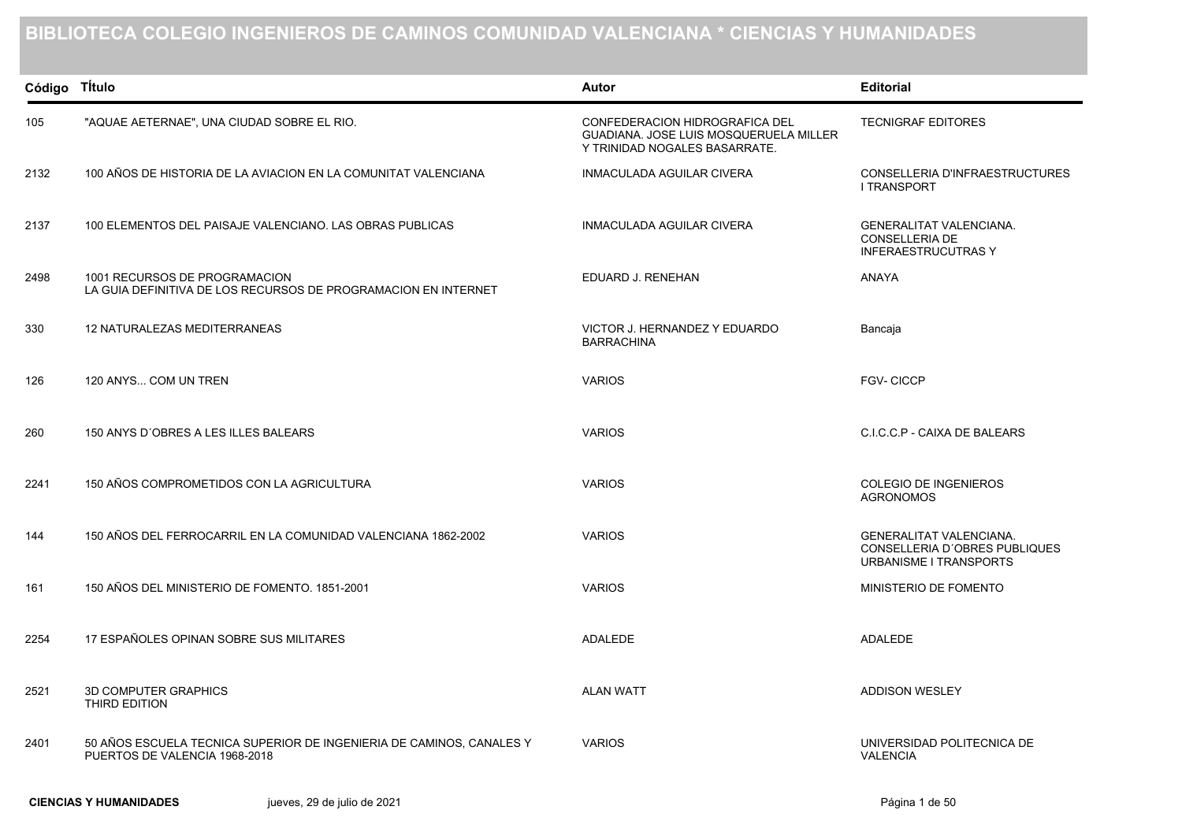# BIBLIOTECA COLEGIO INGENIEROS DE CAMINOS COMUNIDAD VALENCIANA * CIENCIAS Y HUMANIDADES

| Código | TÍtulo | Autor | Editorial |
|---|---|---|---|
| 105 | "AQUAE AETERNAE", UNA CIUDAD SOBRE EL RIO. | CONFEDERACION HIDROGRAFICA DEL GUADIANA. JOSE LUIS MOSQUERUELA MILLER Y TRINIDAD NOGALES BASARRATE. | TECNIGRAF EDITORES |
| 2132 | 100 AÑOS DE HISTORIA DE LA AVIACION EN LA COMUNITAT VALENCIANA | INMACULADA AGUILAR CIVERA | CONSELLERIA D'INFRAESTRUCTURES I TRANSPORT |
| 2137 | 100 ELEMENTOS DEL PAISAJE VALENCIANO. LAS OBRAS PUBLICAS | INMACULADA AGUILAR CIVERA | GENERALITAT VALENCIANA. CONSELLERIA DE INFERAESTRUCUTRAS Y |
| 2498 | 1001 RECURSOS DE PROGRAMACION<br>LA GUIA DEFINITIVA DE LOS RECURSOS DE PROGRAMACION EN INTERNET | EDUARD J. RENEHAN | ANAYA |
| 330 | 12 NATURALEZAS MEDITERRANEAS | VICTOR J. HERNANDEZ Y EDUARDO BARRACHINA | Bancaja |
| 126 | 120 ANYS... COM UN TREN | VARIOS | FGV- CICCP |
| 260 | 150 ANYS D´OBRES A LES ILLES BALEARS | VARIOS | C.I.C.C.P - CAIXA DE BALEARS |
| 2241 | 150 AÑOS COMPROMETIDOS CON LA AGRICULTURA | VARIOS | COLEGIO DE INGENIEROS AGRONOMOS |
| 144 | 150 AÑOS DEL FERROCARRIL EN LA COMUNIDAD VALENCIANA 1862-2002 | VARIOS | GENERALITAT VALENCIANA. CONSELLERIA D´OBRES PUBLIQUES URBANISME I TRANSPORTS |
| 161 | 150 AÑOS DEL MINISTERIO DE FOMENTO. 1851-2001 | VARIOS | MINISTERIO DE FOMENTO |
| 2254 | 17 ESPAÑOLES OPINAN SOBRE SUS MILITARES | ADALEDE | ADALEDE |
| 2521 | 3D COMPUTER GRAPHICS<br>THIRD EDITION | ALAN WATT | ADDISON WESLEY |
| 2401 | 50 AÑOS ESCUELA TECNICA SUPERIOR DE INGENIERIA DE CAMINOS, CANALES Y PUERTOS DE VALENCIA 1968-2018 | VARIOS | UNIVERSIDAD POLITECNICA DE VALENCIA |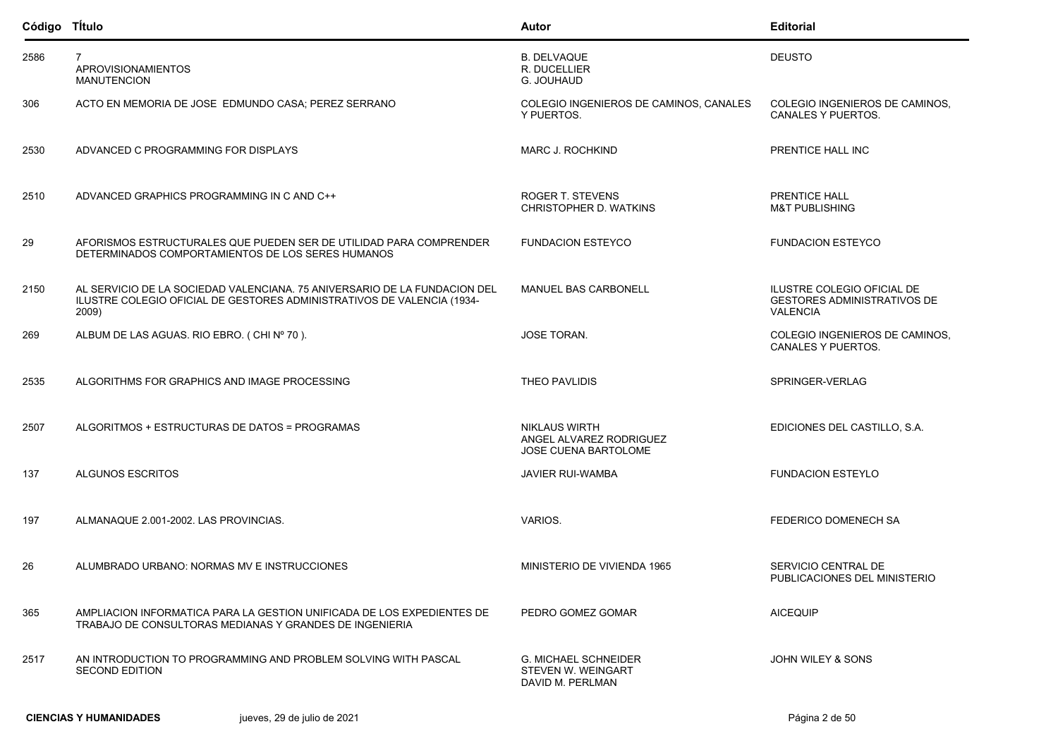| Código | TÍtulo | Autor | Editorial |
|---|---|---|---|
| 2586 | 7<br>APROVISIONAMIENTOS<br>MANUTENCION | B. DELVAQUE<br>R. DUCELLIER<br>G. JOUHAUD | DEUSTO |
| 306 | ACTO EN MEMORIA DE JOSE EDMUNDO CASA; PEREZ SERRANO | COLEGIO INGENIEROS DE CAMINOS, CANALES Y PUERTOS. | COLEGIO INGENIEROS DE CAMINOS, CANALES Y PUERTOS. |
| 2530 | ADVANCED C PROGRAMMING FOR DISPLAYS | MARC J. ROCHKIND | PRENTICE HALL INC |
| 2510 | ADVANCED GRAPHICS PROGRAMMING IN C AND C++ | ROGER T. STEVENS<br>CHRISTOPHER D. WATKINS | PRENTICE HALL<br>M&T PUBLISHING |
| 29 | AFORISMOS ESTRUCTURALES QUE PUEDEN SER DE UTILIDAD PARA COMPRENDER DETERMINADOS COMPORTAMIENTOS DE LOS SERES HUMANOS | FUNDACION ESTEYCO | FUNDACION ESTEYCO |
| 2150 | AL SERVICIO DE LA SOCIEDAD VALENCIANA. 75 ANIVERSARIO DE LA FUNDACION DEL ILUSTRE COLEGIO OFICIAL DE GESTORES ADMINISTRATIVOS DE VALENCIA (1934-2009) | MANUEL BAS CARBONELL | ILUSTRE COLEGIO OFICIAL DE GESTORES ADMINISTRATIVOS DE VALENCIA |
| 269 | ALBUM DE LAS AGUAS. RIO EBRO. ( CHI Nº 70 ). | JOSE TORAN. | COLEGIO INGENIEROS DE CAMINOS, CANALES Y PUERTOS. |
| 2535 | ALGORITHMS FOR GRAPHICS AND IMAGE PROCESSING | THEO PAVLIDIS | SPRINGER-VERLAG |
| 2507 | ALGORITMOS + ESTRUCTURAS DE DATOS = PROGRAMAS | NIKLAUS WIRTH<br>ANGEL ALVAREZ RODRIGUEZ<br>JOSE CUENA BARTOLOME | EDICIONES DEL CASTILLO, S.A. |
| 137 | ALGUNOS ESCRITOS | JAVIER RUI-WAMBA | FUNDACION ESTEYLO |
| 197 | ALMANAQUE 2.001-2002. LAS PROVINCIAS. | VARIOS. | FEDERICO DOMENECH SA |
| 26 | ALUMBRADO URBANO: NORMAS MV E INSTRUCCIONES | MINISTERIO DE VIVIENDA 1965 | SERVICIO CENTRAL DE PUBLICACIONES DEL MINISTERIO |
| 365 | AMPLIACION INFORMATICA PARA LA GESTION UNIFICADA DE LOS EXPEDIENTES DE TRABAJO DE CONSULTORAS MEDIANAS Y GRANDES DE INGENIERIA | PEDRO GOMEZ GOMAR | AICEQUIP |
| 2517 | AN INTRODUCTION TO PROGRAMMING AND PROBLEM SOLVING WITH PASCAL<br>SECOND EDITION | G. MICHAEL SCHNEIDER<br>STEVEN W. WEINGART<br>DAVID M. PERLMAN | JOHN WILEY & SONS |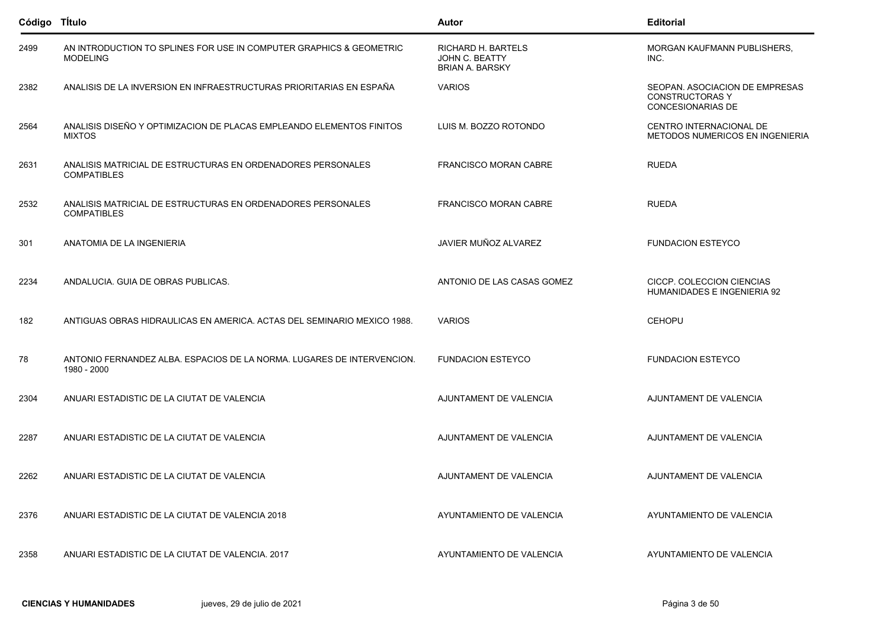| Código | TÍtulo | Autor | Editorial |
|---|---|---|---|
| 2499 | AN INTRODUCTION TO SPLINES FOR USE IN COMPUTER GRAPHICS & GEOMETRIC MODELING | RICHARD H. BARTELS JOHN C. BEATTY BRIAN A. BARSKY | MORGAN KAUFMANN PUBLISHERS, INC. |
| 2382 | ANALISIS DE LA INVERSION EN INFRAESTRUCTURAS PRIORITARIAS EN ESPAÑA | VARIOS | SEOPAN. ASOCIACION DE EMPRESAS CONSTRUCTORAS Y CONCESIONARIAS DE |
| 2564 | ANALISIS DISEÑO Y OPTIMIZACION DE PLACAS EMPLEANDO ELEMENTOS FINITOS MIXTOS | LUIS M. BOZZO ROTONDO | CENTRO INTERNACIONAL DE METODOS NUMERICOS EN INGENIERIA |
| 2631 | ANALISIS MATRICIAL DE ESTRUCTURAS EN ORDENADORES PERSONALES COMPATIBLES | FRANCISCO MORAN CABRE | RUEDA |
| 2532 | ANALISIS MATRICIAL DE ESTRUCTURAS EN ORDENADORES PERSONALES COMPATIBLES | FRANCISCO MORAN CABRE | RUEDA |
| 301 | ANATOMIA DE LA INGENIERIA | JAVIER MUÑOZ ALVAREZ | FUNDACION ESTEYCO |
| 2234 | ANDALUCIA. GUIA DE OBRAS PUBLICAS. | ANTONIO DE LAS CASAS GOMEZ | CICCP. COLECCION CIENCIAS HUMANIDADES E INGENIERIA 92 |
| 182 | ANTIGUAS OBRAS HIDRAULICAS EN AMERICA. ACTAS DEL SEMINARIO MEXICO 1988. | VARIOS | CEHOPU |
| 78 | ANTONIO FERNANDEZ ALBA. ESPACIOS DE LA NORMA. LUGARES DE INTERVENCION. 1980 - 2000 | FUNDACION ESTEYCO | FUNDACION ESTEYCO |
| 2304 | ANUARI ESTADISTIC DE LA CIUTAT DE VALENCIA | AJUNTAMENT DE VALENCIA | AJUNTAMENT DE VALENCIA |
| 2287 | ANUARI ESTADISTIC DE LA CIUTAT DE VALENCIA | AJUNTAMENT DE VALENCIA | AJUNTAMENT DE VALENCIA |
| 2262 | ANUARI ESTADISTIC DE LA CIUTAT DE VALENCIA | AJUNTAMENT DE VALENCIA | AJUNTAMENT DE VALENCIA |
| 2376 | ANUARI ESTADISTIC DE LA CIUTAT DE VALENCIA 2018 | AYUNTAMIENTO DE VALENCIA | AYUNTAMIENTO DE VALENCIA |
| 2358 | ANUARI ESTADISTIC DE LA CIUTAT DE VALENCIA. 2017 | AYUNTAMIENTO DE VALENCIA | AYUNTAMIENTO DE VALENCIA |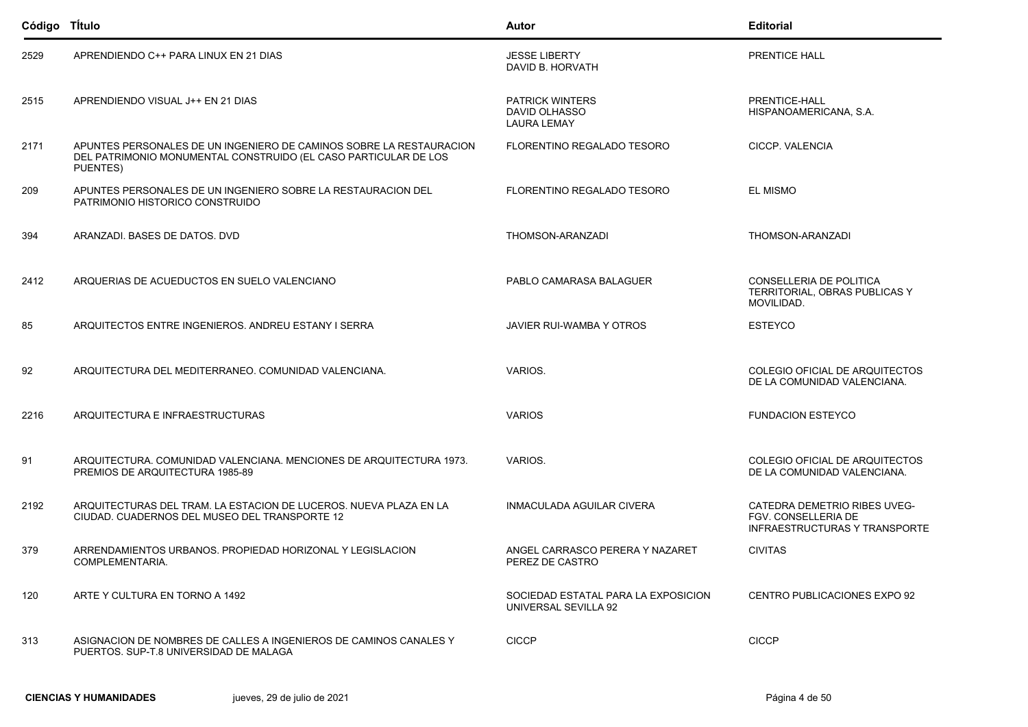| Código | TÍtulo | Autor | Editorial |
|---|---|---|---|
| 2529 | APRENDIENDO C++ PARA LINUX EN 21 DIAS | JESSE LIBERTY<br>DAVID B. HORVATH | PRENTICE HALL |
| 2515 | APRENDIENDO VISUAL J++ EN 21 DIAS | PATRICK WINTERS<br>DAVID OLHASSO<br>LAURA LEMAY | PRENTICE-HALL HISPANOAMERICANA, S.A. |
| 2171 | APUNTES PERSONALES DE UN INGENIERO DE CAMINOS SOBRE LA RESTAURACION DEL PATRIMONIO MONUMENTAL CONSTRUIDO (EL CASO PARTICULAR DE LOS PUENTES) | FLORENTINO REGALADO TESORO | CICCP. VALENCIA |
| 209 | APUNTES PERSONALES DE UN INGENIERO SOBRE LA RESTAURACION DEL PATRIMONIO HISTORICO CONSTRUIDO | FLORENTINO REGALADO TESORO | EL MISMO |
| 394 | ARANZADI. BASES DE DATOS. DVD | THOMSON-ARANZADI | THOMSON-ARANZADI |
| 2412 | ARQUERIAS DE ACUEDUCTOS EN SUELO VALENCIANO | PABLO CAMARASA BALAGUER | CONSELLERIA DE POLITICA TERRITORIAL, OBRAS PUBLICAS Y MOVILIDAD. |
| 85 | ARQUITECTOS ENTRE INGENIEROS. ANDREU ESTANY I SERRA | JAVIER RUI-WAMBA Y OTROS | ESTEYCO |
| 92 | ARQUITECTURA DEL MEDITERRANEO. COMUNIDAD VALENCIANA. | VARIOS. | COLEGIO OFICIAL DE ARQUITECTOS DE LA COMUNIDAD VALENCIANA. |
| 2216 | ARQUITECTURA E INFRAESTRUCTURAS | VARIOS | FUNDACION ESTEYCO |
| 91 | ARQUITECTURA. COMUNIDAD VALENCIANA. MENCIONES DE ARQUITECTURA 1973. PREMIOS DE ARQUITECTURA 1985-89 | VARIOS. | COLEGIO OFICIAL DE ARQUITECTOS DE LA COMUNIDAD VALENCIANA. |
| 2192 | ARQUITECTURAS DEL TRAM. LA ESTACION DE LUCEROS. NUEVA PLAZA EN LA CIUDAD. CUADERNOS DEL MUSEO DEL TRANSPORTE 12 | INMACULADA AGUILAR CIVERA | CATEDRA DEMETRIO RIBES UVEG-FGV. CONSELLERIA DE INFRAESTRUCTURAS Y TRANSPORTE |
| 379 | ARRENDAMIENTOS URBANOS. PROPIEDAD HORIZONAL Y LEGISLACION COMPLEMENTARIA. | ANGEL CARRASCO PERERA Y NAZARET PEREZ DE CASTRO | CIVITAS |
| 120 | ARTE Y CULTURA EN TORNO A 1492 | SOCIEDAD ESTATAL PARA LA EXPOSICION UNIVERSAL SEVILLA 92 | CENTRO PUBLICACIONES EXPO 92 |
| 313 | ASIGNACION DE NOMBRES DE CALLES A INGENIEROS DE CAMINOS CANALES Y PUERTOS. SUP-T.8 UNIVERSIDAD DE MALAGA | CICCP | CICCP |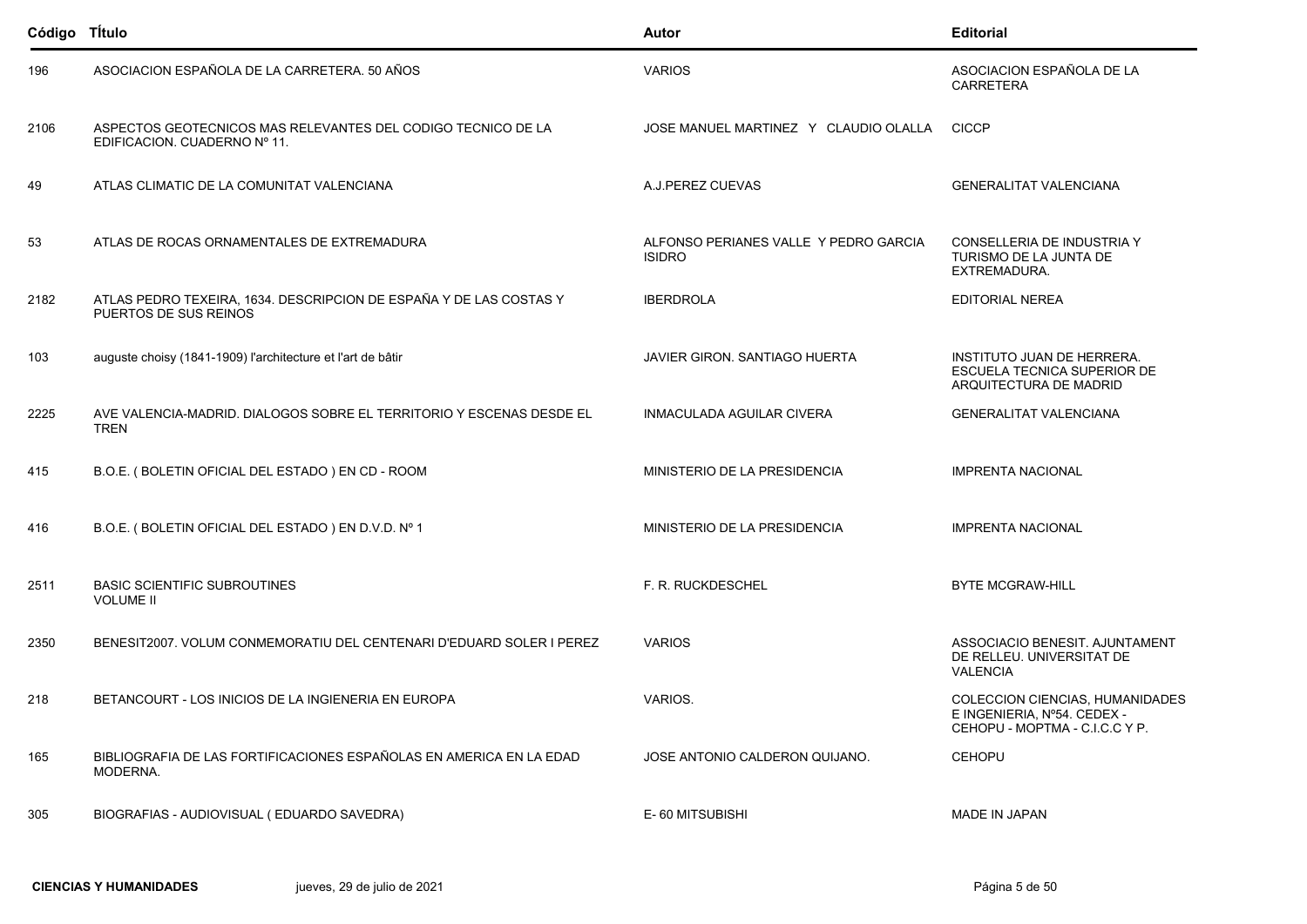| Código | TÍtulo | Autor | Editorial |
|---|---|---|---|
| 196 | ASOCIACION ESPAÑOLA DE LA CARRETERA. 50 AÑOS | VARIOS | ASOCIACION ESPAÑOLA DE LA CARRETERA |
| 2106 | ASPECTOS GEOTECNICOS MAS RELEVANTES DEL CODIGO TECNICO DE LA EDIFICACION. CUADERNO Nº 11. | JOSE MANUEL MARTINEZ Y CLAUDIO OLALLA | CICCP |
| 49 | ATLAS CLIMATIC DE LA COMUNITAT VALENCIANA | A.J.PEREZ CUEVAS | GENERALITAT VALENCIANA |
| 53 | ATLAS DE ROCAS ORNAMENTALES DE EXTREMADURA | ALFONSO PERIANES VALLE Y PEDRO GARCIA ISIDRO | CONSELLERIA DE INDUSTRIA Y TURISMO DE LA JUNTA DE EXTREMADURA. |
| 2182 | ATLAS PEDRO TEXEIRA, 1634. DESCRIPCION DE ESPAÑA Y DE LAS COSTAS Y PUERTOS DE SUS REINOS | IBERDROLA | EDITORIAL NEREA |
| 103 | auguste choisy (1841-1909) l'architecture et l'art de bâtir | JAVIER GIRON. SANTIAGO HUERTA | INSTITUTO JUAN DE HERRERA. ESCUELA TECNICA SUPERIOR DE ARQUITECTURA DE MADRID |
| 2225 | AVE VALENCIA-MADRID. DIALOGOS SOBRE EL TERRITORIO Y ESCENAS DESDE EL TREN | INMACULADA AGUILAR CIVERA | GENERALITAT VALENCIANA |
| 415 | B.O.E. ( BOLETIN OFICIAL DEL ESTADO ) EN CD - ROOM | MINISTERIO DE LA PRESIDENCIA | IMPRENTA NACIONAL |
| 416 | B.O.E. ( BOLETIN OFICIAL DEL ESTADO ) EN D.V.D. Nº 1 | MINISTERIO DE LA PRESIDENCIA | IMPRENTA NACIONAL |
| 2511 | BASIC SCIENTIFIC SUBROUTINES VOLUME II | F. R. RUCKDESCHEL | BYTE MCGRAW-HILL |
| 2350 | BENESIT2007. VOLUM CONMEMORATIU DEL CENTENARI D'EDUARD SOLER I PEREZ | VARIOS | ASSOCIACIO BENESIT. AJUNTAMENT DE RELLEU. UNIVERSITAT DE VALENCIA |
| 218 | BETANCOURT - LOS INICIOS DE LA INGIENERIA EN EUROPA | VARIOS. | COLECCION CIENCIAS, HUMANIDADES E INGENIERIA, Nº54. CEDEX - CEHOPU - MOPTMA - C.I.C.C Y P. |
| 165 | BIBLIOGRAFIA DE LAS FORTIFICACIONES ESPAÑOLAS EN AMERICA EN LA EDAD MODERNA. | JOSE ANTONIO CALDERON QUIJANO. | CEHOPU |
| 305 | BIOGRAFIAS - AUDIOVISUAL ( EDUARDO SAVEDRA) | E- 60 MITSUBISHI | MADE IN JAPAN |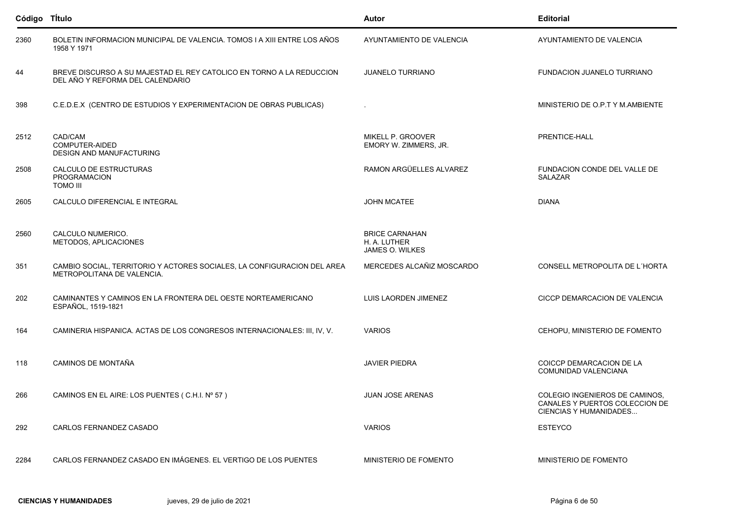| Código | TÍtulo | Autor | Editorial |
|---|---|---|---|
| 2360 | BOLETIN INFORMACION MUNICIPAL DE VALENCIA. TOMOS I A XIII ENTRE LOS AÑOS 1958 Y 1971 | AYUNTAMIENTO DE VALENCIA | AYUNTAMIENTO DE VALENCIA |
| 44 | BREVE DISCURSO A SU MAJESTAD EL REY CATOLICO EN TORNO A LA REDUCCION DEL AÑO Y REFORMA DEL CALENDARIO | JUANELO TURRIANO | FUNDACION JUANELO TURRIANO |
| 398 | C.E.D.E.X (CENTRO DE ESTUDIOS Y EXPERIMENTACION DE OBRAS PUBLICAS) | . | MINISTERIO DE O.P.T Y M.AMBIENTE |
| 2512 | CAD/CAM<br>COMPUTER-AIDED<br>DESIGN AND MANUFACTURING | MIKELL P. GROOVER<br>EMORY W. ZIMMERS, JR. | PRENTICE-HALL |
| 2508 | CALCULO DE ESTRUCTURAS<br>PROGRAMACION<br>TOMO III | RAMON ARGÜELLES ALVAREZ | FUNDACION CONDE DEL VALLE DE SALAZAR |
| 2605 | CALCULO DIFERENCIAL E INTEGRAL | JOHN MCATEE | DIANA |
| 2560 | CALCULO NUMERICO.<br>METODOS, APLICACIONES | BRICE CARNAHAN<br>H. A. LUTHER<br>JAMES O. WILKES | |
| 351 | CAMBIO SOCIAL, TERRITORIO Y ACTORES SOCIALES, LA CONFIGURACION DEL AREA METROPOLITANA DE VALENCIA. | MERCEDES ALCAÑIZ MOSCARDO | CONSELL METROPOLITA DE L´HORTA |
| 202 | CAMINANTES Y CAMINOS EN LA FRONTERA DEL OESTE NORTEAMERICANO ESPAÑOL, 1519-1821 | LUIS LAORDEN JIMENEZ | CICCP DEMARCACION DE VALENCIA |
| 164 | CAMINERIA HISPANICA. ACTAS DE LOS CONGRESOS INTERNACIONALES: III, IV, V. | VARIOS | CEHOPU, MINISTERIO DE FOMENTO |
| 118 | CAMINOS DE MONTAÑA | JAVIER PIEDRA | COICCP DEMARCACION DE LA COMUNIDAD VALENCIANA |
| 266 | CAMINOS EN EL AIRE: LOS PUENTES ( C.H.I. Nº 57 ) | JUAN JOSE ARENAS | COLEGIO INGENIEROS DE CAMINOS, CANALES Y PUERTOS COLECCION DE CIENCIAS Y HUMANIDADES... |
| 292 | CARLOS FERNANDEZ CASADO | VARIOS | ESTEYCO |
| 2284 | CARLOS FERNANDEZ CASADO EN IMÁGENES. EL VERTIGO DE LOS PUENTES | MINISTERIO DE FOMENTO | MINISTERIO DE FOMENTO |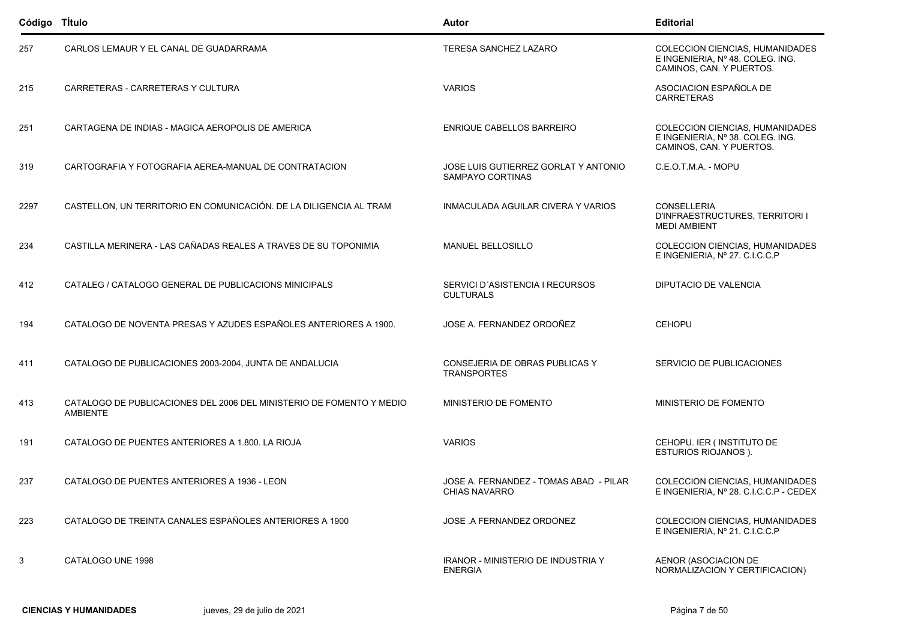| Código | TÍtulo | Autor | Editorial |
| --- | --- | --- | --- |
| 257 | CARLOS LEMAUR Y EL CANAL DE GUADARRAMA | TERESA SANCHEZ LAZARO | COLECCION CIENCIAS, HUMANIDADES E INGENIERIA, Nº 48. COLEG. ING. CAMINOS, CAN. Y PUERTOS. |
| 215 | CARRETERAS - CARRETERAS Y CULTURA | VARIOS | ASOCIACION ESPAÑOLA DE CARRETERAS |
| 251 | CARTAGENA DE INDIAS - MAGICA AEROPOLIS DE AMERICA | ENRIQUE CABELLOS BARREIRO | COLECCION CIENCIAS, HUMANIDADES E INGENIERIA, Nº 38. COLEG. ING. CAMINOS, CAN. Y PUERTOS. |
| 319 | CARTOGRAFIA Y FOTOGRAFIA AEREA-MANUAL DE CONTRATACION | JOSE LUIS GUTIERREZ GORLAT Y ANTONIO SAMPAYO CORTINAS | C.E.O.T.M.A. - MOPU |
| 2297 | CASTELLON, UN TERRITORIO EN COMUNICACIÓN. DE LA DILIGENCIA AL TRAM | INMACULADA AGUILAR CIVERA Y VARIOS | CONSELLERIA D'INFRAESTRUCTURES, TERRITORI I MEDI AMBIENT |
| 234 | CASTILLA MERINERA - LAS CAÑADAS REALES A TRAVES DE SU TOPONIMIA | MANUEL BELLOSILLO | COLECCION CIENCIAS, HUMANIDADES E INGENIERIA, Nº 27. C.I.C.C.P |
| 412 | CATALEG / CATALOGO GENERAL DE PUBLICACIONS MINICIPALS | SERVICI D´ASISTENCIA I RECURSOS CULTURALS | DIPUTACIO DE VALENCIA |
| 194 | CATALOGO DE NOVENTA PRESAS Y AZUDES ESPAÑOLES ANTERIORES A 1900. | JOSE A. FERNANDEZ ORDOÑEZ | CEHOPU |
| 411 | CATALOGO DE PUBLICACIONES 2003-2004, JUNTA DE ANDALUCIA | CONSEJERIA DE OBRAS PUBLICAS Y TRANSPORTES | SERVICIO DE PUBLICACIONES |
| 413 | CATALOGO DE PUBLICACIONES DEL 2006 DEL MINISTERIO DE FOMENTO Y MEDIO AMBIENTE | MINISTERIO DE FOMENTO | MINISTERIO DE FOMENTO |
| 191 | CATALOGO DE PUENTES ANTERIORES A 1.800. LA RIOJA | VARIOS | CEHOPU. IER ( INSTITUTO DE ESTURIOS RIOJANOS ). |
| 237 | CATALOGO DE PUENTES ANTERIORES A 1936 - LEON | JOSE A. FERNANDEZ - TOMAS ABAD - PILAR CHIAS NAVARRO | COLECCION CIENCIAS, HUMANIDADES E INGENIERIA, Nº 28. C.I.C.C.P - CEDEX |
| 223 | CATALOGO DE TREINTA CANALES ESPAÑOLES ANTERIORES A 1900 | JOSE .A FERNANDEZ ORDONEZ | COLECCION CIENCIAS, HUMANIDADES E INGENIERIA, Nº 21. C.I.C.C.P |
| 3 | CATALOGO UNE 1998 | IRANOR - MINISTERIO DE INDUSTRIA Y ENERGIA | AENOR (ASOCIACION DE NORMALIZACION Y CERTIFICACION) |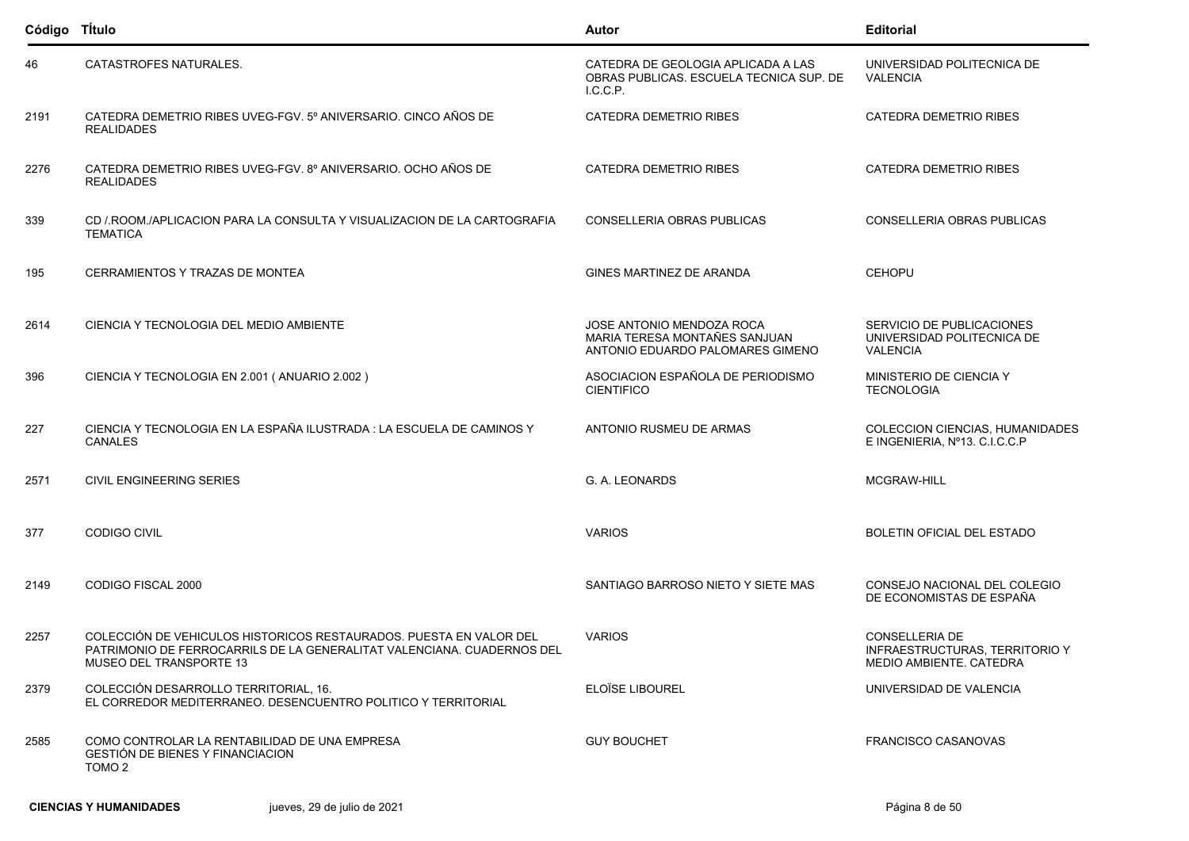| Código | TÍtulo | Autor | Editorial |
|---|---|---|---|
| 46 | CATASTROFES NATURALES. | CATEDRA DE GEOLOGIA APLICADA A LAS OBRAS PUBLICAS. ESCUELA TECNICA SUP. DE I.C.C.P. | UNIVERSIDAD POLITECNICA DE VALENCIA |
| 2191 | CATEDRA DEMETRIO RIBES UVEG-FGV. 5º ANIVERSARIO. CINCO AÑOS DE REALIDADES | CATEDRA DEMETRIO RIBES | CATEDRA DEMETRIO RIBES |
| 2276 | CATEDRA DEMETRIO RIBES UVEG-FGV. 8º ANIVERSARIO. OCHO AÑOS DE REALIDADES | CATEDRA DEMETRIO RIBES | CATEDRA DEMETRIO RIBES |
| 339 | CD /.ROOM./APLICACION PARA LA CONSULTA Y VISUALIZACION DE LA CARTOGRAFIA TEMATICA | CONSELLERIA OBRAS PUBLICAS | CONSELLERIA OBRAS PUBLICAS |
| 195 | CERRAMIENTOS Y TRAZAS DE MONTEA | GINES MARTINEZ DE ARANDA | CEHOPU |
| 2614 | CIENCIA Y TECNOLOGIA DEL MEDIO AMBIENTE | JOSE ANTONIO MENDOZA ROCA MARIA TERESA MONTAÑES SANJUAN ANTONIO EDUARDO PALOMARES GIMENO | SERVICIO DE PUBLICACIONES UNIVERSIDAD POLITECNICA DE VALENCIA |
| 396 | CIENCIA Y TECNOLOGIA EN 2.001 ( ANUARIO 2.002 ) | ASOCIACION ESPAÑOLA DE PERIODISMO CIENTIFICO | MINISTERIO DE CIENCIA Y TECNOLOGIA |
| 227 | CIENCIA Y TECNOLOGIA EN LA ESPAÑA ILUSTRADA : LA ESCUELA DE CAMINOS Y CANALES | ANTONIO RUSMEU DE ARMAS | COLECCION CIENCIAS, HUMANIDADES E INGENIERIA, Nº13. C.I.C.C.P |
| 2571 | CIVIL ENGINEERING SERIES | G. A. LEONARDS | MCGRAW-HILL |
| 377 | CODIGO CIVIL | VARIOS | BOLETIN OFICIAL DEL ESTADO |
| 2149 | CODIGO FISCAL 2000 | SANTIAGO BARROSO NIETO Y SIETE MAS | CONSEJO NACIONAL DEL COLEGIO DE ECONOMISTAS DE ESPAÑA |
| 2257 | COLECCIÓN DE VEHICULOS HISTORICOS RESTAURADOS. PUESTA EN VALOR DEL PATRIMONIO DE FERROCARRILS DE LA GENERALITAT VALENCIANA. CUADERNOS DEL MUSEO DEL TRANSPORTE 13 | VARIOS | CONSELLERIA DE INFRAESTRUCTURAS, TERRITORIO Y MEDIO AMBIENTE. CATEDRA |
| 2379 | COLECCIÓN DESARROLLO TERRITORIAL, 16. EL CORREDOR MEDITERRANEO. DESENCUENTRO POLITICO Y TERRITORIAL | ELOÏSE LIBOUREL | UNIVERSIDAD DE VALENCIA |
| 2585 | COMO CONTROLAR LA RENTABILIDAD DE UNA EMPRESA GESTIÓN DE BIENES Y FINANCIACION TOMO 2 | GUY BOUCHET | FRANCISCO CASANOVAS |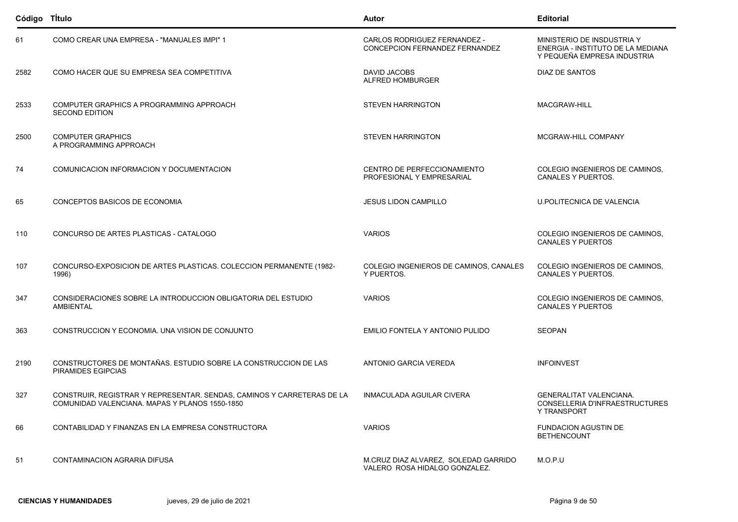| Código | TÍtulo | Autor | Editorial |
| --- | --- | --- | --- |
| 61 | COMO CREAR UNA EMPRESA - "MANUALES IMPI" 1 | CARLOS RODRIGUEZ FERNANDEZ - CONCEPCION FERNANDEZ FERNANDEZ | MINISTERIO DE INSDUSTRIA Y ENERGIA - INSTITUTO DE LA MEDIANA Y PEQUEÑA EMPRESA INDUSTRIA |
| 2582 | COMO HACER QUE SU EMPRESA SEA COMPETITIVA | DAVID JACOBS ALFRED HOMBURGER | DIAZ DE SANTOS |
| 2533 | COMPUTER GRAPHICS A PROGRAMMING APPROACH SECOND EDITION | STEVEN HARRINGTON | MACGRAW-HILL |
| 2500 | COMPUTER GRAPHICS A PROGRAMMING APPROACH | STEVEN HARRINGTON | MCGRAW-HILL COMPANY |
| 74 | COMUNICACION INFORMACION Y DOCUMENTACION | CENTRO DE PERFECCIONAMIENTO PROFESIONAL Y EMPRESARIAL | COLEGIO INGENIEROS DE CAMINOS, CANALES Y PUERTOS. |
| 65 | CONCEPTOS BASICOS DE ECONOMIA | JESUS LIDON CAMPILLO | U.POLITECNICA DE VALENCIA |
| 110 | CONCURSO DE ARTES PLASTICAS - CATALOGO | VARIOS | COLEGIO INGENIEROS DE CAMINOS, CANALES Y PUERTOS |
| 107 | CONCURSO-EXPOSICION DE ARTES PLASTICAS. COLECCION PERMANENTE (1982-1996) | COLEGIO INGENIEROS DE CAMINOS, CANALES Y PUERTOS. | COLEGIO INGENIEROS DE CAMINOS, CANALES Y PUERTOS. |
| 347 | CONSIDERACIONES SOBRE LA INTRODUCCION OBLIGATORIA DEL ESTUDIO AMBIENTAL | VARIOS | COLEGIO INGENIEROS DE CAMINOS, CANALES Y PUERTOS |
| 363 | CONSTRUCCION Y ECONOMIA. UNA VISION DE CONJUNTO | EMILIO FONTELA Y ANTONIO PULIDO | SEOPAN |
| 2190 | CONSTRUCTORES DE MONTAÑAS. ESTUDIO SOBRE LA CONSTRUCCION DE LAS PIRAMIDES EGIPCIAS | ANTONIO GARCIA VEREDA | INFOINVEST |
| 327 | CONSTRUIR, REGISTRAR Y REPRESENTAR. SENDAS, CAMINOS Y CARRETERAS DE LA COMUNIDAD VALENCIANA. MAPAS Y PLANOS 1550-1850 | INMACULADA AGUILAR CIVERA | GENERALITAT VALENCIANA. CONSELLERIA D'INFRAESTRUCTURES Y TRANSPORT |
| 66 | CONTABILIDAD Y FINANZAS EN LA EMPRESA CONSTRUCTORA | VARIOS | FUNDACION AGUSTIN DE BETHENCOUNT |
| 51 | CONTAMINACION AGRARIA DIFUSA | M.CRUZ DIAZ ALVAREZ, SOLEDAD GARRIDO VALERO ROSA HIDALGO GONZALEZ. | M.O.P.U |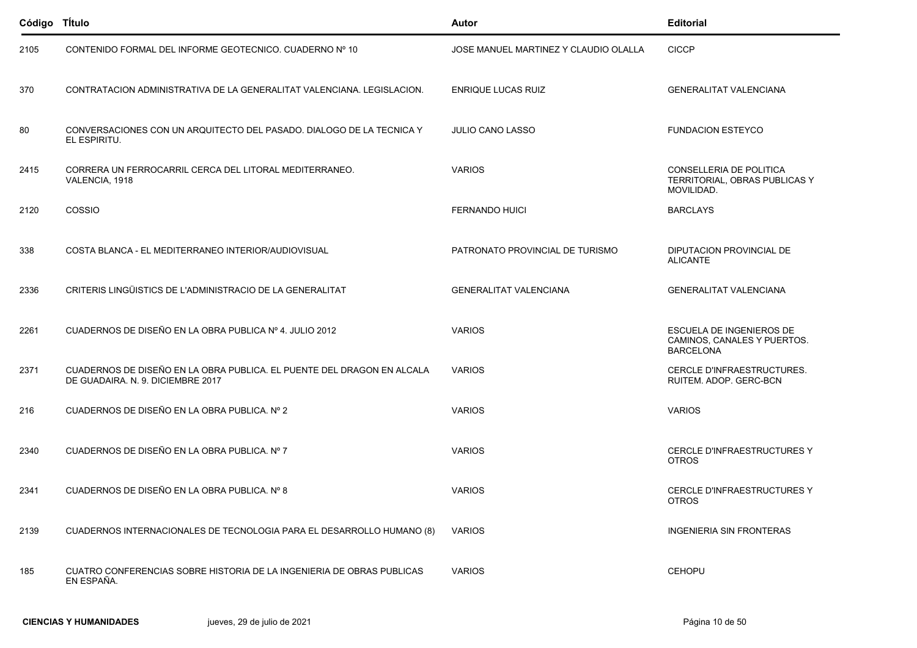| Código | Título | Autor | Editorial |
| --- | --- | --- | --- |
| 2105 | CONTENIDO FORMAL DEL INFORME GEOTECNICO. CUADERNO Nº 10 | JOSE MANUEL MARTINEZ Y CLAUDIO OLALLA | CICCP |
| 370 | CONTRATACION ADMINISTRATIVA DE LA GENERALITAT VALENCIANA. LEGISLACION. | ENRIQUE LUCAS RUIZ | GENERALITAT VALENCIANA |
| 80 | CONVERSACIONES CON UN ARQUITECTO DEL PASADO. DIALOGO DE LA TECNICA Y EL ESPIRITU. | JULIO CANO LASSO | FUNDACION ESTEYCO |
| 2415 | CORRERA UN FERROCARRIL CERCA DEL LITORAL MEDITERRANEO. VALENCIA, 1918 | VARIOS | CONSELLERIA DE POLITICA TERRITORIAL, OBRAS PUBLICAS Y MOVILIDAD. |
| 2120 | COSSIO | FERNANDO HUICI | BARCLAYS |
| 338 | COSTA BLANCA - EL MEDITERRANEO INTERIOR/AUDIOVISUAL | PATRONATO PROVINCIAL DE TURISMO | DIPUTACION PROVINCIAL DE ALICANTE |
| 2336 | CRITERIS LINGÜISTICS DE L'ADMINISTRACIO DE LA GENERALITAT | GENERALITAT VALENCIANA | GENERALITAT VALENCIANA |
| 2261 | CUADERNOS DE DISEÑO EN LA OBRA PUBLICA Nº 4. JULIO 2012 | VARIOS | ESCUELA DE INGENIEROS DE CAMINOS, CANALES Y PUERTOS. BARCELONA |
| 2371 | CUADERNOS DE DISEÑO EN LA OBRA PUBLICA. EL PUENTE DEL DRAGON EN ALCALA DE GUADAIRA. N. 9. DICIEMBRE 2017 | VARIOS | CERCLE D'INFRAESTRUCTURES. RUITEM. ADOP. GERC-BCN |
| 216 | CUADERNOS DE DISEÑO EN LA OBRA PUBLICA. Nº 2 | VARIOS | VARIOS |
| 2340 | CUADERNOS DE DISEÑO EN LA OBRA PUBLICA. Nº 7 | VARIOS | CERCLE D'INFRAESTRUCTURES Y OTROS |
| 2341 | CUADERNOS DE DISEÑO EN LA OBRA PUBLICA. Nº 8 | VARIOS | CERCLE D'INFRAESTRUCTURES Y OTROS |
| 2139 | CUADERNOS INTERNACIONALES DE TECNOLOGIA PARA EL DESARROLLO HUMANO (8) | VARIOS | INGENIERIA SIN FRONTERAS |
| 185 | CUATRO CONFERENCIAS SOBRE HISTORIA DE LA INGENIERIA DE OBRAS PUBLICAS EN ESPAÑA. | VARIOS | CEHOPU |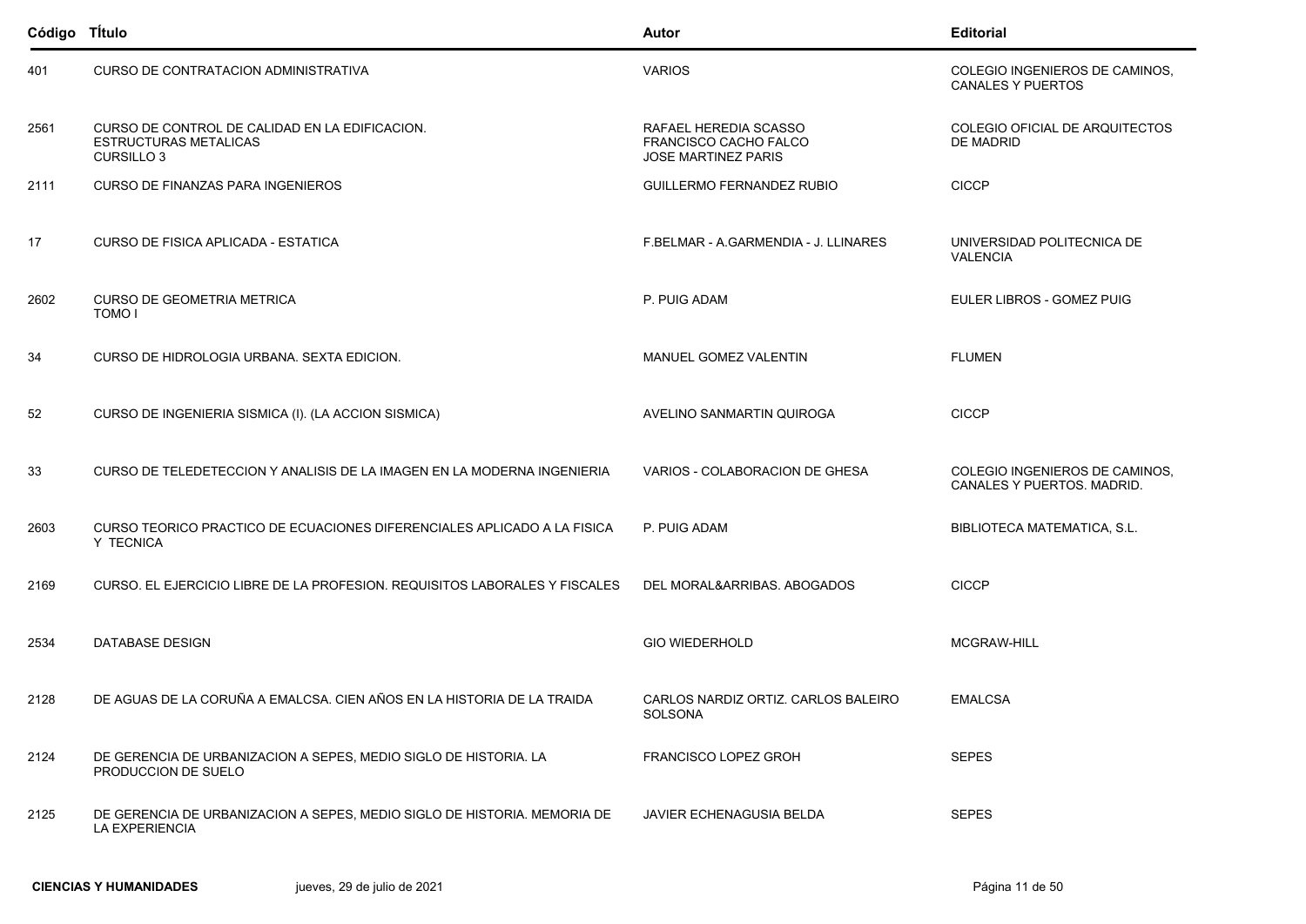| Código | TÍtulo | Autor | Editorial |
| --- | --- | --- | --- |
| 401 | CURSO DE CONTRATACION ADMINISTRATIVA | VARIOS | COLEGIO INGENIEROS DE CAMINOS, CANALES Y PUERTOS |
| 2561 | CURSO DE CONTROL DE CALIDAD EN LA EDIFICACION. ESTRUCTURAS METALICAS CURSILLO 3 | RAFAEL HEREDIA SCASSO FRANCISCO CACHO FALCO JOSE MARTINEZ PARIS | COLEGIO OFICIAL DE ARQUITECTOS DE MADRID |
| 2111 | CURSO DE FINANZAS PARA INGENIEROS | GUILLERMO FERNANDEZ RUBIO | CICCP |
| 17 | CURSO DE FISICA APLICADA - ESTATICA | F.BELMAR - A.GARMENDIA - J. LLINARES | UNIVERSIDAD POLITECNICA DE VALENCIA |
| 2602 | CURSO DE GEOMETRIA METRICA TOMO I | P. PUIG ADAM | EULER LIBROS - GOMEZ PUIG |
| 34 | CURSO DE HIDROLOGIA URBANA. SEXTA EDICION. | MANUEL GOMEZ VALENTIN | FLUMEN |
| 52 | CURSO DE INGENIERIA SISMICA (I). (LA ACCION SISMICA) | AVELINO SANMARTIN QUIROGA | CICCP |
| 33 | CURSO DE TELEDETECCION Y ANALISIS DE LA IMAGEN EN LA MODERNA INGENIERIA | VARIOS - COLABORACION DE GHESA | COLEGIO INGENIEROS DE CAMINOS, CANALES Y PUERTOS. MADRID. |
| 2603 | CURSO TEORICO PRACTICO DE ECUACIONES DIFERENCIALES APLICADO A LA FISICA Y TECNICA | P. PUIG ADAM | BIBLIOTECA MATEMATICA, S.L. |
| 2169 | CURSO. EL EJERCICIO LIBRE DE LA PROFESION. REQUISITOS LABORALES Y FISCALES | DEL MORAL&ARRIBAS. ABOGADOS | CICCP |
| 2534 | DATABASE DESIGN | GIO WIEDERHOLD | MCGRAW-HILL |
| 2128 | DE AGUAS DE LA CORUÑA A EMALCSA. CIEN AÑOS EN LA HISTORIA DE LA TRAIDA | CARLOS NARDIZ ORTIZ. CARLOS BALEIRO SOLSONA | EMALCSA |
| 2124 | DE GERENCIA DE URBANIZACION A SEPES, MEDIO SIGLO DE HISTORIA. LA PRODUCCION DE SUELO | FRANCISCO LOPEZ GROH | SEPES |
| 2125 | DE GERENCIA DE URBANIZACION A SEPES, MEDIO SIGLO DE HISTORIA. MEMORIA DE LA EXPERIENCIA | JAVIER ECHENAGUSIA BELDA | SEPES |

**CIENCIAS Y HUMANIDADES** jueves, 29 de julio de 2021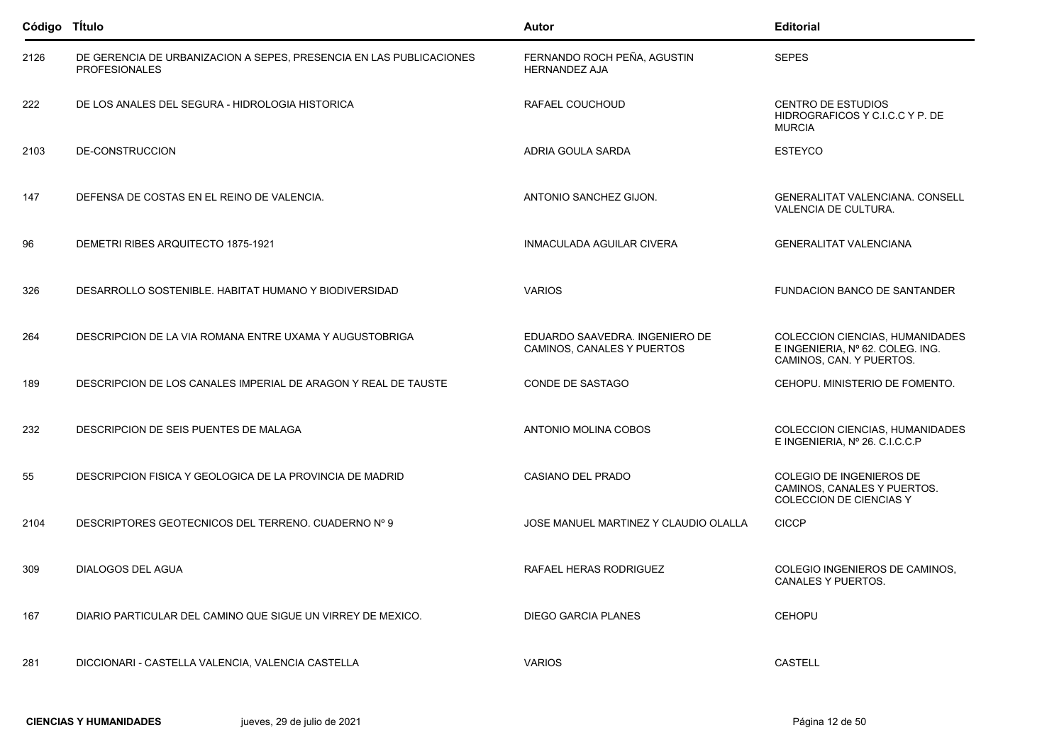| Código | TÍtulo | Autor | Editorial |
|---|---|---|---|
| 2126 | DE GERENCIA DE URBANIZACION A SEPES, PRESENCIA EN LAS PUBLICACIONES PROFESIONALES | FERNANDO ROCH PEÑA, AGUSTIN HERNANDEZ AJA | SEPES |
| 222 | DE LOS ANALES DEL SEGURA - HIDROLOGIA HISTORICA | RAFAEL COUCHOUD | CENTRO DE ESTUDIOS HIDROGRAFICOS Y C.I.C.C Y P. DE MURCIA |
| 2103 | DE-CONSTRUCCION | ADRIA GOULA SARDA | ESTEYCO |
| 147 | DEFENSA DE COSTAS EN EL REINO DE VALENCIA. | ANTONIO SANCHEZ GIJON. | GENERALITAT VALENCIANA. CONSELL VALENCIA DE CULTURA. |
| 96 | DEMETRI RIBES ARQUITECTO 1875-1921 | INMACULADA AGUILAR CIVERA | GENERALITAT VALENCIANA |
| 326 | DESARROLLO SOSTENIBLE. HABITAT HUMANO Y BIODIVERSIDAD | VARIOS | FUNDACION BANCO DE SANTANDER |
| 264 | DESCRIPCION DE LA VIA ROMANA ENTRE UXAMA Y AUGUSTOBRIGA | EDUARDO SAAVEDRA. INGENIERO DE CAMINOS, CANALES Y PUERTOS | COLECCION CIENCIAS, HUMANIDADES E INGENIERIA, Nº 62. COLEG. ING. CAMINOS, CAN. Y PUERTOS. |
| 189 | DESCRIPCION DE LOS CANALES IMPERIAL DE ARAGON Y REAL DE TAUSTE | CONDE DE SASTAGO | CEHOPU. MINISTERIO DE FOMENTO. |
| 232 | DESCRIPCION DE SEIS PUENTES DE MALAGA | ANTONIO MOLINA COBOS | COLECCION CIENCIAS, HUMANIDADES E INGENIERIA, Nº 26. C.I.C.C.P |
| 55 | DESCRIPCION FISICA Y GEOLOGICA DE LA PROVINCIA DE MADRID | CASIANO DEL PRADO | COLEGIO DE INGENIEROS DE CAMINOS, CANALES Y PUERTOS. COLECCION DE CIENCIAS Y |
| 2104 | DESCRIPTORES GEOTECNICOS DEL TERRENO. CUADERNO Nº 9 | JOSE MANUEL MARTINEZ Y CLAUDIO OLALLA | CICCP |
| 309 | DIALOGOS DEL AGUA | RAFAEL HERAS RODRIGUEZ | COLEGIO INGENIEROS DE CAMINOS, CANALES Y PUERTOS. |
| 167 | DIARIO PARTICULAR DEL CAMINO QUE SIGUE UN VIRREY DE MEXICO. | DIEGO GARCIA PLANES | CEHOPU |
| 281 | DICCIONARI - CASTELLA VALENCIA, VALENCIA CASTELLA | VARIOS | CASTELL |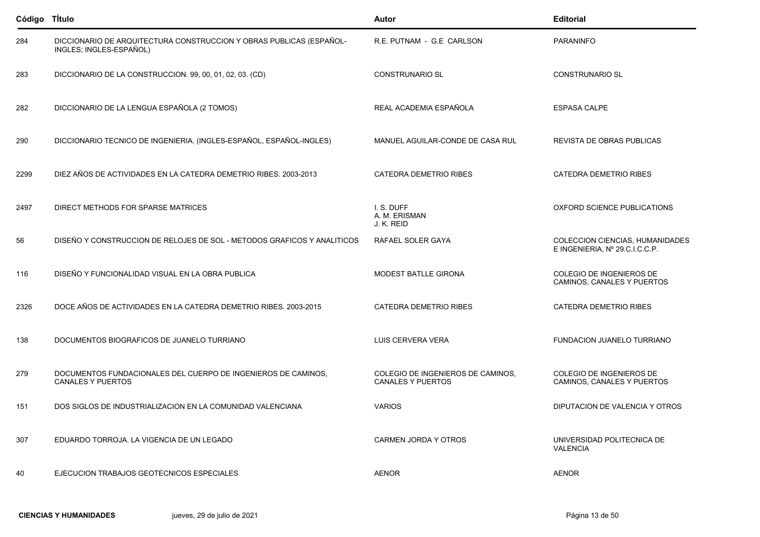| Código | TÍtulo | Autor | Editorial |
|---|---|---|---|
| 284 | DICCIONARIO DE ARQUITECTURA CONSTRUCCION Y OBRAS PUBLICAS (ESPAÑOL-INGLES; INGLES-ESPAÑOL) | R.E. PUTNAM - G.E CARLSON | PARANINFO |
| 283 | DICCIONARIO DE LA CONSTRUCCION. 99, 00, 01, 02, 03. (CD) | CONSTRUNARIO SL | CONSTRUNARIO SL |
| 282 | DICCIONARIO DE LA LENGUA ESPAÑOLA (2 TOMOS) | REAL ACADEMIA ESPAÑOLA | ESPASA CALPE |
| 290 | DICCIONARIO TECNICO DE INGENIERIA. (INGLES-ESPAÑOL, ESPAÑOL-INGLES) | MANUEL AGUILAR-CONDE DE CASA RUL | REVISTA DE OBRAS PUBLICAS |
| 2299 | DIEZ AÑOS DE ACTIVIDADES EN LA CATEDRA DEMETRIO RIBES. 2003-2013 | CATEDRA DEMETRIO RIBES | CATEDRA DEMETRIO RIBES |
| 2497 | DIRECT METHODS FOR SPARSE MATRICES | I. S. DUFF<br>A. M. ERISMAN<br>J. K. REID | OXFORD SCIENCE PUBLICATIONS |
| 56 | DISEÑO Y CONSTRUCCION DE RELOJES DE SOL - METODOS GRAFICOS Y ANALITICOS | RAFAEL SOLER GAYA | COLECCION CIENCIAS, HUMANIDADES E INGENIERIA, Nº 29.C.I.C.C.P. |
| 116 | DISEÑO Y FUNCIONALIDAD VISUAL EN LA OBRA PUBLICA | MODEST BATLLE GIRONA | COLEGIO DE INGENIEROS DE CAMINOS, CANALES Y PUERTOS |
| 2326 | DOCE AÑOS DE ACTIVIDADES EN LA CATEDRA DEMETRIO RIBES. 2003-2015 | CATEDRA DEMETRIO RIBES | CATEDRA DEMETRIO RIBES |
| 138 | DOCUMENTOS BIOGRAFICOS DE JUANELO TURRIANO | LUIS CERVERA VERA | FUNDACION JUANELO TURRIANO |
| 279 | DOCUMENTOS FUNDACIONALES DEL CUERPO DE INGENIEROS DE CAMINOS, CANALES Y PUERTOS | COLEGIO DE INGENIEROS DE CAMINOS, CANALES Y PUERTOS | COLEGIO DE INGENIEROS DE CAMINOS, CANALES Y PUERTOS |
| 151 | DOS SIGLOS DE INDUSTRIALIZACION EN LA COMUNIDAD VALENCIANA | VARIOS | DIPUTACION DE VALENCIA Y OTROS |
| 307 | EDUARDO TORROJA. LA VIGENCIA DE UN LEGADO | CARMEN JORDA Y OTROS | UNIVERSIDAD POLITECNICA DE VALENCIA |
| 40 | EJECUCION TRABAJOS GEOTECNICOS ESPECIALES | AENOR | AENOR |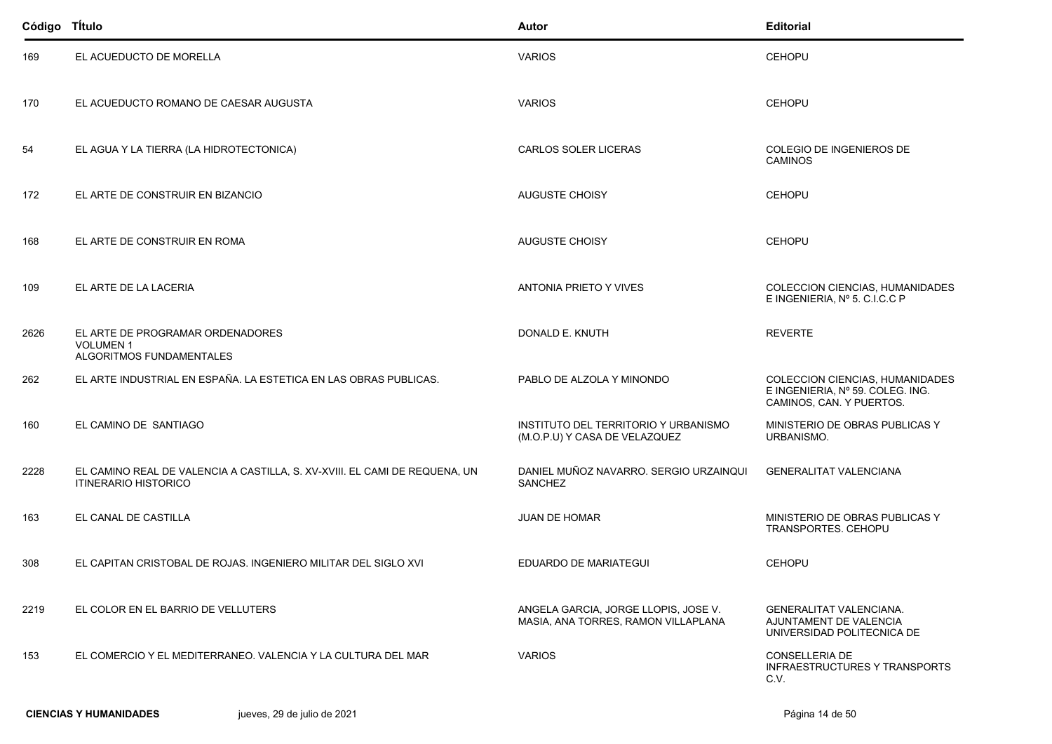| Código | Título | Autor | Editorial |
| --- | --- | --- | --- |
| 169 | EL ACUEDUCTO DE MORELLA | VARIOS | CEHOPU |
| 170 | EL ACUEDUCTO ROMANO DE CAESAR AUGUSTA | VARIOS | CEHOPU |
| 54 | EL AGUA Y LA TIERRA (LA HIDROTECTONICA) | CARLOS SOLER LICERAS | COLEGIO DE INGENIEROS DE CAMINOS |
| 172 | EL ARTE DE CONSTRUIR EN BIZANCIO | AUGUSTE CHOISY | CEHOPU |
| 168 | EL ARTE DE CONSTRUIR EN ROMA | AUGUSTE CHOISY | CEHOPU |
| 109 | EL ARTE DE LA LACERIA | ANTONIA PRIETO Y VIVES | COLECCION CIENCIAS, HUMANIDADES E INGENIERIA, Nº 5. C.I.C.C P |
| 2626 | EL ARTE DE PROGRAMAR ORDENADORES VOLUMEN 1 ALGORITMOS FUNDAMENTALES | DONALD E. KNUTH | REVERTE |
| 262 | EL ARTE INDUSTRIAL EN ESPAÑA. LA ESTETICA EN LAS OBRAS PUBLICAS. | PABLO DE ALZOLA Y MINONDO | COLECCION CIENCIAS, HUMANIDADES E INGENIERIA, Nº 59. COLEG. ING. CAMINOS, CAN. Y PUERTOS. |
| 160 | EL CAMINO DE SANTIAGO | INSTITUTO DEL TERRITORIO Y URBANISMO (M.O.P.U) Y CASA DE VELAZQUEZ | MINISTERIO DE OBRAS PUBLICAS Y URBANISMO. |
| 2228 | EL CAMINO REAL DE VALENCIA A CASTILLA, S. XV-XVIII. EL CAMI DE REQUENA, UN ITINERARIO HISTORICO | DANIEL MUÑOZ NAVARRO. SERGIO URZAINQUI SANCHEZ | GENERALITAT VALENCIANA |
| 163 | EL CANAL DE CASTILLA | JUAN DE HOMAR | MINISTERIO DE OBRAS PUBLICAS Y TRANSPORTES. CEHOPU |
| 308 | EL CAPITAN CRISTOBAL DE ROJAS. INGENIERO MILITAR DEL SIGLO XVI | EDUARDO DE MARIATEGUI | CEHOPU |
| 2219 | EL COLOR EN EL BARRIO DE VELLUTERS | ANGELA GARCIA, JORGE LLOPIS, JOSE V. MASIA, ANA TORRES, RAMON VILLAPLANA | GENERALITAT VALENCIANA. AJUNTAMENT DE VALENCIA UNIVERSIDAD POLITECNICA DE |
| 153 | EL COMERCIO Y EL MEDITERRANEO. VALENCIA Y LA CULTURA DEL MAR | VARIOS | CONSELLERIA DE INFRAESTRUCTURES Y TRANSPORTS C.V. |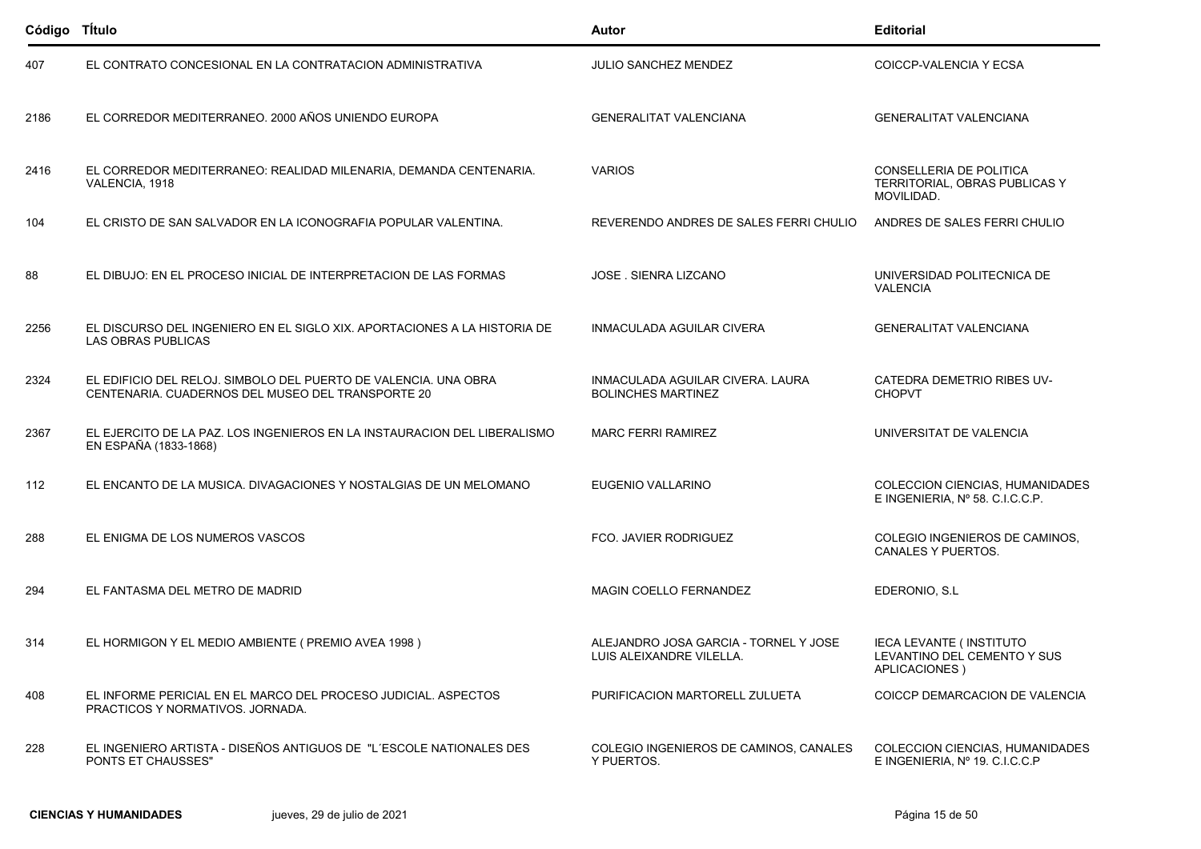| Código | TÍtulo | Autor | Editorial |
|---|---|---|---|
| 407 | EL CONTRATO CONCESIONAL EN LA CONTRATACION ADMINISTRATIVA | JULIO SANCHEZ MENDEZ | COICCP-VALENCIA Y ECSA |
| 2186 | EL CORREDOR MEDITERRANEO. 2000 AÑOS UNIENDO EUROPA | GENERALITAT VALENCIANA | GENERALITAT VALENCIANA |
| 2416 | EL CORREDOR MEDITERRANEO: REALIDAD MILENARIA, DEMANDA CENTENARIA. VALENCIA, 1918 | VARIOS | CONSELLERIA DE POLITICA TERRITORIAL, OBRAS PUBLICAS Y MOVILIDAD. |
| 104 | EL CRISTO DE SAN SALVADOR EN LA ICONOGRAFIA POPULAR VALENTINA. | REVERENDO ANDRES DE SALES FERRI CHULIO | ANDRES DE SALES FERRI CHULIO |
| 88 | EL DIBUJO: EN EL PROCESO INICIAL DE INTERPRETACION DE LAS FORMAS | JOSE . SIENRA LIZCANO | UNIVERSIDAD POLITECNICA DE VALENCIA |
| 2256 | EL DISCURSO DEL INGENIERO EN EL SIGLO XIX. APORTACIONES A LA HISTORIA DE LAS OBRAS PUBLICAS | INMACULADA AGUILAR CIVERA | GENERALITAT VALENCIANA |
| 2324 | EL EDIFICIO DEL RELOJ. SIMBOLO DEL PUERTO DE VALENCIA. UNA OBRA CENTENARIA. CUADERNOS DEL MUSEO DEL TRANSPORTE 20 | INMACULADA AGUILAR CIVERA. LAURA BOLINCHES MARTINEZ | CATEDRA DEMETRIO RIBES UV-CHOPVT |
| 2367 | EL EJERCITO DE LA PAZ. LOS INGENIEROS EN LA INSTAURACION DEL LIBERALISMO EN ESPAÑA (1833-1868) | MARC FERRI RAMIREZ | UNIVERSITAT DE VALENCIA |
| 112 | EL ENCANTO DE LA MUSICA. DIVAGACIONES Y NOSTALGIAS DE UN MELOMANO | EUGENIO VALLARINO | COLECCION CIENCIAS, HUMANIDADES E INGENIERIA, Nº 58. C.I.C.C.P. |
| 288 | EL ENIGMA DE LOS NUMEROS VASCOS | FCO. JAVIER RODRIGUEZ | COLEGIO INGENIEROS DE CAMINOS, CANALES Y PUERTOS. |
| 294 | EL FANTASMA DEL METRO DE MADRID | MAGIN COELLO FERNANDEZ | EDERONIO, S.L |
| 314 | EL HORMIGON Y EL MEDIO AMBIENTE ( PREMIO AVEA 1998 ) | ALEJANDRO JOSA GARCIA - TORNEL Y JOSE LUIS ALEIXANDRE VILELLA. | IECA LEVANTE ( INSTITUTO LEVANTINO DEL CEMENTO Y SUS APLICACIONES ) |
| 408 | EL INFORME PERICIAL EN EL MARCO DEL PROCESO JUDICIAL. ASPECTOS PRACTICOS Y NORMATIVOS. JORNADA. | PURIFICACION MARTORELL ZULUETA | COICCP DEMARCACION DE VALENCIA |
| 228 | EL INGENIERO ARTISTA - DISEÑOS ANTIGUOS DE "L´ESCOLE NATIONALES DES PONTS ET CHAUSSES" | COLEGIO INGENIEROS DE CAMINOS, CANALES Y PUERTOS. | COLECCION CIENCIAS, HUMANIDADES E INGENIERIA, Nº 19. C.I.C.C.P |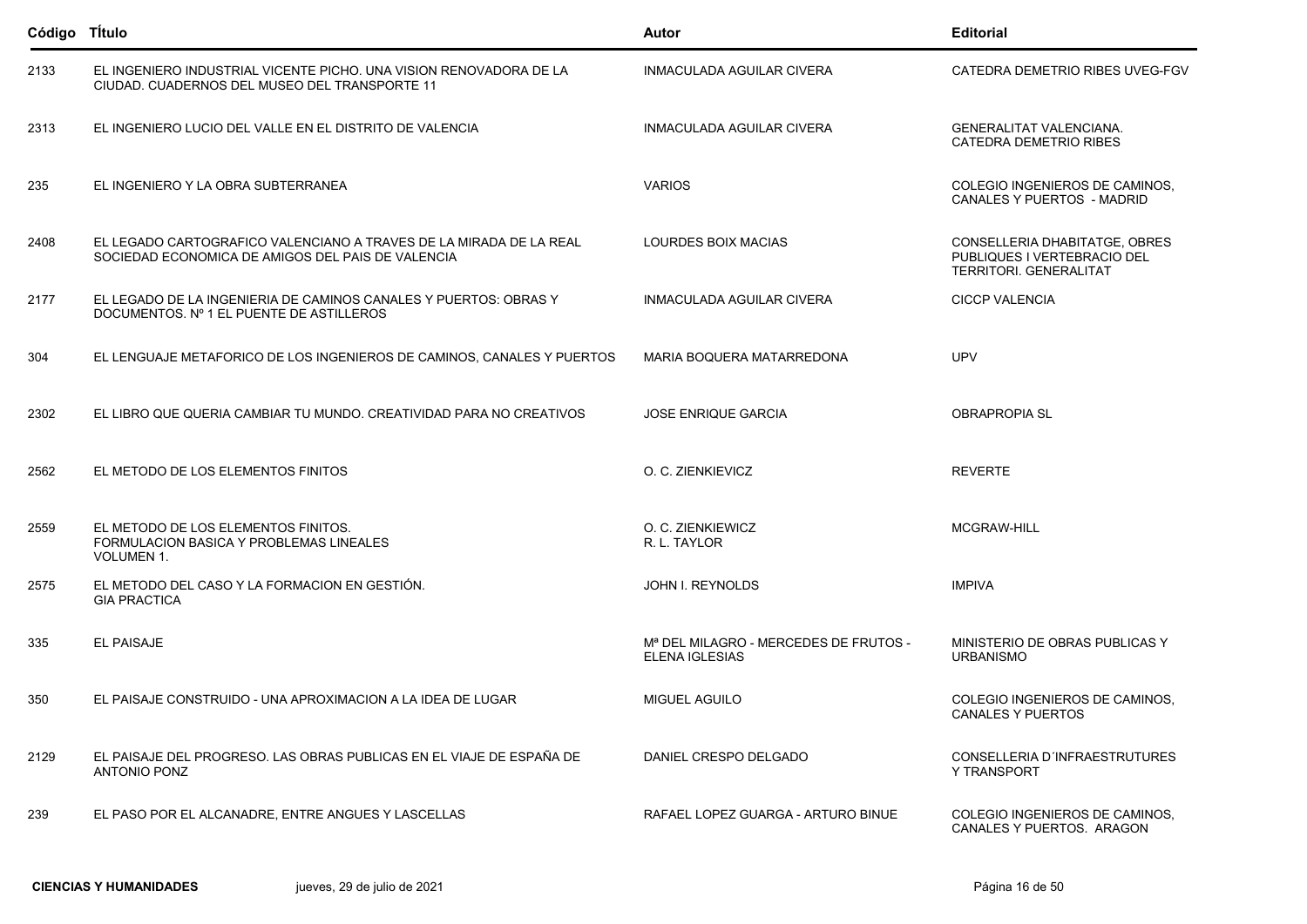| Código | TÍtulo | Autor | Editorial |
|---|---|---|---|
| 2133 | EL INGENIERO INDUSTRIAL VICENTE PICHO. UNA VISION RENOVADORA DE LA CIUDAD. CUADERNOS DEL MUSEO DEL TRANSPORTE 11 | INMACULADA AGUILAR CIVERA | CATEDRA DEMETRIO RIBES UVEG-FGV |
| 2313 | EL INGENIERO LUCIO DEL VALLE EN EL DISTRITO DE VALENCIA | INMACULADA AGUILAR CIVERA | GENERALITAT VALENCIANA. CATEDRA DEMETRIO RIBES |
| 235 | EL INGENIERO Y LA OBRA SUBTERRANEA | VARIOS | COLEGIO INGENIEROS DE CAMINOS, CANALES Y PUERTOS - MADRID |
| 2408 | EL LEGADO CARTOGRAFICO VALENCIANO A TRAVES DE LA MIRADA DE LA REAL SOCIEDAD ECONOMICA DE AMIGOS DEL PAIS DE VALENCIA | LOURDES BOIX MACIAS | CONSELLERIA DHABITATGE, OBRES PUBLIQUES I VERTEBRACIO DEL TERRITORI. GENERALITAT |
| 2177 | EL LEGADO DE LA INGENIERIA DE CAMINOS CANALES Y PUERTOS: OBRAS Y DOCUMENTOS. Nº 1 EL PUENTE DE ASTILLEROS | INMACULADA AGUILAR CIVERA | CICCP VALENCIA |
| 304 | EL LENGUAJE METAFORICO DE LOS INGENIEROS DE CAMINOS, CANALES Y PUERTOS | MARIA BOQUERA MATARREDONA | UPV |
| 2302 | EL LIBRO QUE QUERIA CAMBIAR TU MUNDO. CREATIVIDAD PARA NO CREATIVOS | JOSE ENRIQUE GARCIA | OBRAPROPIA SL |
| 2562 | EL METODO DE LOS ELEMENTOS FINITOS | O. C. ZIENKIEVICZ | REVERTE |
| 2559 | EL METODO DE LOS ELEMENTOS FINITOS. FORMULACION BASICA Y PROBLEMAS LINEALES VOLUMEN 1. | O. C. ZIENKIEWICZ R. L. TAYLOR | MCGRAW-HILL |
| 2575 | EL METODO DEL CASO Y LA FORMACION EN GESTIÓN. GIA PRACTICA | JOHN I. REYNOLDS | IMPIVA |
| 335 | EL PAISAJE | Mª DEL MILAGRO - MERCEDES DE FRUTOS - ELENA IGLESIAS | MINISTERIO DE OBRAS PUBLICAS Y URBANISMO |
| 350 | EL PAISAJE CONSTRUIDO - UNA APROXIMACION A LA IDEA DE LUGAR | MIGUEL AGUILO | COLEGIO INGENIEROS DE CAMINOS, CANALES Y PUERTOS |
| 2129 | EL PAISAJE DEL PROGRESO. LAS OBRAS PUBLICAS EN EL VIAJE DE ESPAÑA DE ANTONIO PONZ | DANIEL CRESPO DELGADO | CONSELLERIA D´INFRAESTRUTURES Y TRANSPORT |
| 239 | EL PASO POR EL ALCANADRE, ENTRE ANGUES Y LASCELLAS | RAFAEL LOPEZ GUARGA - ARTURO BINUE | COLEGIO INGENIEROS DE CAMINOS, CANALES Y PUERTOS. ARAGON |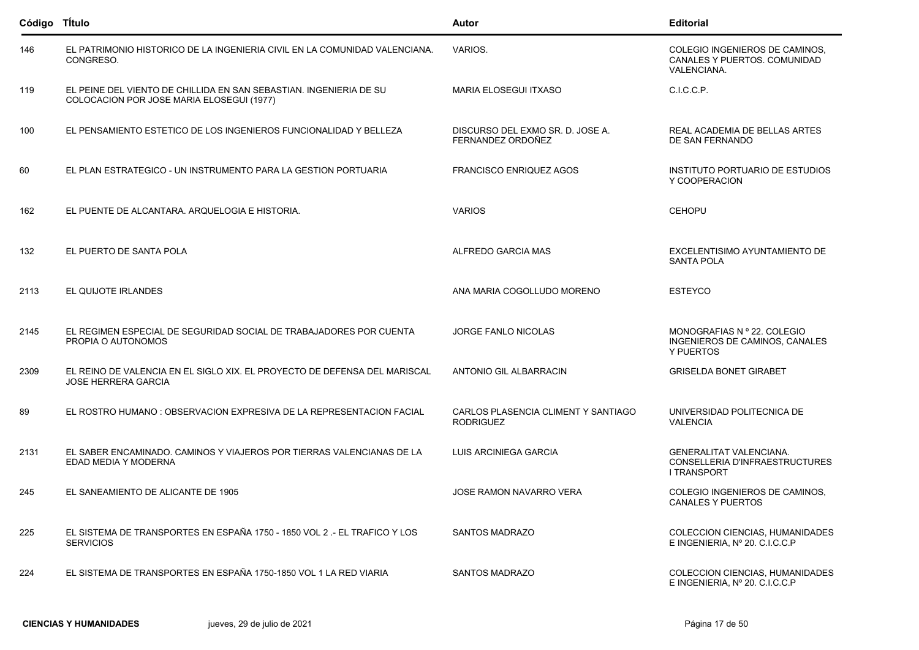| Código | Título | Autor | Editorial |
|---|---|---|---|
| 146 | EL PATRIMONIO HISTORICO DE LA INGENIERIA CIVIL EN LA COMUNIDAD VALENCIANA. CONGRESO. | VARIOS. | COLEGIO INGENIEROS DE CAMINOS, CANALES Y PUERTOS. COMUNIDAD VALENCIANA. |
| 119 | EL PEINE DEL VIENTO DE CHILLIDA EN SAN SEBASTIAN. INGENIERIA DE SU COLOCACION POR JOSE MARIA ELOSEGUI (1977) | MARIA ELOSEGUI ITXASO | C.I.C.C.P. |
| 100 | EL PENSAMIENTO ESTETICO DE LOS INGENIEROS FUNCIONALIDAD Y BELLEZA | DISCURSO DEL EXMO SR. D. JOSE A. FERNANDEZ ORDOÑEZ | REAL ACADEMIA DE BELLAS ARTES DE SAN FERNANDO |
| 60 | EL PLAN ESTRATEGICO - UN INSTRUMENTO PARA LA GESTION PORTUARIA | FRANCISCO ENRIQUEZ AGOS | INSTITUTO PORTUARIO DE ESTUDIOS Y COOPERACION |
| 162 | EL PUENTE DE ALCANTARA. ARQUELOGIA E HISTORIA. | VARIOS | CEHOPU |
| 132 | EL PUERTO DE SANTA POLA | ALFREDO GARCIA MAS | EXCELENTISIMO AYUNTAMIENTO DE SANTA POLA |
| 2113 | EL QUIJOTE IRLANDES | ANA MARIA COGOLLUDO MORENO | ESTEYCO |
| 2145 | EL REGIMEN ESPECIAL DE SEGURIDAD SOCIAL DE TRABAJADORES POR CUENTA PROPIA O AUTONOMOS | JORGE FANLO NICOLAS | MONOGRAFIAS N º 22. COLEGIO INGENIEROS DE CAMINOS, CANALES Y PUERTOS |
| 2309 | EL REINO DE VALENCIA EN EL SIGLO XIX. EL PROYECTO DE DEFENSA DEL MARISCAL JOSE HERRERA GARCIA | ANTONIO GIL ALBARRACIN | GRISELDA BONET GIRABET |
| 89 | EL ROSTRO HUMANO : OBSERVACION EXPRESIVA DE LA REPRESENTACION FACIAL | CARLOS PLASENCIA CLIMENT Y SANTIAGO RODRIGUEZ | UNIVERSIDAD POLITECNICA DE VALENCIA |
| 2131 | EL SABER ENCAMINADO. CAMINOS Y VIAJEROS POR TIERRAS VALENCIANAS DE LA EDAD MEDIA Y MODERNA | LUIS ARCINIEGA GARCIA | GENERALITAT VALENCIANA. CONSELLERIA D'INFRAESTRUCTURES I TRANSPORT |
| 245 | EL SANEAMIENTO DE ALICANTE DE 1905 | JOSE RAMON NAVARRO VERA | COLEGIO INGENIEROS DE CAMINOS, CANALES Y PUERTOS |
| 225 | EL SISTEMA DE TRANSPORTES EN ESPAÑA 1750 - 1850 VOL 2 .- EL TRAFICO Y LOS SERVICIOS | SANTOS MADRAZO | COLECCION CIENCIAS, HUMANIDADES E INGENIERIA, Nº 20. C.I.C.C.P |
| 224 | EL SISTEMA DE TRANSPORTES EN ESPAÑA 1750-1850 VOL 1 LA RED VIARIA | SANTOS MADRAZO | COLECCION CIENCIAS, HUMANIDADES E INGENIERIA, Nº 20. C.I.C.C.P |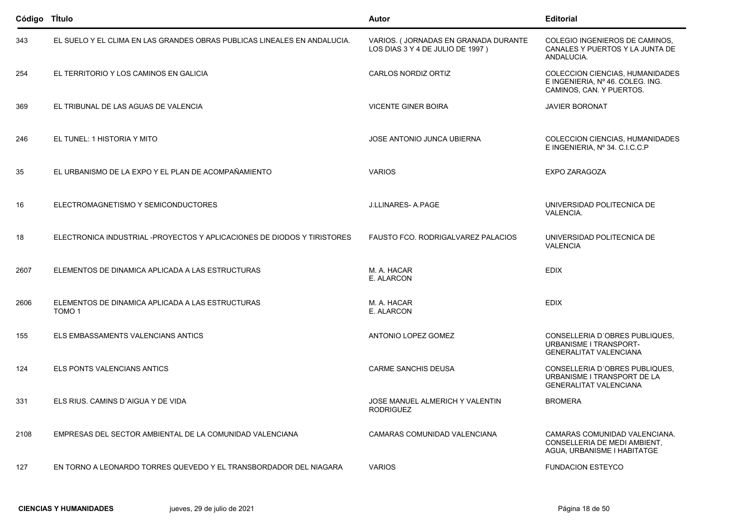| Código | TÍtulo | Autor | Editorial |
|---|---|---|---|
| 343 | EL SUELO Y EL CLIMA EN LAS GRANDES OBRAS PUBLICAS LINEALES EN ANDALUCIA. | VARIOS. ( JORNADAS EN GRANADA DURANTE LOS DIAS 3 Y 4 DE JULIO DE 1997 ) | COLEGIO INGENIEROS DE CAMINOS, CANALES Y PUERTOS Y LA JUNTA DE ANDALUCIA. |
| 254 | EL TERRITORIO Y LOS CAMINOS EN GALICIA | CARLOS NORDIZ ORTIZ | COLECCION CIENCIAS, HUMANIDADES E INGENIERIA, Nº 46. COLEG. ING. CAMINOS, CAN. Y PUERTOS. |
| 369 | EL TRIBUNAL DE LAS AGUAS DE VALENCIA | VICENTE GINER BOIRA | JAVIER BORONAT |
| 246 | EL TUNEL: 1 HISTORIA Y MITO | JOSE ANTONIO JUNCA UBIERNA | COLECCION CIENCIAS, HUMANIDADES E INGENIERIA, Nº 34. C.I.C.C.P |
| 35 | EL URBANISMO DE LA EXPO Y EL PLAN DE ACOMPAÑAMIENTO | VARIOS | EXPO ZARAGOZA |
| 16 | ELECTROMAGNETISMO Y SEMICONDUCTORES | J.LLINARES- A.PAGE | UNIVERSIDAD POLITECNICA DE VALENCIA. |
| 18 | ELECTRONICA INDUSTRIAL -PROYECTOS Y APLICACIONES DE DIODOS Y TIRISTORES | FAUSTO FCO. RODRIGALVAREZ PALACIOS | UNIVERSIDAD POLITECNICA DE VALENCIA |
| 2607 | ELEMENTOS DE DINAMICA APLICADA A LAS ESTRUCTURAS | M. A. HACAR<br>E. ALARCON | EDIX |
| 2606 | ELEMENTOS DE DINAMICA APLICADA A LAS ESTRUCTURAS<br>TOMO 1 | M. A. HACAR<br>E. ALARCON | EDIX |
| 155 | ELS EMBASSAMENTS VALENCIANS ANTICS | ANTONIO LOPEZ GOMEZ | CONSELLERIA D´OBRES PUBLIQUES, URBANISME I TRANSPORT-GENERALITAT VALENCIANA |
| 124 | ELS PONTS VALENCIANS ANTICS | CARME SANCHIS DEUSA | CONSELLERIA D´OBRES PUBLIQUES, URBANISME I TRANSPORT DE LA GENERALITAT VALENCIANA |
| 331 | ELS RIUS. CAMINS D´AIGUA Y DE VIDA | JOSE MANUEL ALMERICH Y VALENTIN RODRIGUEZ | BROMERA |
| 2108 | EMPRESAS DEL SECTOR AMBIENTAL DE LA COMUNIDAD VALENCIANA | CAMARAS COMUNIDAD VALENCIANA | CAMARAS COMUNIDAD VALENCIANA. CONSELLERIA DE MEDI AMBIENT, AGUA, URBANISME I HABITATGE |
| 127 | EN TORNO A LEONARDO TORRES QUEVEDO Y EL TRANSBORDADOR DEL NIAGARA | VARIOS | FUNDACION ESTEYCO |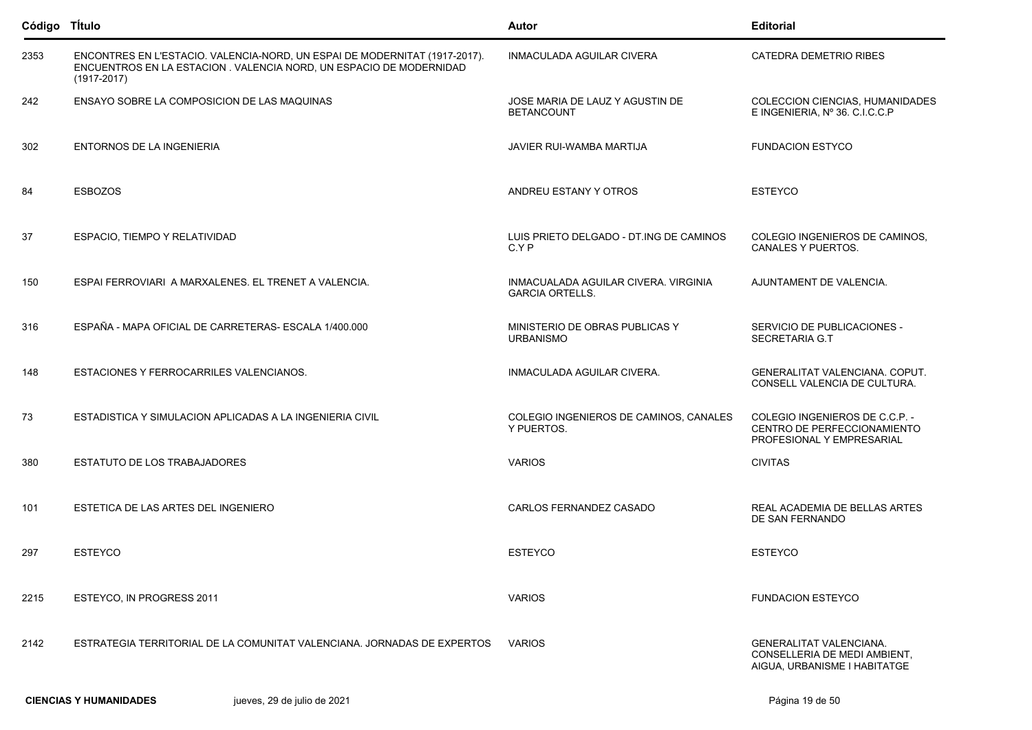| Código | TÍtulo | Autor | Editorial |
|---|---|---|---|
| 2353 | ENCONTRES EN L'ESTACIO. VALENCIA-NORD, UN ESPAI DE MODERNITAT (1917-2017). ENCUENTROS EN LA ESTACION . VALENCIA NORD, UN ESPACIO DE MODERNIDAD (1917-2017) | INMACULADA AGUILAR CIVERA | CATEDRA DEMETRIO RIBES |
| 242 | ENSAYO SOBRE LA COMPOSICION DE LAS MAQUINAS | JOSE MARIA DE LAUZ Y AGUSTIN DE BETANCOUNT | COLECCION CIENCIAS, HUMANIDADES E INGENIERIA, Nº 36. C.I.C.C.P |
| 302 | ENTORNOS DE LA INGENIERIA | JAVIER RUI-WAMBA MARTIJA | FUNDACION ESTYCO |
| 84 | ESBOZOS | ANDREU ESTANY Y OTROS | ESTEYCO |
| 37 | ESPACIO, TIEMPO Y RELATIVIDAD | LUIS PRIETO DELGADO - DT.ING DE CAMINOS C.Y P | COLEGIO INGENIEROS DE CAMINOS, CANALES Y PUERTOS. |
| 150 | ESPAI FERROVIARI A MARXALENES. EL TRENET A VALENCIA. | INMACUALADA AGUILAR CIVERA. VIRGINIA GARCIA ORTELLS. | AJUNTAMENT DE VALENCIA. |
| 316 | ESPAÑA - MAPA OFICIAL DE CARRETERAS- ESCALA 1/400.000 | MINISTERIO DE OBRAS PUBLICAS Y URBANISMO | SERVICIO DE PUBLICACIONES - SECRETARIA G.T |
| 148 | ESTACIONES Y FERROCARRILES VALENCIANOS. | INMACULADA AGUILAR CIVERA. | GENERALITAT VALENCIANA. COPUT. CONSELL VALENCIA DE CULTURA. |
| 73 | ESTADISTICA Y SIMULACION APLICADAS A LA INGENIERIA CIVIL | COLEGIO INGENIEROS DE CAMINOS, CANALES Y PUERTOS. | COLEGIO INGENIEROS DE C.C.P. - CENTRO DE PERFECCIONAMIENTO PROFESIONAL Y EMPRESARIAL |
| 380 | ESTATUTO DE LOS TRABAJADORES | VARIOS | CIVITAS |
| 101 | ESTETICA DE LAS ARTES DEL INGENIERO | CARLOS FERNANDEZ CASADO | REAL ACADEMIA DE BELLAS ARTES DE SAN FERNANDO |
| 297 | ESTEYCO | ESTEYCO | ESTEYCO |
| 2215 | ESTEYCO, IN PROGRESS 2011 | VARIOS | FUNDACION ESTEYCO |
| 2142 | ESTRATEGIA TERRITORIAL DE LA COMUNITAT VALENCIANA. JORNADAS DE EXPERTOS | VARIOS | GENERALITAT VALENCIANA. CONSELLERIA DE MEDI AMBIENT, AIGUA, URBANISME I HABITATGE |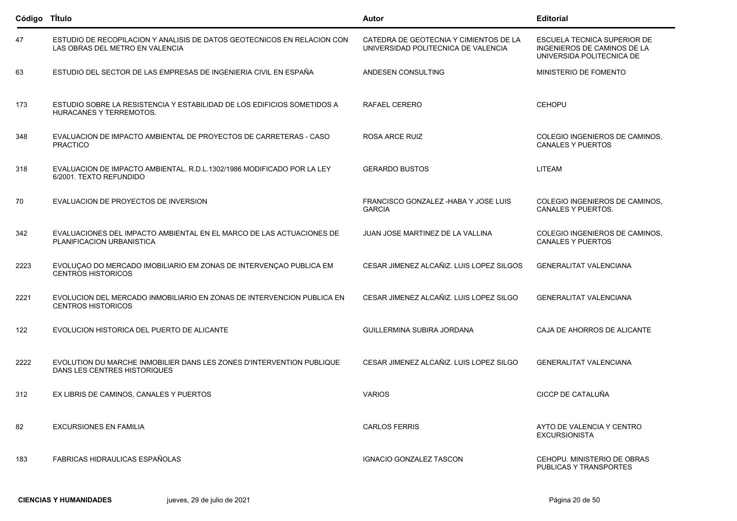| Código | TÍtulo | Autor | Editorial |
|---|---|---|---|
| 47 | ESTUDIO DE RECOPILACION Y ANALISIS DE DATOS GEOTECNICOS EN RELACION CON LAS OBRAS DEL METRO EN VALENCIA | CATEDRA DE GEOTECNIA Y CIMIENTOS DE LA UNIVERSIDAD POLITECNICA DE VALENCIA | ESCUELA TECNICA SUPERIOR DE INGENIEROS DE CAMINOS DE LA UNIVERSIDA POLITECNICA DE |
| 63 | ESTUDIO DEL SECTOR DE LAS EMPRESAS DE INGENIERIA CIVIL EN ESPAÑA | ANDESEN CONSULTING | MINISTERIO DE FOMENTO |
| 173 | ESTUDIO SOBRE LA RESISTENCIA Y ESTABILIDAD DE LOS EDIFICIOS SOMETIDOS A HURACANES Y TERREMOTOS. | RAFAEL CERERO | CEHOPU |
| 348 | EVALUACION DE IMPACTO AMBIENTAL DE PROYECTOS DE CARRETERAS - CASO PRACTICO | ROSA ARCE RUIZ | COLEGIO INGENIEROS DE CAMINOS, CANALES Y PUERTOS |
| 318 | EVALUACION DE IMPACTO AMBIENTAL. R.D.L.1302/1986 MODIFICADO POR LA LEY 6/2001. TEXTO REFUNDIDO | GERARDO BUSTOS | LITEAM |
| 70 | EVALUACION DE PROYECTOS DE INVERSION | FRANCISCO GONZALEZ -HABA Y JOSE LUIS GARCIA | COLEGIO INGENIEROS DE CAMINOS, CANALES Y PUERTOS. |
| 342 | EVALUACIONES DEL IMPACTO AMBIENTAL EN EL MARCO DE LAS ACTUACIONES DE PLANIFICACION URBANISTICA | JUAN JOSE MARTINEZ DE LA VALLINA | COLEGIO INGENIEROS DE CAMINOS, CANALES Y PUERTOS |
| 2223 | EVOLUÇAO DO MERCADO IMOBILIARIO EM ZONAS DE INTERVENÇAO PUBLICA EM CENTROS HISTORICOS | CESAR JIMENEZ ALCAÑIZ. LUIS LOPEZ SILGOS | GENERALITAT VALENCIANA |
| 2221 | EVOLUCION DEL MERCADO INMOBILIARIO EN ZONAS DE INTERVENCION PUBLICA EN CENTROS HISTORICOS | CESAR JIMENEZ ALCAÑIZ. LUIS LOPEZ SILGO | GENERALITAT VALENCIANA |
| 122 | EVOLUCION HISTORICA DEL PUERTO DE ALICANTE | GUILLERMINA SUBIRA JORDANA | CAJA DE AHORROS DE ALICANTE |
| 2222 | EVOLUTION DU MARCHE INMOBILIER DANS LES ZONES D'INTERVENTION PUBLIQUE DANS LES CENTRES HISTORIQUES | CESAR JIMENEZ ALCAÑIZ. LUIS LOPEZ SILGO | GENERALITAT VALENCIANA |
| 312 | EX LIBRIS DE CAMINOS, CANALES Y PUERTOS | VARIOS | CICCP DE CATALUÑA |
| 82 | EXCURSIONES EN FAMILIA | CARLOS FERRIS | AYTO DE VALENCIA Y CENTRO EXCURSIONISTA |
| 183 | FABRICAS HIDRAULICAS ESPAÑOLAS | IGNACIO GONZALEZ TASCON | CEHOPU. MINISTERIO DE OBRAS PUBLICAS Y TRANSPORTES |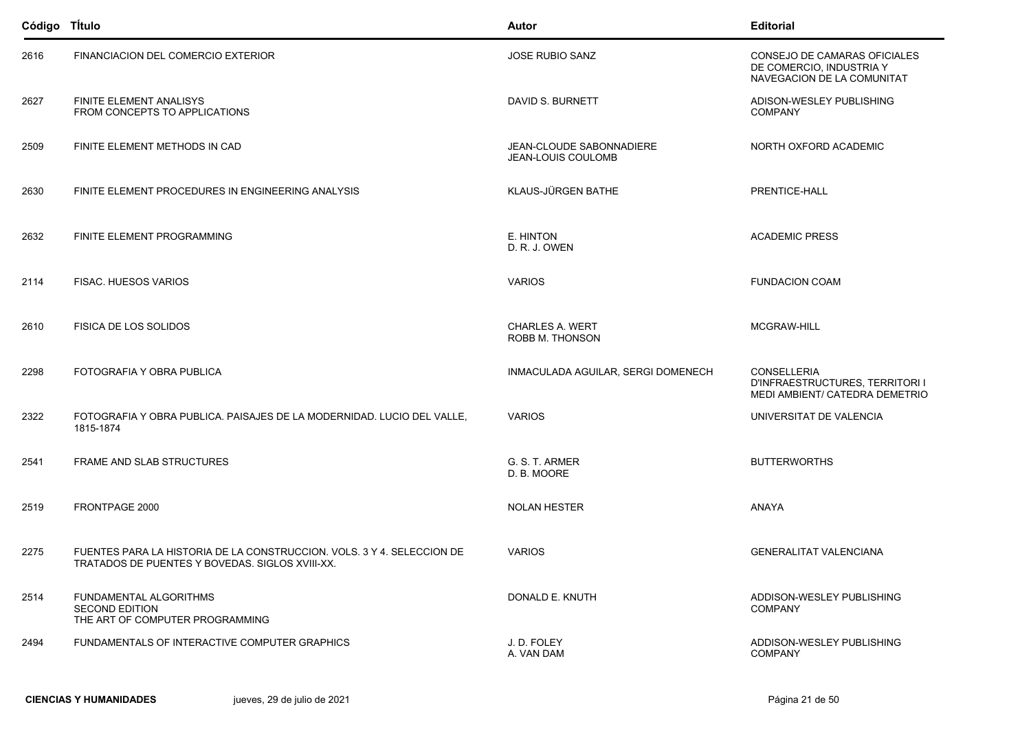| Código | TÍtulo | Autor | Editorial |
|---|---|---|---|
| 2616 | FINANCIACION DEL COMERCIO EXTERIOR | JOSE RUBIO SANZ | CONSEJO DE CAMARAS OFICIALES DE COMERCIO, INDUSTRIA Y NAVEGACION DE LA COMUNITAT |
| 2627 | FINITE ELEMENT ANALISYS<br>FROM CONCEPTS TO APPLICATIONS | DAVID S. BURNETT | ADISON-WESLEY PUBLISHING COMPANY |
| 2509 | FINITE ELEMENT METHODS IN CAD | JEAN-CLOUDE SABONNADIERE<br>JEAN-LOUIS COULOMB | NORTH OXFORD ACADEMIC |
| 2630 | FINITE ELEMENT PROCEDURES IN ENGINEERING ANALYSIS | KLAUS-JÜRGEN BATHE | PRENTICE-HALL |
| 2632 | FINITE ELEMENT PROGRAMMING | E. HINTON<br>D. R. J. OWEN | ACADEMIC PRESS |
| 2114 | FISAC. HUESOS VARIOS | VARIOS | FUNDACION COAM |
| 2610 | FISICA DE LOS SOLIDOS | CHARLES A. WERT<br>ROBB M. THONSON | MCGRAW-HILL |
| 2298 | FOTOGRAFIA Y OBRA PUBLICA | INMACULADA AGUILAR, SERGI DOMENECH | CONSELLERIA D'INFRAESTRUCTURES, TERRITORI I MEDI AMBIENT/ CATEDRA DEMETRIO |
| 2322 | FOTOGRAFIA Y OBRA PUBLICA. PAISAJES DE LA MODERNIDAD. LUCIO DEL VALLE, 1815-1874 | VARIOS | UNIVERSITAT DE VALENCIA |
| 2541 | FRAME AND SLAB STRUCTURES | G. S. T. ARMER<br>D. B. MOORE | BUTTERWORTHS |
| 2519 | FRONTPAGE 2000 | NOLAN HESTER | ANAYA |
| 2275 | FUENTES PARA LA HISTORIA DE LA CONSTRUCCION. VOLS. 3 Y 4. SELECCION DE TRATADOS DE PUENTES Y BOVEDAS. SIGLOS XVIII-XX. | VARIOS | GENERALITAT VALENCIANA |
| 2514 | FUNDAMENTAL ALGORITHMS<br>SECOND EDITION<br>THE ART OF COMPUTER PROGRAMMING | DONALD E. KNUTH | ADDISON-WESLEY PUBLISHING COMPANY |
| 2494 | FUNDAMENTALS OF INTERACTIVE COMPUTER GRAPHICS | J. D. FOLEY<br>A. VAN DAM | ADDISON-WESLEY PUBLISHING COMPANY |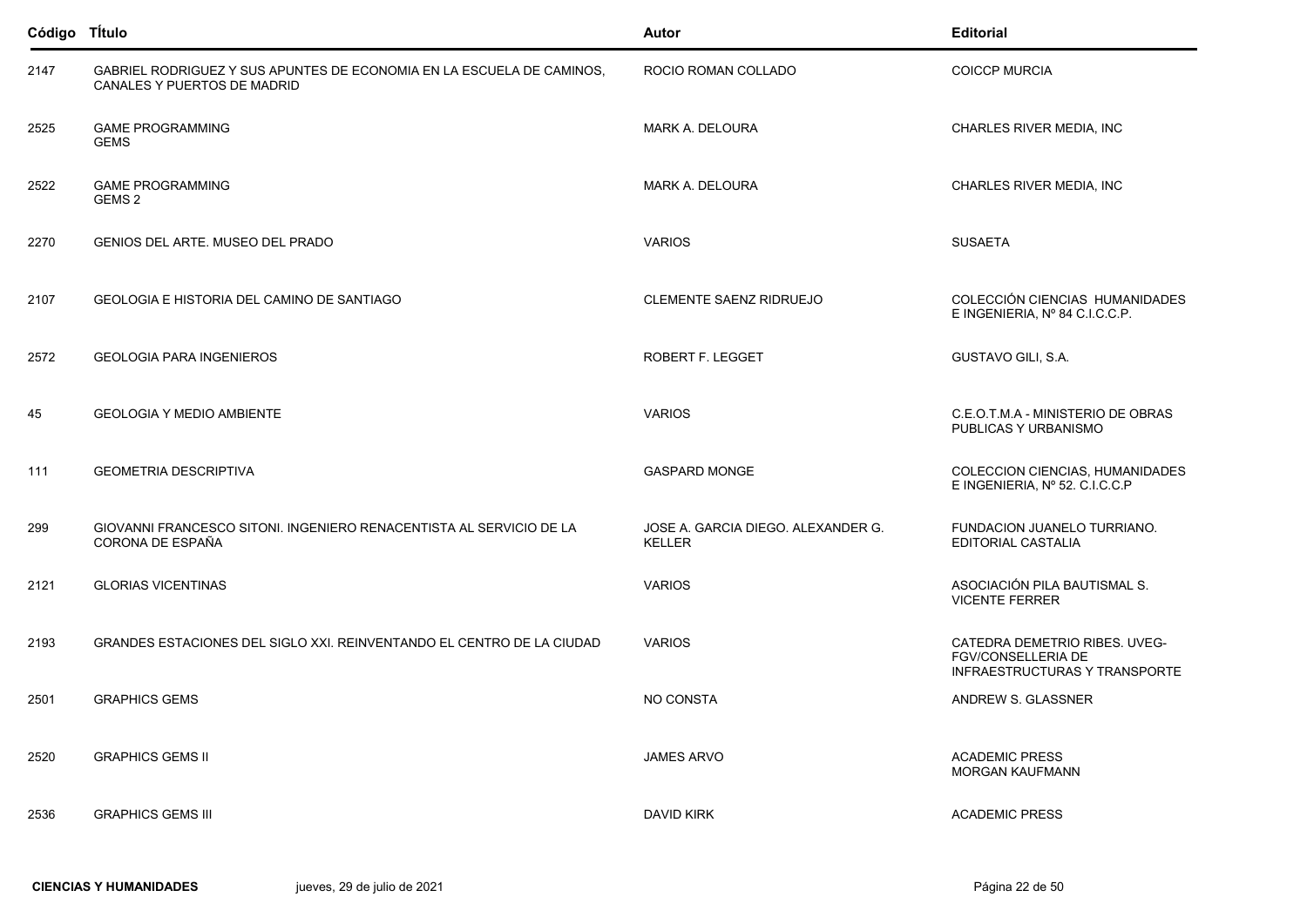| Código | TÍtulo | Autor | Editorial |
| --- | --- | --- | --- |
| 2147 | GABRIEL RODRIGUEZ Y SUS APUNTES DE ECONOMIA EN LA ESCUELA DE CAMINOS, CANALES Y PUERTOS DE MADRID | ROCIO ROMAN COLLADO | COICCP MURCIA |
| 2525 | GAME PROGRAMMING GEMS | MARK A. DELOURA | CHARLES RIVER MEDIA, INC |
| 2522 | GAME PROGRAMMING GEMS 2 | MARK A. DELOURA | CHARLES RIVER MEDIA, INC |
| 2270 | GENIOS DEL ARTE. MUSEO DEL PRADO | VARIOS | SUSAETA |
| 2107 | GEOLOGIA E HISTORIA DEL CAMINO DE SANTIAGO | CLEMENTE SAENZ RIDRUEJO | COLECCIÓN CIENCIAS HUMANIDADES E INGENIERIA, Nº 84 C.I.C.C.P. |
| 2572 | GEOLOGIA PARA INGENIEROS | ROBERT F. LEGGET | GUSTAVO GILI, S.A. |
| 45 | GEOLOGIA Y MEDIO AMBIENTE | VARIOS | C.E.O.T.M.A - MINISTERIO DE OBRAS PUBLICAS Y URBANISMO |
| 111 | GEOMETRIA DESCRIPTIVA | GASPARD MONGE | COLECCION CIENCIAS, HUMANIDADES E INGENIERIA, Nº 52. C.I.C.C.P |
| 299 | GIOVANNI FRANCESCO SITONI. INGENIERO RENACENTISTA AL SERVICIO DE LA CORONA DE ESPAÑA | JOSE A. GARCIA DIEGO. ALEXANDER G. KELLER | FUNDACION JUANELO TURRIANO. EDITORIAL CASTALIA |
| 2121 | GLORIAS VICENTINAS | VARIOS | ASOCIACIÓN PILA BAUTISMAL S. VICENTE FERRER |
| 2193 | GRANDES ESTACIONES DEL SIGLO XXI. REINVENTANDO EL CENTRO DE LA CIUDAD | VARIOS | CATEDRA DEMETRIO RIBES. UVEG-FGV/CONSELLERIA DE INFRAESTRUCTURAS Y TRANSPORTE |
| 2501 | GRAPHICS GEMS | NO CONSTA | ANDREW S. GLASSNER |
| 2520 | GRAPHICS GEMS II | JAMES ARVO | ACADEMIC PRESS MORGAN KAUFMANN |
| 2536 | GRAPHICS GEMS III | DAVID KIRK | ACADEMIC PRESS |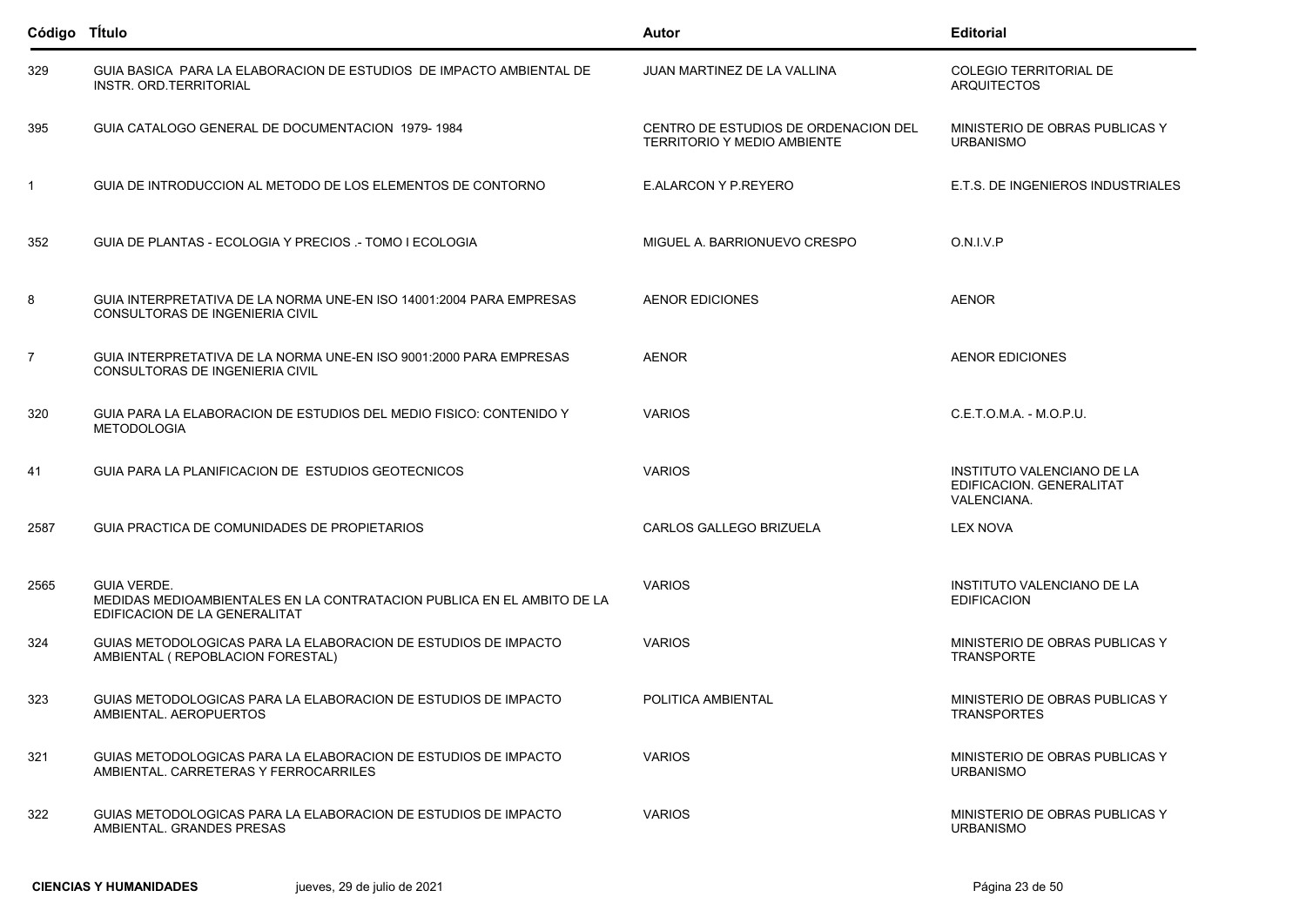| Código | TÍtulo | Autor | Editorial |
|---|---|---|---|
| 329 | GUIA BASICA PARA LA ELABORACION DE ESTUDIOS DE IMPACTO AMBIENTAL DE INSTR. ORD.TERRITORIAL | JUAN MARTINEZ DE LA VALLINA | COLEGIO TERRITORIAL DE ARQUITECTOS |
| 395 | GUIA CATALOGO GENERAL DE DOCUMENTACION 1979- 1984 | CENTRO DE ESTUDIOS DE ORDENACION DEL TERRITORIO Y MEDIO AMBIENTE | MINISTERIO DE OBRAS PUBLICAS Y URBANISMO |
| 1 | GUIA DE INTRODUCCION AL METODO DE LOS ELEMENTOS DE CONTORNO | E.ALARCON Y P.REYERO | E.T.S. DE INGENIEROS INDUSTRIALES |
| 352 | GUIA DE PLANTAS - ECOLOGIA Y PRECIOS .- TOMO I ECOLOGIA | MIGUEL A. BARRIONUEVO CRESPO | O.N.I.V.P |
| 8 | GUIA INTERPRETATIVA DE LA NORMA UNE-EN ISO 14001:2004 PARA EMPRESAS CONSULTORAS DE INGENIERIA CIVIL | AENOR EDICIONES | AENOR |
| 7 | GUIA INTERPRETATIVA DE LA NORMA UNE-EN ISO 9001:2000 PARA EMPRESAS CONSULTORAS DE INGENIERIA CIVIL | AENOR | AENOR EDICIONES |
| 320 | GUIA PARA LA ELABORACION DE ESTUDIOS DEL MEDIO FISICO: CONTENIDO Y METODOLOGIA | VARIOS | C.E.T.O.M.A. - M.O.P.U. |
| 41 | GUIA PARA LA PLANIFICACION DE ESTUDIOS GEOTECNICOS | VARIOS | INSTITUTO VALENCIANO DE LA EDIFICACION. GENERALITAT VALENCIANA. |
| 2587 | GUIA PRACTICA DE COMUNIDADES DE PROPIETARIOS | CARLOS GALLEGO BRIZUELA | LEX NOVA |
| 2565 | GUIA VERDE. MEDIDAS MEDIOAMBIENTALES EN LA CONTRATACION PUBLICA EN EL AMBITO DE LA EDIFICACION DE LA GENERALITAT | VARIOS | INSTITUTO VALENCIANO DE LA EDIFICACION |
| 324 | GUIAS METODOLOGICAS PARA LA ELABORACION DE ESTUDIOS DE IMPACTO AMBIENTAL ( REPOBLACION FORESTAL) | VARIOS | MINISTERIO DE OBRAS PUBLICAS Y TRANSPORTE |
| 323 | GUIAS METODOLOGICAS PARA LA ELABORACION DE ESTUDIOS DE IMPACTO AMBIENTAL. AEROPUERTOS | POLITICA AMBIENTAL | MINISTERIO DE OBRAS PUBLICAS Y TRANSPORTES |
| 321 | GUIAS METODOLOGICAS PARA LA ELABORACION DE ESTUDIOS DE IMPACTO AMBIENTAL. CARRETERAS Y FERROCARRILES | VARIOS | MINISTERIO DE OBRAS PUBLICAS Y URBANISMO |
| 322 | GUIAS METODOLOGICAS PARA LA ELABORACION DE ESTUDIOS DE IMPACTO AMBIENTAL. GRANDES PRESAS | VARIOS | MINISTERIO DE OBRAS PUBLICAS Y URBANISMO |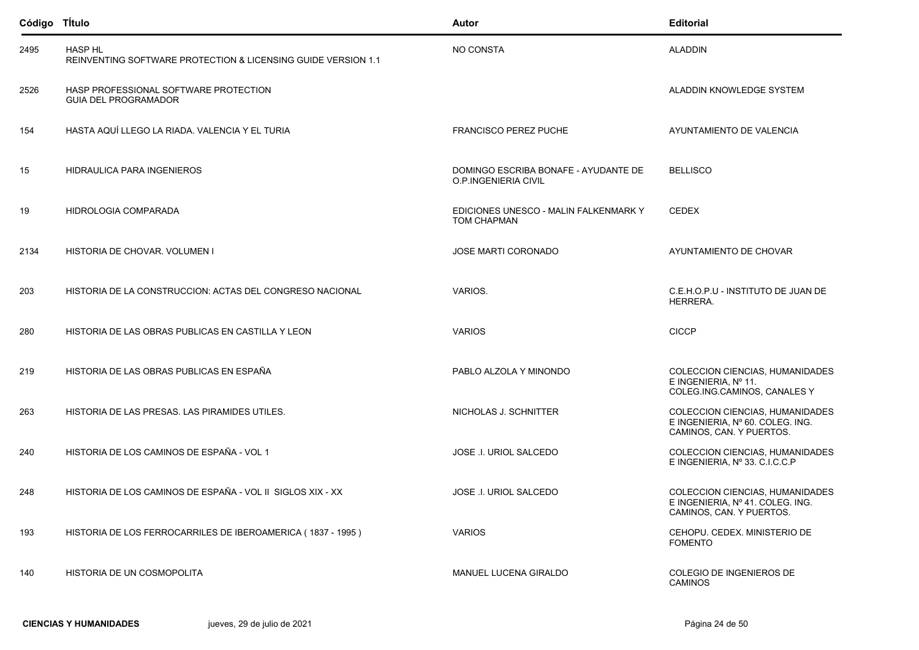| Código | TÍtulo | Autor | Editorial |
|---|---|---|---|
| 2495 | HASP HL<br>REINVENTING SOFTWARE PROTECTION & LICENSING GUIDE VERSION 1.1 | NO CONSTA | ALADDIN |
| 2526 | HASP PROFESSIONAL SOFTWARE PROTECTION<br>GUIA DEL PROGRAMADOR | | ALADDIN KNOWLEDGE SYSTEM |
| 154 | HASTA AQUÍ LLEGO LA RIADA. VALENCIA Y EL TURIA | FRANCISCO PEREZ PUCHE | AYUNTAMIENTO DE VALENCIA |
| 15 | HIDRAULICA PARA INGENIEROS | DOMINGO ESCRIBA BONAFE - AYUDANTE DE O.P.INGENIERIA CIVIL | BELLISCO |
| 19 | HIDROLOGIA COMPARADA | EDICIONES UNESCO - MALIN FALKENMARK Y TOM CHAPMAN | CEDEX |
| 2134 | HISTORIA DE CHOVAR. VOLUMEN I | JOSE MARTI CORONADO | AYUNTAMIENTO DE CHOVAR |
| 203 | HISTORIA DE LA CONSTRUCCION: ACTAS DEL CONGRESO NACIONAL | VARIOS. | C.E.H.O.P.U - INSTITUTO DE JUAN DE HERRERA. |
| 280 | HISTORIA DE LAS OBRAS PUBLICAS EN CASTILLA Y LEON | VARIOS | CICCP |
| 219 | HISTORIA DE LAS OBRAS PUBLICAS EN ESPAÑA | PABLO ALZOLA Y MINONDO | COLECCION CIENCIAS, HUMANIDADES E INGENIERIA, Nº 11. COLEG.ING.CAMINOS, CANALES Y |
| 263 | HISTORIA DE LAS PRESAS. LAS PIRAMIDES UTILES. | NICHOLAS J. SCHNITTER | COLECCION CIENCIAS, HUMANIDADES E INGENIERIA, Nº 60. COLEG. ING. CAMINOS, CAN. Y PUERTOS. |
| 240 | HISTORIA DE LOS CAMINOS DE ESPAÑA - VOL 1 | JOSE .I. URIOL SALCEDO | COLECCION CIENCIAS, HUMANIDADES E INGENIERIA, Nº 33. C.I.C.C.P |
| 248 | HISTORIA DE LOS CAMINOS DE ESPAÑA - VOL II SIGLOS XIX - XX | JOSE .I. URIOL SALCEDO | COLECCION CIENCIAS, HUMANIDADES E INGENIERIA, Nº 41. COLEG. ING. CAMINOS, CAN. Y PUERTOS. |
| 193 | HISTORIA DE LOS FERROCARRILES DE IBEROAMERICA ( 1837 - 1995 ) | VARIOS | CEHOPU. CEDEX. MINISTERIO DE FOMENTO |
| 140 | HISTORIA DE UN COSMOPOLITA | MANUEL LUCENA GIRALDO | COLEGIO DE INGENIEROS DE CAMINOS |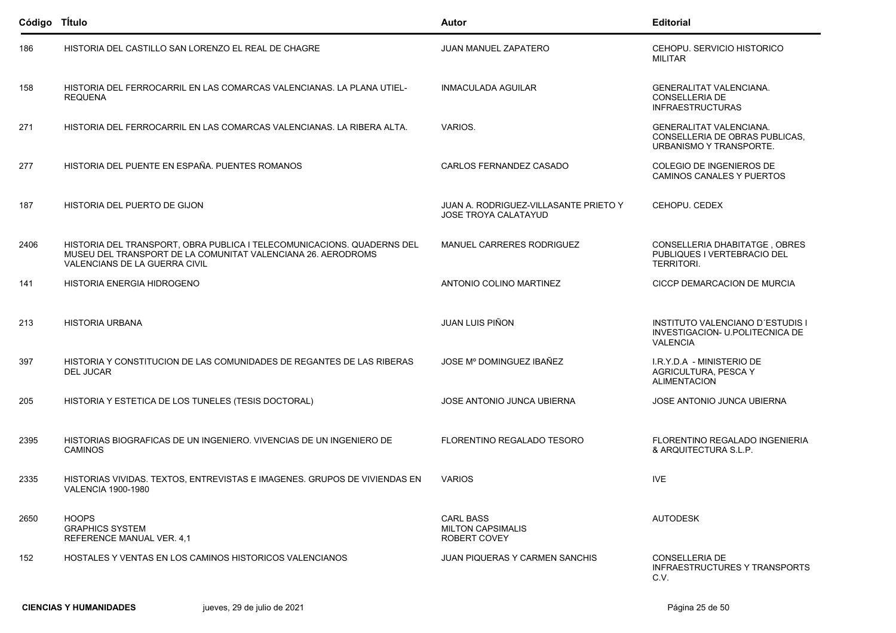| Código | TÍtulo | Autor | Editorial |
|---|---|---|---|
| 186 | HISTORIA DEL CASTILLO SAN LORENZO EL REAL DE CHAGRE | JUAN MANUEL ZAPATERO | CEHOPU. SERVICIO HISTORICO MILITAR |
| 158 | HISTORIA DEL FERROCARRIL EN LAS COMARCAS VALENCIANAS. LA PLANA UTIEL-REQUENA | INMACULADA AGUILAR | GENERALITAT VALENCIANA. CONSELLERIA DE INFRAESTRUCTURAS |
| 271 | HISTORIA DEL FERROCARRIL EN LAS COMARCAS VALENCIANAS. LA RIBERA ALTA. | VARIOS. | GENERALITAT VALENCIANA. CONSELLERIA DE OBRAS PUBLICAS, URBANISMO Y TRANSPORTE. |
| 277 | HISTORIA DEL PUENTE EN ESPAÑA. PUENTES ROMANOS | CARLOS FERNANDEZ CASADO | COLEGIO DE INGENIEROS DE CAMINOS CANALES Y PUERTOS |
| 187 | HISTORIA DEL PUERTO DE GIJON | JUAN A. RODRIGUEZ-VILLASANTE PRIETO Y JOSE TROYA CALATAYUD | CEHOPU. CEDEX |
| 2406 | HISTORIA DEL TRANSPORT, OBRA PUBLICA I TELECOMUNICACIONS. QUADERNS DEL MUSEU DEL TRANSPORT DE LA COMUNITAT VALENCIANA 26. AERODROMS VALENCIANS DE LA GUERRA CIVIL | MANUEL CARRERES RODRIGUEZ | CONSELLERIA DHABITATGE , OBRES PUBLIQUES I VERTEBRACIO DEL TERRITORI. |
| 141 | HISTORIA ENERGIA HIDROGENO | ANTONIO COLINO MARTINEZ | CICCP DEMARCACION DE MURCIA |
| 213 | HISTORIA URBANA | JUAN LUIS PIÑON | INSTITUTO VALENCIANO D´ESTUDIS I INVESTIGACION- U.POLITECNICA DE VALENCIA |
| 397 | HISTORIA Y CONSTITUCION DE LAS COMUNIDADES DE REGANTES DE LAS RIBERAS DEL JUCAR | JOSE Mº DOMINGUEZ IBAÑEZ | I.R.Y.D.A - MINISTERIO DE AGRICULTURA, PESCA Y ALIMENTACION |
| 205 | HISTORIA Y ESTETICA DE LOS TUNELES (TESIS DOCTORAL) | JOSE ANTONIO JUNCA UBIERNA | JOSE ANTONIO JUNCA UBIERNA |
| 2395 | HISTORIAS BIOGRAFICAS DE UN INGENIERO. VIVENCIAS DE UN INGENIERO DE CAMINOS | FLORENTINO REGALADO TESORO | FLORENTINO REGALADO INGENIERIA & ARQUITECTURA S.L.P. |
| 2335 | HISTORIAS VIVIDAS. TEXTOS, ENTREVISTAS E IMAGENES. GRUPOS DE VIVIENDAS EN VALENCIA 1900-1980 | VARIOS | IVE |
| 2650 | HOOPS GRAPHICS SYSTEM REFERENCE MANUAL VER. 4,1 | CARL BASS MILTON CAPSIMALIS ROBERT COVEY | AUTODESK |
| 152 | HOSTALES Y VENTAS EN LOS CAMINOS HISTORICOS VALENCIANOS | JUAN PIQUERAS Y CARMEN SANCHIS | CONSELLERIA DE INFRAESTRUCTURES Y TRANSPORTS C.V. |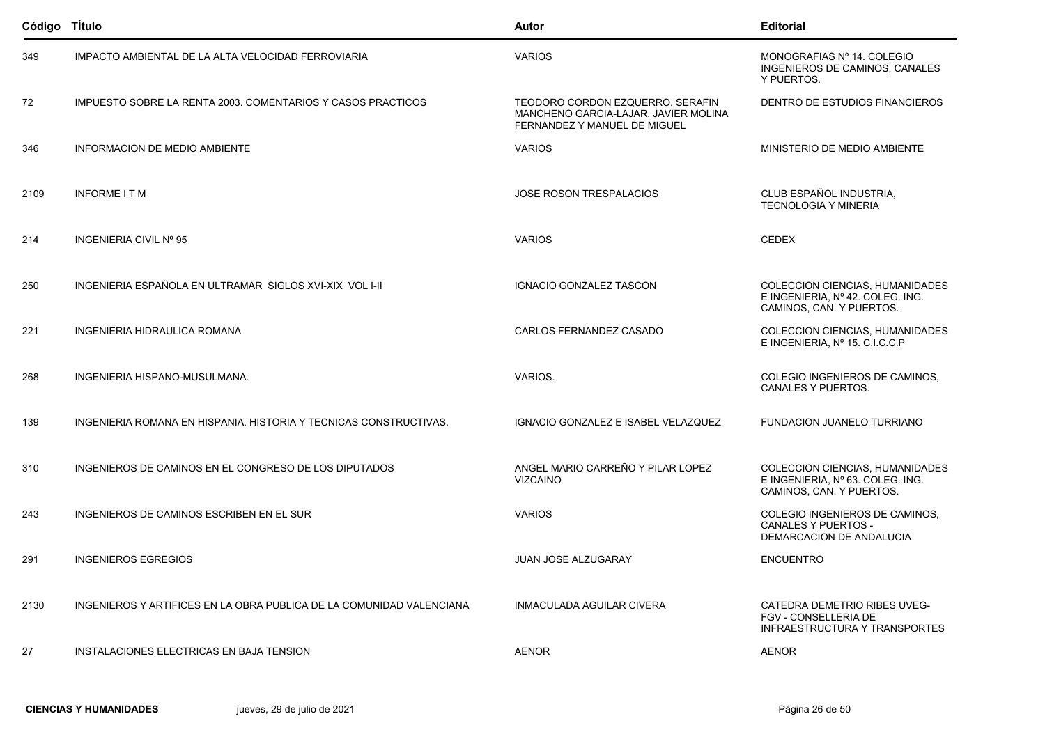| Código | TÍtulo | Autor | Editorial |
|---|---|---|---|
| 349 | IMPACTO AMBIENTAL DE LA ALTA VELOCIDAD FERROVIARIA | VARIOS | MONOGRAFIAS Nº 14. COLEGIO INGENIEROS DE CAMINOS, CANALES Y PUERTOS. |
| 72 | IMPUESTO SOBRE LA RENTA 2003. COMENTARIOS Y CASOS PRACTICOS | TEODORO CORDON EZQUERRO, SERAFIN MANCHENO GARCIA-LAJAR, JAVIER MOLINA FERNANDEZ Y MANUEL DE MIGUEL | DENTRO DE ESTUDIOS FINANCIEROS |
| 346 | INFORMACION DE MEDIO AMBIENTE | VARIOS | MINISTERIO DE MEDIO AMBIENTE |
| 2109 | INFORME I T M | JOSE ROSON TRESPALACIOS | CLUB ESPAÑOL INDUSTRIA, TECNOLOGIA Y MINERIA |
| 214 | INGENIERIA CIVIL Nº 95 | VARIOS | CEDEX |
| 250 | INGENIERIA ESPAÑOLA EN ULTRAMAR SIGLOS XVI-XIX VOL I-II | IGNACIO GONZALEZ TASCON | COLECCION CIENCIAS, HUMANIDADES E INGENIERIA, Nº 42. COLEG. ING. CAMINOS, CAN. Y PUERTOS. |
| 221 | INGENIERIA HIDRAULICA ROMANA | CARLOS FERNANDEZ CASADO | COLECCION CIENCIAS, HUMANIDADES E INGENIERIA, Nº 15. C.I.C.C.P |
| 268 | INGENIERIA HISPANO-MUSULMANA. | VARIOS. | COLEGIO INGENIEROS DE CAMINOS, CANALES Y PUERTOS. |
| 139 | INGENIERIA ROMANA EN HISPANIA. HISTORIA Y TECNICAS CONSTRUCTIVAS. | IGNACIO GONZALEZ E ISABEL VELAZQUEZ | FUNDACION JUANELO TURRIANO |
| 310 | INGENIEROS DE CAMINOS EN EL CONGRESO DE LOS DIPUTADOS | ANGEL MARIO CARREÑO Y PILAR LOPEZ VIZCAINO | COLECCION CIENCIAS, HUMANIDADES E INGENIERIA, Nº 63. COLEG. ING. CAMINOS, CAN. Y PUERTOS. |
| 243 | INGENIEROS DE CAMINOS ESCRIBEN EN EL SUR | VARIOS | COLEGIO INGENIEROS DE CAMINOS, CANALES Y PUERTOS - DEMARCACION DE ANDALUCIA |
| 291 | INGENIEROS EGREGIOS | JUAN JOSE ALZUGARAY | ENCUENTRO |
| 2130 | INGENIEROS Y ARTIFICES EN LA OBRA PUBLICA DE LA COMUNIDAD VALENCIANA | INMACULADA AGUILAR CIVERA | CATEDRA DEMETRIO RIBES UVEG-FGV - CONSELLERIA DE INFRAESTRUCTURA Y TRANSPORTES |
| 27 | INSTALACIONES ELECTRICAS EN BAJA TENSION | AENOR | AENOR |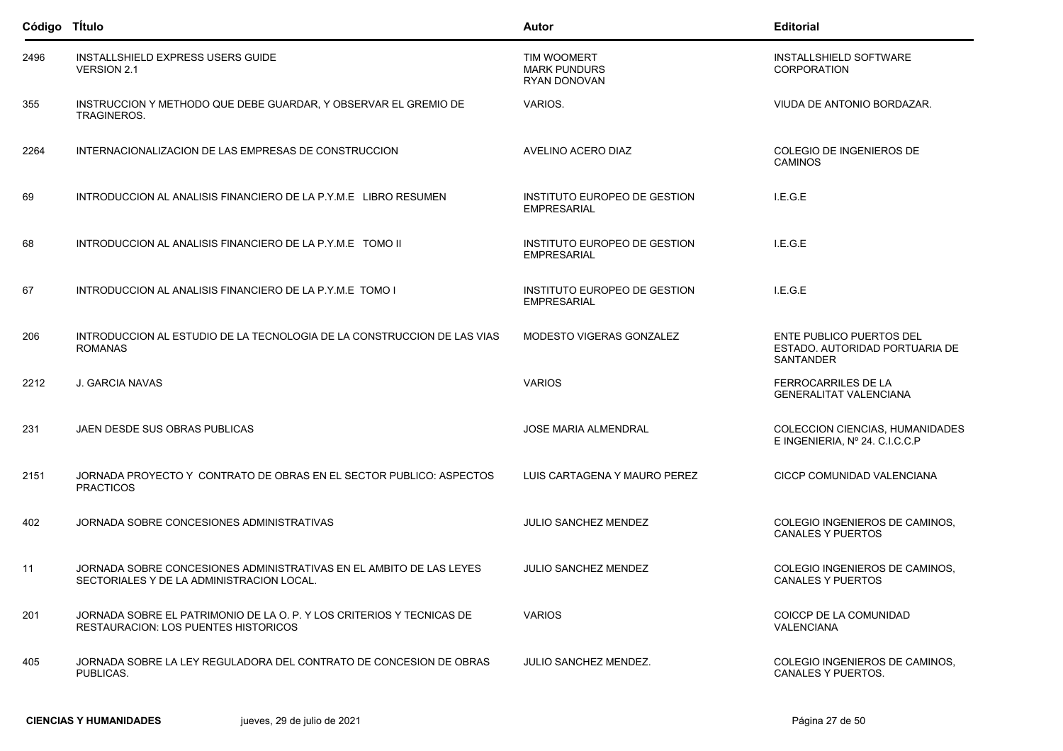| Código | TÍtulo | Autor | Editorial |
|---|---|---|---|
| 2496 | INSTALLSHIELD EXPRESS USERS GUIDE VERSION 2.1 | TIM WOOMERT MARK PUNDURS RYAN DONOVAN | INSTALLSHIELD SOFTWARE CORPORATION |
| 355 | INSTRUCCION Y METHODO QUE DEBE GUARDAR, Y OBSERVAR EL GREMIO DE TRAGINEROS. | VARIOS. | VIUDA DE ANTONIO BORDAZAR. |
| 2264 | INTERNACIONALIZACION DE LAS EMPRESAS DE CONSTRUCCION | AVELINO ACERO DIAZ | COLEGIO DE INGENIEROS DE CAMINOS |
| 69 | INTRODUCCION AL ANALISIS FINANCIERO DE LA P.Y.M.E LIBRO RESUMEN | INSTITUTO EUROPEO DE GESTION EMPRESARIAL | I.E.G.E |
| 68 | INTRODUCCION AL ANALISIS FINANCIERO DE LA P.Y.M.E TOMO II | INSTITUTO EUROPEO DE GESTION EMPRESARIAL | I.E.G.E |
| 67 | INTRODUCCION AL ANALISIS FINANCIERO DE LA P.Y.M.E TOMO I | INSTITUTO EUROPEO DE GESTION EMPRESARIAL | I.E.G.E |
| 206 | INTRODUCCION AL ESTUDIO DE LA TECNOLOGIA DE LA CONSTRUCCION DE LAS VIAS ROMANAS | MODESTO VIGERAS GONZALEZ | ENTE PUBLICO PUERTOS DEL ESTADO. AUTORIDAD PORTUARIA DE SANTANDER |
| 2212 | J. GARCIA NAVAS | VARIOS | FERROCARRILES DE LA GENERALITAT VALENCIANA |
| 231 | JAEN DESDE SUS OBRAS PUBLICAS | JOSE MARIA ALMENDRAL | COLECCION CIENCIAS, HUMANIDADES E INGENIERIA, Nº 24. C.I.C.C.P |
| 2151 | JORNADA PROYECTO Y CONTRATO DE OBRAS EN EL SECTOR PUBLICO: ASPECTOS PRACTICOS | LUIS CARTAGENA Y MAURO PEREZ | CICCP COMUNIDAD VALENCIANA |
| 402 | JORNADA SOBRE CONCESIONES ADMINISTRATIVAS | JULIO SANCHEZ MENDEZ | COLEGIO INGENIEROS DE CAMINOS, CANALES Y PUERTOS |
| 11 | JORNADA SOBRE CONCESIONES ADMINISTRATIVAS EN EL AMBITO DE LAS LEYES SECTORIALES Y DE LA ADMINISTRACION LOCAL. | JULIO SANCHEZ MENDEZ | COLEGIO INGENIEROS DE CAMINOS, CANALES Y PUERTOS |
| 201 | JORNADA SOBRE EL PATRIMONIO DE LA O. P. Y LOS CRITERIOS Y TECNICAS DE RESTAURACION: LOS PUENTES HISTORICOS | VARIOS | COICCP DE LA COMUNIDAD VALENCIANA |
| 405 | JORNADA SOBRE LA LEY REGULADORA DEL CONTRATO DE CONCESION DE OBRAS PUBLICAS. | JULIO SANCHEZ MENDEZ. | COLEGIO INGENIEROS DE CAMINOS, CANALES Y PUERTOS. |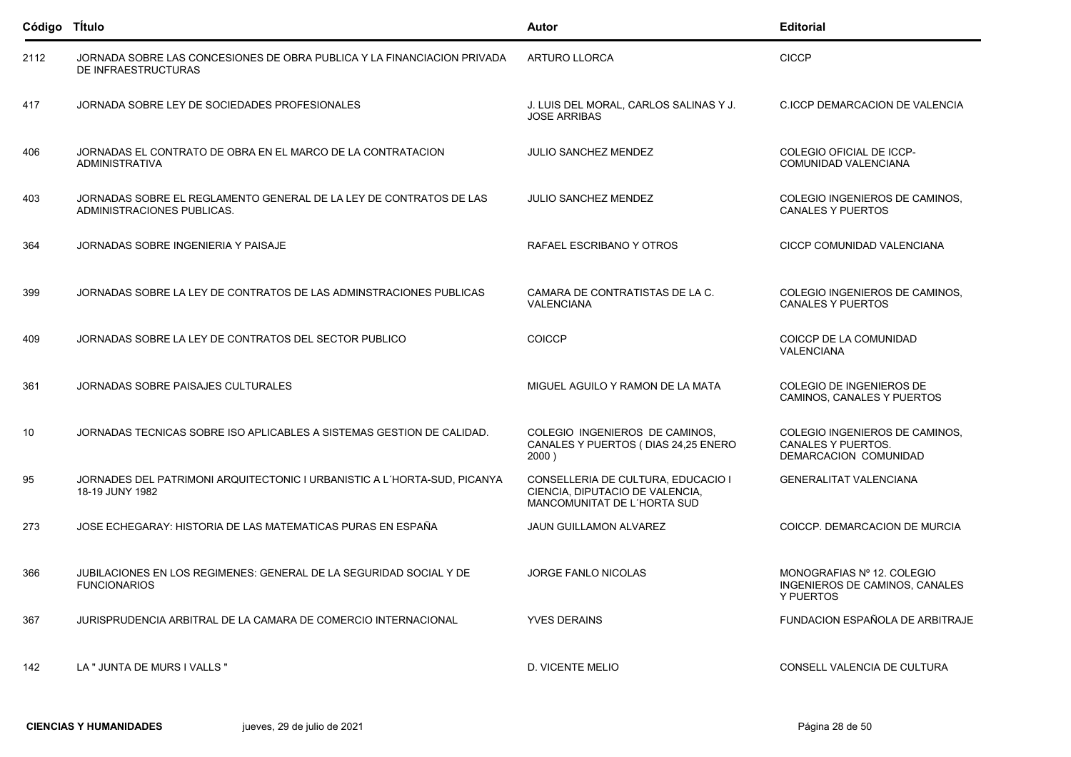| Código | TÍtulo | Autor | Editorial |
|---|---|---|---|
| 2112 | JORNADA SOBRE LAS CONCESIONES DE OBRA PUBLICA Y LA FINANCIACION PRIVADA DE INFRAESTRUCTURAS | ARTURO LLORCA | CICCP |
| 417 | JORNADA SOBRE LEY DE SOCIEDADES PROFESIONALES | J. LUIS DEL MORAL, CARLOS SALINAS Y J. JOSE ARRIBAS | C.ICCP DEMARCACION DE VALENCIA |
| 406 | JORNADAS EL CONTRATO DE OBRA EN EL MARCO DE LA CONTRATACION ADMINISTRATIVA | JULIO SANCHEZ MENDEZ | COLEGIO OFICIAL DE ICCP-COMUNIDAD VALENCIANA |
| 403 | JORNADAS SOBRE EL REGLAMENTO GENERAL DE LA LEY DE CONTRATOS DE LAS ADMINISTRACIONES PUBLICAS. | JULIO SANCHEZ MENDEZ | COLEGIO INGENIEROS DE CAMINOS, CANALES Y PUERTOS |
| 364 | JORNADAS SOBRE INGENIERIA Y PAISAJE | RAFAEL ESCRIBANO Y OTROS | CICCP COMUNIDAD VALENCIANA |
| 399 | JORNADAS SOBRE LA LEY DE CONTRATOS DE LAS ADMINSTRACIONES PUBLICAS | CAMARA DE CONTRATISTAS DE LA C. VALENCIANA | COLEGIO INGENIEROS DE CAMINOS, CANALES Y PUERTOS |
| 409 | JORNADAS SOBRE LA LEY DE CONTRATOS DEL SECTOR PUBLICO | COICCP | COICCP DE LA COMUNIDAD VALENCIANA |
| 361 | JORNADAS SOBRE PAISAJES CULTURALES | MIGUEL AGUILO Y RAMON DE LA MATA | COLEGIO DE INGENIEROS DE CAMINOS, CANALES Y PUERTOS |
| 10 | JORNADAS TECNICAS SOBRE ISO APLICABLES A SISTEMAS GESTION DE CALIDAD. | COLEGIO INGENIEROS DE CAMINOS, CANALES Y PUERTOS ( DIAS 24,25 ENERO 2000 ) | COLEGIO INGENIEROS DE CAMINOS, CANALES Y PUERTOS. DEMARCACION COMUNIDAD |
| 95 | JORNADES DEL PATRIMONI ARQUITECTONIC I URBANISTIC A L´HORTA-SUD, PICANYA 18-19 JUNY 1982 | CONSELLERIA DE CULTURA, EDUCACIO I CIENCIA, DIPUTACIO DE VALENCIA, MANCOMUNITAT DE L´HORTA SUD | GENERALITAT VALENCIANA |
| 273 | JOSE ECHEGARAY: HISTORIA DE LAS MATEMATICAS PURAS EN ESPAÑA | JAUN GUILLAMON ALVAREZ | COICCP. DEMARCACION DE MURCIA |
| 366 | JUBILACIONES EN LOS REGIMENES: GENERAL DE LA SEGURIDAD SOCIAL Y DE FUNCIONARIOS | JORGE FANLO NICOLAS | MONOGRAFIAS Nº 12. COLEGIO INGENIEROS DE CAMINOS, CANALES Y PUERTOS |
| 367 | JURISPRUDENCIA ARBITRAL DE LA CAMARA DE COMERCIO INTERNACIONAL | YVES DERAINS | FUNDACION ESPAÑOLA DE ARBITRAJE |
| 142 | LA " JUNTA DE MURS I VALLS " | D. VICENTE MELIO | CONSELL VALENCIA DE CULTURA |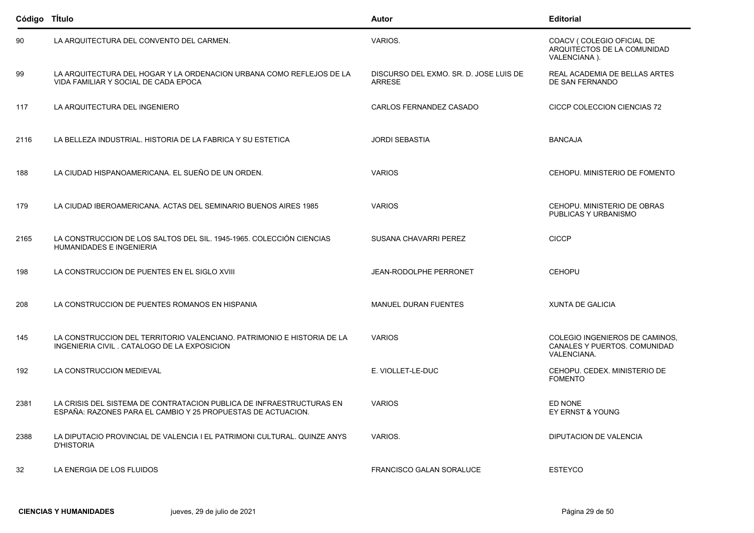| Código | Título | Autor | Editorial |
|---|---|---|---|
| 90 | LA ARQUITECTURA DEL CONVENTO DEL CARMEN. | VARIOS. | COACV ( COLEGIO OFICIAL DE ARQUITECTOS DE LA COMUNIDAD VALENCIANA ). |
| 99 | LA ARQUITECTURA DEL HOGAR Y LA ORDENACION URBANA COMO REFLEJOS DE LA VIDA FAMILIAR Y SOCIAL DE CADA EPOCA | DISCURSO DEL EXMO. SR. D. JOSE LUIS DE ARRESE | REAL ACADEMIA DE BELLAS ARTES DE SAN FERNANDO |
| 117 | LA ARQUITECTURA DEL INGENIERO | CARLOS FERNANDEZ CASADO | CICCP COLECCION CIENCIAS 72 |
| 2116 | LA BELLEZA INDUSTRIAL. HISTORIA DE LA FABRICA Y SU ESTETICA | JORDI SEBASTIA | BANCAJA |
| 188 | LA CIUDAD HISPANOAMERICANA. EL SUEÑO DE UN ORDEN. | VARIOS | CEHOPU. MINISTERIO DE FOMENTO |
| 179 | LA CIUDAD IBEROAMERICANA. ACTAS DEL SEMINARIO BUENOS AIRES 1985 | VARIOS | CEHOPU. MINISTERIO DE OBRAS PUBLICAS Y URBANISMO |
| 2165 | LA CONSTRUCCION DE LOS SALTOS DEL SIL. 1945-1965. COLECCIÓN CIENCIAS HUMANIDADES E INGENIERIA | SUSANA CHAVARRI PEREZ | CICCP |
| 198 | LA CONSTRUCCION DE PUENTES EN EL SIGLO XVIII | JEAN-RODOLPHE PERRONET | CEHOPU |
| 208 | LA CONSTRUCCION DE PUENTES ROMANOS EN HISPANIA | MANUEL DURAN FUENTES | XUNTA DE GALICIA |
| 145 | LA CONSTRUCCION DEL TERRITORIO VALENCIANO. PATRIMONIO E HISTORIA DE LA INGENIERIA CIVIL . CATALOGO DE LA EXPOSICION | VARIOS | COLEGIO INGENIEROS DE CAMINOS, CANALES Y PUERTOS. COMUNIDAD VALENCIANA. |
| 192 | LA CONSTRUCCION MEDIEVAL | E. VIOLLET-LE-DUC | CEHOPU. CEDEX. MINISTERIO DE FOMENTO |
| 2381 | LA CRISIS DEL SISTEMA DE CONTRATACION PUBLICA DE INFRAESTRUCTURAS EN ESPAÑA: RAZONES PARA EL CAMBIO Y 25 PROPUESTAS DE ACTUACION. | VARIOS | ED NONE<br>EY ERNST & YOUNG |
| 2388 | LA DIPUTACIO PROVINCIAL DE VALENCIA I EL PATRIMONI CULTURAL. QUINZE ANYS D'HISTORIA | VARIOS. | DIPUTACION DE VALENCIA |
| 32 | LA ENERGIA DE LOS FLUIDOS | FRANCISCO GALAN SORALUCE | ESTEYCO |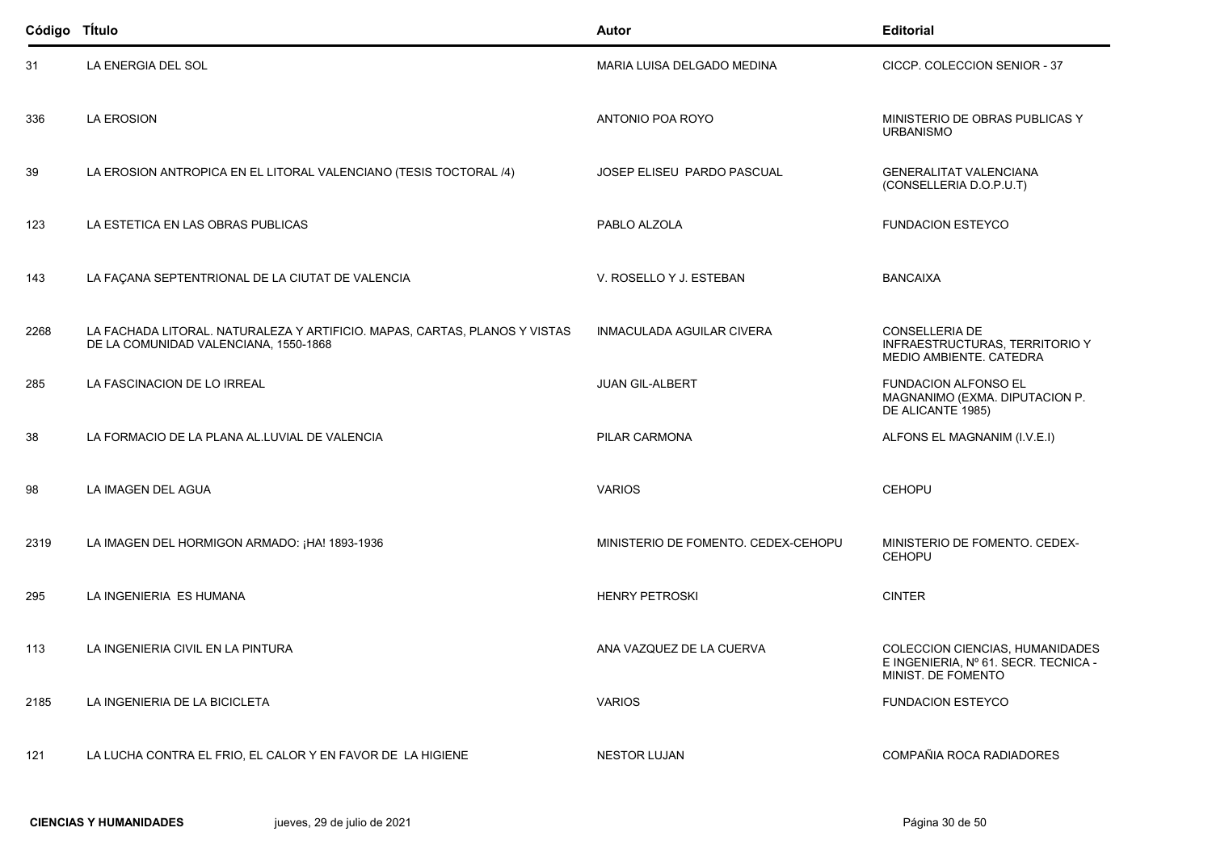| Código | Título | Autor | Editorial |
|---|---|---|---|
| 31 | LA ENERGIA DEL SOL | MARIA LUISA DELGADO MEDINA | CICCP. COLECCION SENIOR - 37 |
| 336 | LA EROSION | ANTONIO POA ROYO | MINISTERIO DE OBRAS PUBLICAS Y URBANISMO |
| 39 | LA EROSION ANTROPICA EN EL LITORAL VALENCIANO (TESIS TOCTORAL /4) | JOSEP ELISEU PARDO PASCUAL | GENERALITAT VALENCIANA (CONSELLERIA D.O.P.U.T) |
| 123 | LA ESTETICA EN LAS OBRAS PUBLICAS | PABLO ALZOLA | FUNDACION ESTEYCO |
| 143 | LA FAÇANA SEPTENTRIONAL DE LA CIUTAT DE VALENCIA | V. ROSELLO Y J. ESTEBAN | BANCAIXA |
| 2268 | LA FACHADA LITORAL. NATURALEZA Y ARTIFICIO. MAPAS, CARTAS, PLANOS Y VISTAS DE LA COMUNIDAD VALENCIANA, 1550-1868 | INMACULADA AGUILAR CIVERA | CONSELLERIA DE INFRAESTRUCTURAS, TERRITORIO Y MEDIO AMBIENTE. CATEDRA |
| 285 | LA FASCINACION DE LO IRREAL | JUAN GIL-ALBERT | FUNDACION ALFONSO EL MAGNANIMO (EXMA. DIPUTACION P. DE ALICANTE 1985) |
| 38 | LA FORMACIO DE LA PLANA AL.LUVIAL DE VALENCIA | PILAR CARMONA | ALFONS EL MAGNANIM (I.V.E.I) |
| 98 | LA IMAGEN DEL AGUA | VARIOS | CEHOPU |
| 2319 | LA IMAGEN DEL HORMIGON ARMADO: ¡HA! 1893-1936 | MINISTERIO DE FOMENTO. CEDEX-CEHOPU | MINISTERIO DE FOMENTO. CEDEX-CEHOPU |
| 295 | LA INGENIERIA ES HUMANA | HENRY PETROSKI | CINTER |
| 113 | LA INGENIERIA CIVIL EN LA PINTURA | ANA VAZQUEZ DE LA CUERVA | COLECCION CIENCIAS, HUMANIDADES E INGENIERIA, Nº 61. SECR. TECNICA - MINIST. DE FOMENTO |
| 2185 | LA INGENIERIA DE LA BICICLETA | VARIOS | FUNDACION ESTEYCO |
| 121 | LA LUCHA CONTRA EL FRIO, EL CALOR Y EN FAVOR DE LA HIGIENE | NESTOR LUJAN | COMPAÑIA ROCA RADIADORES |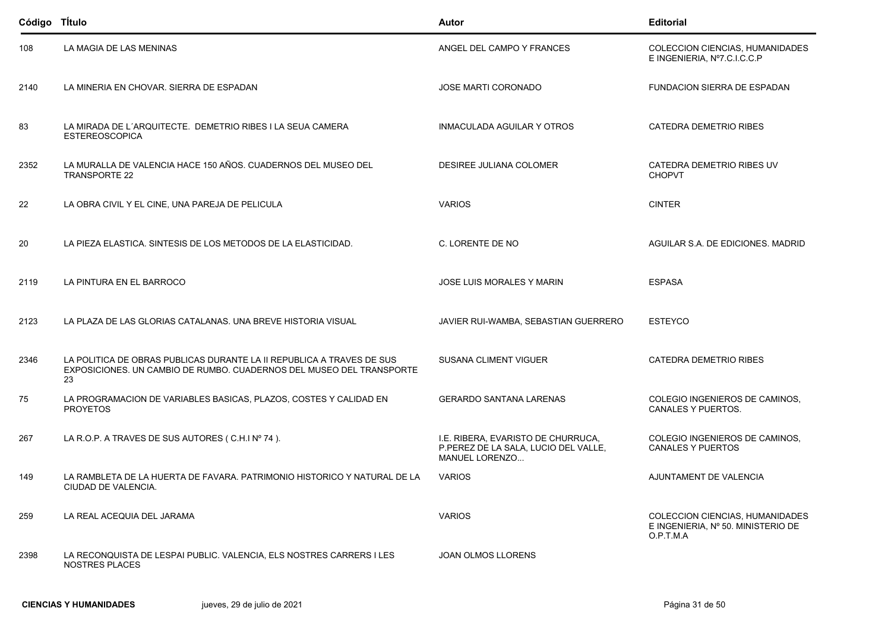| Código | TÍtulo | Autor | Editorial |
|---|---|---|---|
| 108 | LA MAGIA DE LAS MENINAS | ANGEL DEL CAMPO Y FRANCES | COLECCION CIENCIAS, HUMANIDADES E INGENIERIA, Nº7.C.I.C.C.P |
| 2140 | LA MINERIA EN CHOVAR. SIERRA DE ESPADAN | JOSE MARTI CORONADO | FUNDACION SIERRA DE ESPADAN |
| 83 | LA MIRADA DE L´ARQUITECTE. DEMETRIO RIBES I LA SEUA CAMERA ESTEREOSCOPICA | INMACULADA AGUILAR Y OTROS | CATEDRA DEMETRIO RIBES |
| 2352 | LA MURALLA DE VALENCIA HACE 150 AÑOS. CUADERNOS DEL MUSEO DEL TRANSPORTE 22 | DESIREE JULIANA COLOMER | CATEDRA DEMETRIO RIBES UV CHOPVT |
| 22 | LA OBRA CIVIL Y EL CINE, UNA PAREJA DE PELICULA | VARIOS | CINTER |
| 20 | LA PIEZA ELASTICA. SINTESIS DE LOS METODOS DE LA ELASTICIDAD. | C. LORENTE DE NO | AGUILAR S.A. DE EDICIONES. MADRID |
| 2119 | LA PINTURA EN EL BARROCO | JOSE LUIS MORALES Y MARIN | ESPASA |
| 2123 | LA PLAZA DE LAS GLORIAS CATALANAS. UNA BREVE HISTORIA VISUAL | JAVIER RUI-WAMBA, SEBASTIAN GUERRERO | ESTEYCO |
| 2346 | LA POLITICA DE OBRAS PUBLICAS DURANTE LA II REPUBLICA A TRAVES DE SUS EXPOSICIONES. UN CAMBIO DE RUMBO. CUADERNOS DEL MUSEO DEL TRANSPORTE 23 | SUSANA CLIMENT VIGUER | CATEDRA DEMETRIO RIBES |
| 75 | LA PROGRAMACION DE VARIABLES BASICAS, PLAZOS, COSTES Y CALIDAD EN PROYETOS | GERARDO SANTANA LARENAS | COLEGIO INGENIEROS DE CAMINOS, CANALES Y PUERTOS. |
| 267 | LA R.O.P. A TRAVES DE SUS AUTORES ( C.H.I Nº 74 ). | I.E. RIBERA, EVARISTO DE CHURRUCA, P.PEREZ DE LA SALA, LUCIO DEL VALLE, MANUEL LORENZO... | COLEGIO INGENIEROS DE CAMINOS, CANALES Y PUERTOS |
| 149 | LA RAMBLETA DE LA HUERTA DE FAVARA. PATRIMONIO HISTORICO Y NATURAL DE LA CIUDAD DE VALENCIA. | VARIOS | AJUNTAMENT DE VALENCIA |
| 259 | LA REAL ACEQUIA DEL JARAMA | VARIOS | COLECCION CIENCIAS, HUMANIDADES E INGENIERIA, Nº 50. MINISTERIO DE O.P.T.M.A |
| 2398 | LA RECONQUISTA DE LESPAI PUBLIC. VALENCIA, ELS NOSTRES CARRERS I LES NOSTRES PLACES | JOAN OLMOS LLORENS | |

**CIENCIAS Y HUMANIDADES** jueves, 29 de julio de 2021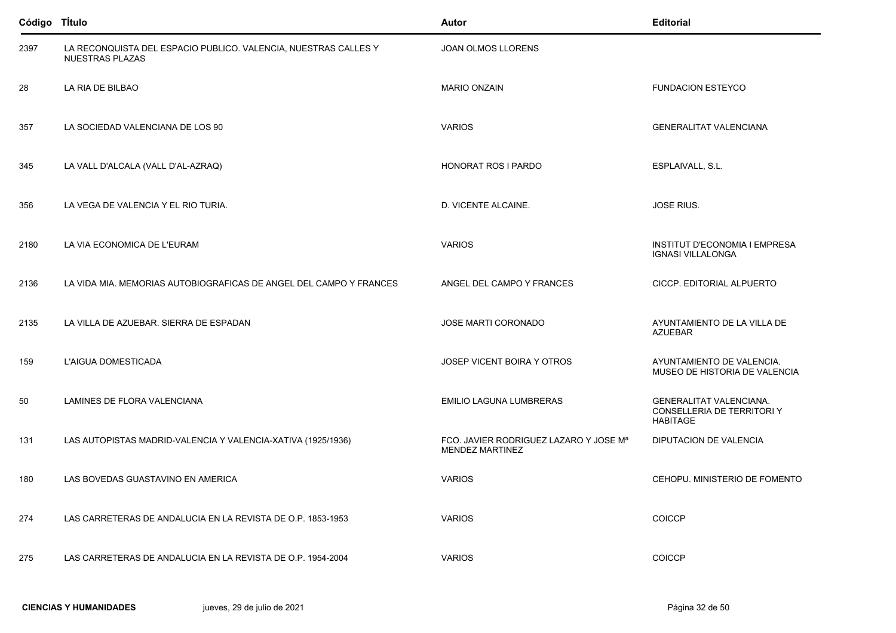| Código | TÍtulo | Autor | Editorial |
|---|---|---|---|
| 2397 | LA RECONQUISTA DEL ESPACIO PUBLICO. VALENCIA, NUESTRAS CALLES Y NUESTRAS PLAZAS | JOAN OLMOS LLORENS | |
| 28 | LA RIA DE BILBAO | MARIO ONZAIN | FUNDACION ESTEYCO |
| 357 | LA SOCIEDAD VALENCIANA DE LOS 90 | VARIOS | GENERALITAT VALENCIANA |
| 345 | LA VALL D'ALCALA (VALL D'AL-AZRAQ) | HONORAT ROS I PARDO | ESPLAIVALL, S.L. |
| 356 | LA VEGA DE VALENCIA Y EL RIO TURIA. | D. VICENTE ALCAINE. | JOSE RIUS. |
| 2180 | LA VIA ECONOMICA DE L'EURAM | VARIOS | INSTITUT D'ECONOMIA I EMPRESA IGNASI VILLALONGA |
| 2136 | LA VIDA MIA. MEMORIAS AUTOBIOGRAFICAS DE ANGEL DEL CAMPO Y FRANCES | ANGEL DEL CAMPO Y FRANCES | CICCP. EDITORIAL ALPUERTO |
| 2135 | LA VILLA DE AZUEBAR. SIERRA DE ESPADAN | JOSE MARTI CORONADO | AYUNTAMIENTO DE LA VILLA DE AZUEBAR |
| 159 | L'AIGUA DOMESTICADA | JOSEP VICENT BOIRA Y OTROS | AYUNTAMIENTO DE VALENCIA. MUSEO DE HISTORIA DE VALENCIA |
| 50 | LAMINES DE FLORA VALENCIANA | EMILIO LAGUNA LUMBRERAS | GENERALITAT VALENCIANA. CONSELLERIA DE TERRITORI Y HABITAGE |
| 131 | LAS AUTOPISTAS MADRID-VALENCIA Y VALENCIA-XATIVA (1925/1936) | FCO. JAVIER RODRIGUEZ LAZARO Y JOSE Mª MENDEZ MARTINEZ | DIPUTACION DE VALENCIA |
| 180 | LAS BOVEDAS GUASTAVINO EN AMERICA | VARIOS | CEHOPU. MINISTERIO DE FOMENTO |
| 274 | LAS CARRETERAS DE ANDALUCIA EN LA REVISTA DE O.P. 1853-1953 | VARIOS | COICCP |
| 275 | LAS CARRETERAS DE ANDALUCIA EN LA REVISTA DE O.P. 1954-2004 | VARIOS | COICCP |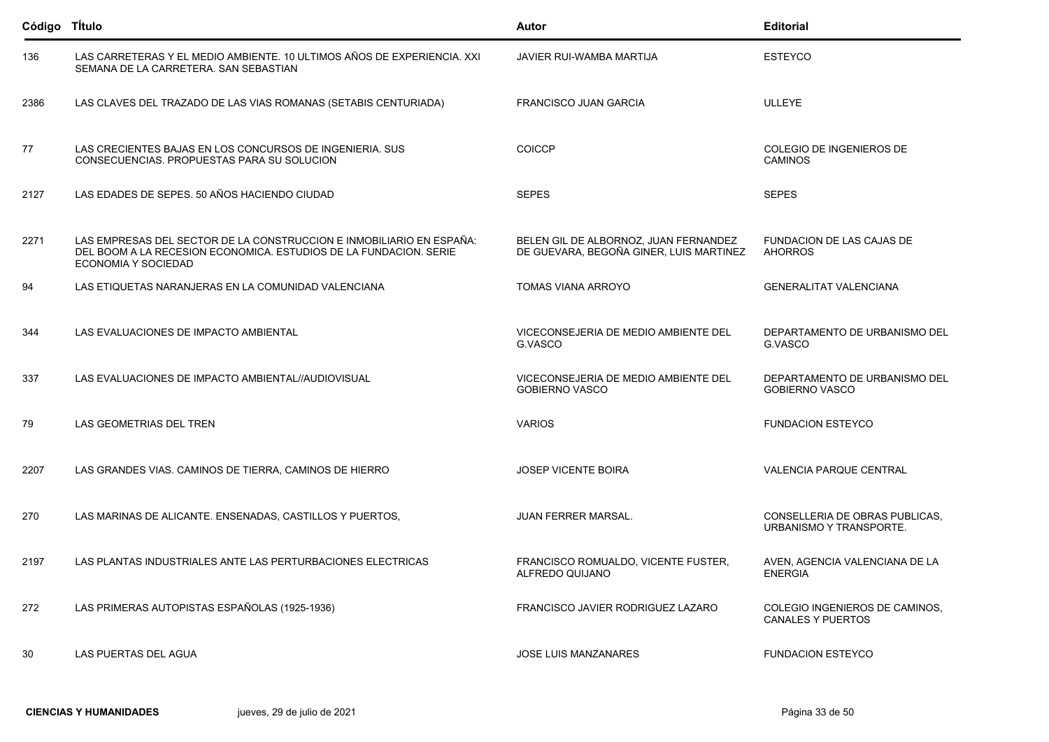| Código | TÍtulo | Autor | Editorial |
|---|---|---|---|
| 136 | LAS CARRETERAS Y EL MEDIO AMBIENTE. 10 ULTIMOS AÑOS DE EXPERIENCIA. XXI SEMANA DE LA CARRETERA. SAN SEBASTIAN | JAVIER RUI-WAMBA MARTIJA | ESTEYCO |
| 2386 | LAS CLAVES DEL TRAZADO DE LAS VIAS ROMANAS (SETABIS CENTURIADA) | FRANCISCO JUAN GARCIA | ULLEYE |
| 77 | LAS CRECIENTES BAJAS EN LOS CONCURSOS DE INGENIERIA. SUS CONSECUENCIAS. PROPUESTAS PARA SU SOLUCION | COICCP | COLEGIO DE INGENIEROS DE CAMINOS |
| 2127 | LAS EDADES DE SEPES. 50 AÑOS HACIENDO CIUDAD | SEPES | SEPES |
| 2271 | LAS EMPRESAS DEL SECTOR DE LA CONSTRUCCION E INMOBILIARIO EN ESPAÑA: DEL BOOM A LA RECESION ECONOMICA. ESTUDIOS DE LA FUNDACION. SERIE ECONOMIA Y SOCIEDAD | BELEN GIL DE ALBORNOZ, JUAN FERNANDEZ DE GUEVARA, BEGOÑA GINER, LUIS MARTINEZ | FUNDACION DE LAS CAJAS DE AHORROS |
| 94 | LAS ETIQUETAS NARANJERAS EN LA COMUNIDAD VALENCIANA | TOMAS VIANA ARROYO | GENERALITAT VALENCIANA |
| 344 | LAS EVALUACIONES DE IMPACTO AMBIENTAL | VICECONSEJERIA DE MEDIO AMBIENTE DEL G.VASCO | DEPARTAMENTO DE URBANISMO DEL G.VASCO |
| 337 | LAS EVALUACIONES DE IMPACTO AMBIENTAL//AUDIOVISUAL | VICECONSEJERIA DE MEDIO AMBIENTE DEL GOBIERNO VASCO | DEPARTAMENTO DE URBANISMO DEL GOBIERNO VASCO |
| 79 | LAS GEOMETRIAS DEL TREN | VARIOS | FUNDACION ESTEYCO |
| 2207 | LAS GRANDES VIAS. CAMINOS DE TIERRA, CAMINOS DE HIERRO | JOSEP VICENTE BOIRA | VALENCIA PARQUE CENTRAL |
| 270 | LAS MARINAS DE ALICANTE. ENSENADAS, CASTILLOS Y PUERTOS, | JUAN FERRER MARSAL. | CONSELLERIA DE OBRAS PUBLICAS, URBANISMO Y TRANSPORTE. |
| 2197 | LAS PLANTAS INDUSTRIALES ANTE LAS PERTURBACIONES ELECTRICAS | FRANCISCO ROMUALDO, VICENTE FUSTER, ALFREDO QUIJANO | AVEN, AGENCIA VALENCIANA DE LA ENERGIA |
| 272 | LAS PRIMERAS AUTOPISTAS ESPAÑOLAS (1925-1936) | FRANCISCO JAVIER RODRIGUEZ LAZARO | COLEGIO INGENIEROS DE CAMINOS, CANALES Y PUERTOS |
| 30 | LAS PUERTAS DEL AGUA | JOSE LUIS MANZANARES | FUNDACION ESTEYCO |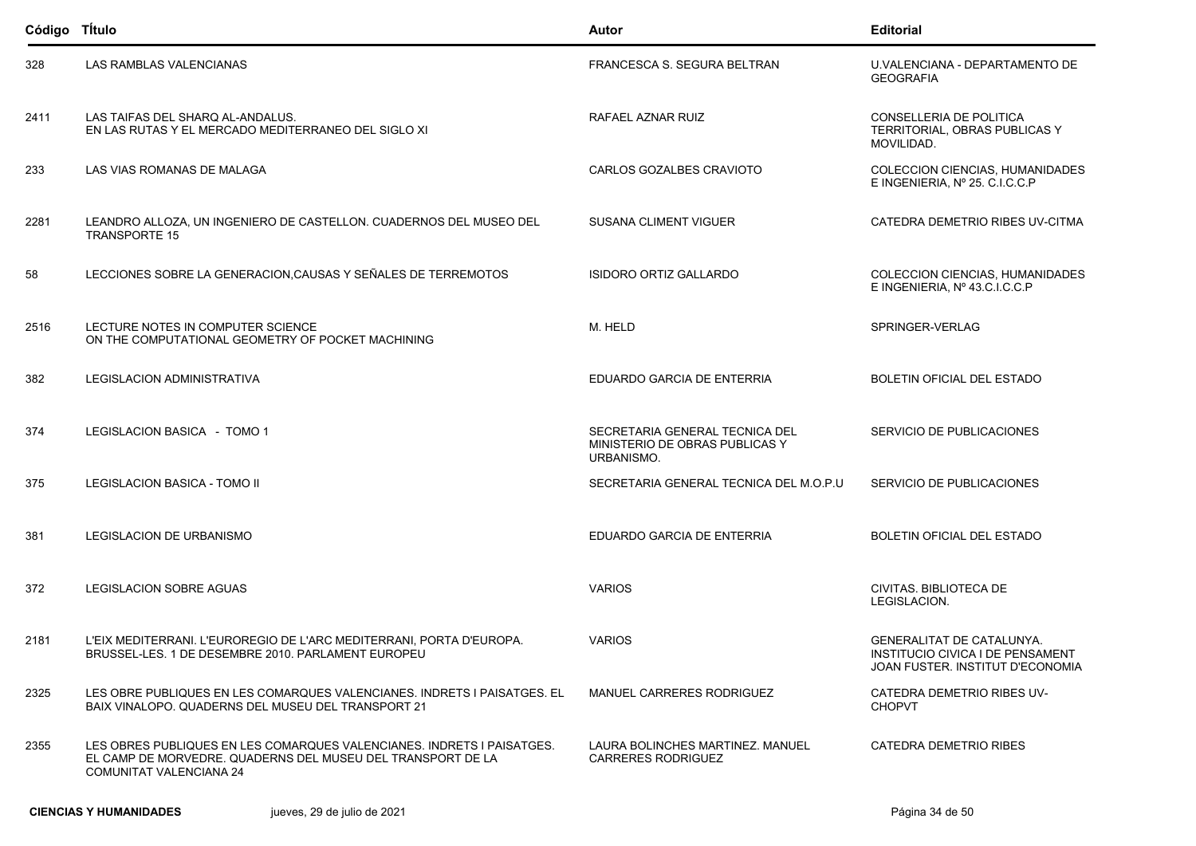| Código | Título | Autor | Editorial |
|---|---|---|---|
| 328 | LAS RAMBLAS VALENCIANAS | FRANCESCA S. SEGURA BELTRAN | U.VALENCIANA - DEPARTAMENTO DE GEOGRAFIA |
| 2411 | LAS TAIFAS DEL SHARQ AL-ANDALUS. EN LAS RUTAS Y EL MERCADO MEDITERRANEO DEL SIGLO XI | RAFAEL AZNAR RUIZ | CONSELLERIA DE POLITICA TERRITORIAL, OBRAS PUBLICAS Y MOVILIDAD. |
| 233 | LAS VIAS ROMANAS DE MALAGA | CARLOS GOZALBES CRAVIOTO | COLECCION CIENCIAS, HUMANIDADES E INGENIERIA, Nº 25. C.I.C.C.P |
| 2281 | LEANDRO ALLOZA, UN INGENIERO DE CASTELLON. CUADERNOS DEL MUSEO DEL TRANSPORTE 15 | SUSANA CLIMENT VIGUER | CATEDRA DEMETRIO RIBES UV-CITMA |
| 58 | LECCIONES SOBRE LA GENERACION,CAUSAS Y SEÑALES DE TERREMOTOS | ISIDORO ORTIZ GALLARDO | COLECCION CIENCIAS, HUMANIDADES E INGENIERIA, Nº 43.C.I.C.C.P |
| 2516 | LECTURE NOTES IN COMPUTER SCIENCE ON THE COMPUTATIONAL GEOMETRY OF POCKET MACHINING | M. HELD | SPRINGER-VERLAG |
| 382 | LEGISLACION ADMINISTRATIVA | EDUARDO GARCIA DE ENTERRIA | BOLETIN OFICIAL DEL ESTADO |
| 374 | LEGISLACION BASICA - TOMO 1 | SECRETARIA GENERAL TECNICA DEL MINISTERIO DE OBRAS PUBLICAS Y URBANISMO. | SERVICIO DE PUBLICACIONES |
| 375 | LEGISLACION BASICA - TOMO II | SECRETARIA GENERAL TECNICA DEL M.O.P.U | SERVICIO DE PUBLICACIONES |
| 381 | LEGISLACION DE URBANISMO | EDUARDO GARCIA DE ENTERRIA | BOLETIN OFICIAL DEL ESTADO |
| 372 | LEGISLACION SOBRE AGUAS | VARIOS | CIVITAS. BIBLIOTECA DE LEGISLACION. |
| 2181 | L'EIX MEDITERRANI. L'EUROREGIO DE L'ARC MEDITERRANI, PORTA D'EUROPA. BRUSSEL-LES. 1 DE DESEMBRE 2010. PARLAMENT EUROPEU | VARIOS | GENERALITAT DE CATALUNYA. INSTITUCIO CIVICA I DE PENSAMENT JOAN FUSTER. INSTITUT D'ECONOMIA |
| 2325 | LES OBRE PUBLIQUES EN LES COMARQUES VALENCIANES. INDRETS I PAISATGES. EL BAIX VINALOPO. QUADERNS DEL MUSEU DEL TRANSPORT 21 | MANUEL CARRERES RODRIGUEZ | CATEDRA DEMETRIO RIBES UV-CHOPVT |
| 2355 | LES OBRES PUBLIQUES EN LES COMARQUES VALENCIANES. INDRETS I PAISATGES. EL CAMP DE MORVEDRE. QUADERNS DEL MUSEU DEL TRANSPORT DE LA COMUNITAT VALENCIANA 24 | LAURA BOLINCHES MARTINEZ. MANUEL CARRERES RODRIGUEZ | CATEDRA DEMETRIO RIBES |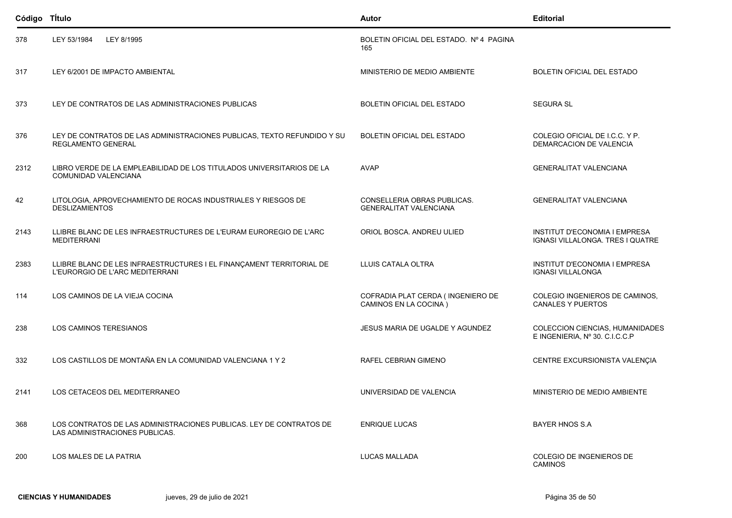| Código | Título | Autor | Editorial |
|---|---|---|---|
| 378 | LEY 53/1984 LEY 8/1995 | BOLETIN OFICIAL DEL ESTADO. Nº 4 PAGINA 165 | |
| 317 | LEY 6/2001 DE IMPACTO AMBIENTAL | MINISTERIO DE MEDIO AMBIENTE | BOLETIN OFICIAL DEL ESTADO |
| 373 | LEY DE CONTRATOS DE LAS ADMINISTRACIONES PUBLICAS | BOLETIN OFICIAL DEL ESTADO | SEGURA SL |
| 376 | LEY DE CONTRATOS DE LAS ADMINISTRACIONES PUBLICAS, TEXTO REFUNDIDO Y SU REGLAMENTO GENERAL | BOLETIN OFICIAL DEL ESTADO | COLEGIO OFICIAL DE I.C.C. Y P. DEMARCACION DE VALENCIA |
| 2312 | LIBRO VERDE DE LA EMPLEABILIDAD DE LOS TITULADOS UNIVERSITARIOS DE LA COMUNIDAD VALENCIANA | AVAP | GENERALITAT VALENCIANA |
| 42 | LITOLOGIA, APROVECHAMIENTO DE ROCAS INDUSTRIALES Y RIESGOS DE DESLIZAMIENTOS | CONSELLERIA OBRAS PUBLICAS. GENERALITAT VALENCIANA | GENERALITAT VALENCIANA |
| 2143 | LLIBRE BLANC DE LES INFRAESTRUCTURES DE L'EURAM EUROREGIO DE L'ARC MEDITERRANI | ORIOL BOSCA. ANDREU ULIED | INSTITUT D'ECONOMIA I EMPRESA IGNASI VILLALONGA. TRES I QUATRE |
| 2383 | LLIBRE BLANC DE LES INFRAESTRUCTURES I EL FINANÇAMENT TERRITORIAL DE L'EURORGIO DE L'ARC MEDITERRANI | LLUIS CATALA OLTRA | INSTITUT D'ECONOMIA I EMPRESA IGNASI VILLALONGA |
| 114 | LOS CAMINOS DE LA VIEJA COCINA | COFRADIA PLAT CERDA ( INGENIERO DE CAMINOS EN LA COCINA ) | COLEGIO INGENIEROS DE CAMINOS, CANALES Y PUERTOS |
| 238 | LOS CAMINOS TERESIANOS | JESUS MARIA DE UGALDE Y AGUNDEZ | COLECCION CIENCIAS, HUMANIDADES E INGENIERIA, Nº 30. C.I.C.C.P |
| 332 | LOS CASTILLOS DE MONTAÑA EN LA COMUNIDAD VALENCIANA 1 Y 2 | RAFEL CEBRIAN GIMENO | CENTRE EXCURSIONISTA VALENÇIA |
| 2141 | LOS CETACEOS DEL MEDITERRANEO | UNIVERSIDAD DE VALENCIA | MINISTERIO DE MEDIO AMBIENTE |
| 368 | LOS CONTRATOS DE LAS ADMINISTRACIONES PUBLICAS. LEY DE CONTRATOS DE LAS ADMINISTRACIONES PUBLICAS. | ENRIQUE LUCAS | BAYER HNOS S.A |
| 200 | LOS MALES DE LA PATRIA | LUCAS MALLADA | COLEGIO DE INGENIEROS DE CAMINOS |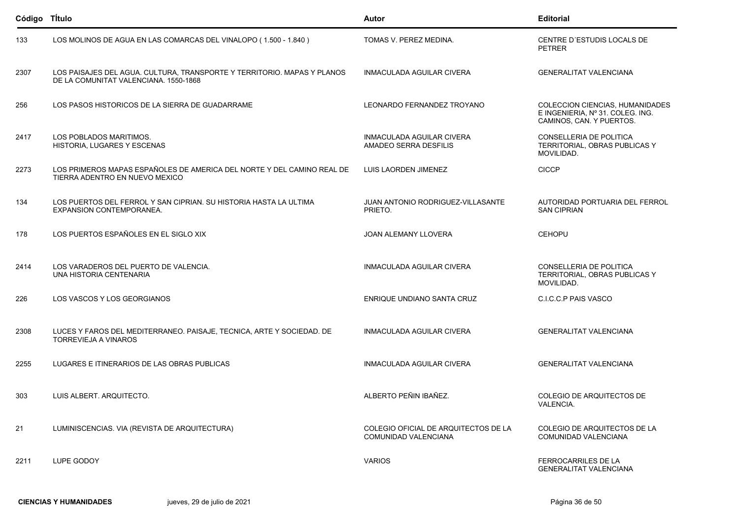| Código | TÍtulo | Autor | Editorial |
|---|---|---|---|
| 133 | LOS MOLINOS DE AGUA EN LAS COMARCAS DEL VINALOPO ( 1.500 - 1.840 ) | TOMAS V. PEREZ MEDINA. | CENTRE D´ESTUDIS LOCALS DE PETRER |
| 2307 | LOS PAISAJES DEL AGUA. CULTURA, TRANSPORTE Y TERRITORIO. MAPAS Y PLANOS DE LA COMUNITAT VALENCIANA. 1550-1868 | INMACULADA AGUILAR CIVERA | GENERALITAT VALENCIANA |
| 256 | LOS PASOS HISTORICOS DE LA SIERRA DE GUADARRAME | LEONARDO FERNANDEZ TROYANO | COLECCION CIENCIAS, HUMANIDADES E INGENIERIA, Nº 31. COLEG. ING. CAMINOS, CAN. Y PUERTOS. |
| 2417 | LOS POBLADOS MARITIMOS. HISTORIA, LUGARES Y ESCENAS | INMACULADA AGUILAR CIVERA AMADEO SERRA DESFILIS | CONSELLERIA DE POLITICA TERRITORIAL, OBRAS PUBLICAS Y MOVILIDAD. |
| 2273 | LOS PRIMEROS MAPAS ESPAÑOLES DE AMERICA DEL NORTE Y DEL CAMINO REAL DE TIERRA ADENTRO EN NUEVO MEXICO | LUIS LAORDEN JIMENEZ | CICCP |
| 134 | LOS PUERTOS DEL FERROL Y SAN CIPRIAN. SU HISTORIA HASTA LA ULTIMA EXPANSION CONTEMPORANEA. | JUAN ANTONIO RODRIGUEZ-VILLASANTE PRIETO. | AUTORIDAD PORTUARIA DEL FERROL SAN CIPRIAN |
| 178 | LOS PUERTOS ESPAÑOLES EN EL SIGLO XIX | JOAN ALEMANY LLOVERA | CEHOPU |
| 2414 | LOS VARADEROS DEL PUERTO DE VALENCIA. UNA HISTORIA CENTENARIA | INMACULADA AGUILAR CIVERA | CONSELLERIA DE POLITICA TERRITORIAL, OBRAS PUBLICAS Y MOVILIDAD. |
| 226 | LOS VASCOS Y LOS GEORGIANOS | ENRIQUE UNDIANO SANTA CRUZ | C.I.C.C.P PAIS VASCO |
| 2308 | LUCES Y FAROS DEL MEDITERRANEO. PAISAJE, TECNICA, ARTE Y SOCIEDAD. DE TORREVIEJA A VINAROS | INMACULADA AGUILAR CIVERA | GENERALITAT VALENCIANA |
| 2255 | LUGARES E ITINERARIOS DE LAS OBRAS PUBLICAS | INMACULADA AGUILAR CIVERA | GENERALITAT VALENCIANA |
| 303 | LUIS ALBERT. ARQUITECTO. | ALBERTO PEÑIN IBAÑEZ. | COLEGIO DE ARQUITECTOS DE VALENCIA. |
| 21 | LUMINISCENCIAS. VIA (REVISTA DE ARQUITECTURA) | COLEGIO OFICIAL DE ARQUITECTOS DE LA COMUNIDAD VALENCIANA | COLEGIO DE ARQUITECTOS DE LA COMUNIDAD VALENCIANA |
| 2211 | LUPE GODOY | VARIOS | FERROCARRILES DE LA GENERALITAT VALENCIANA |

**CIENCIAS Y HUMANIDADES** jueves, 29 de julio de 2021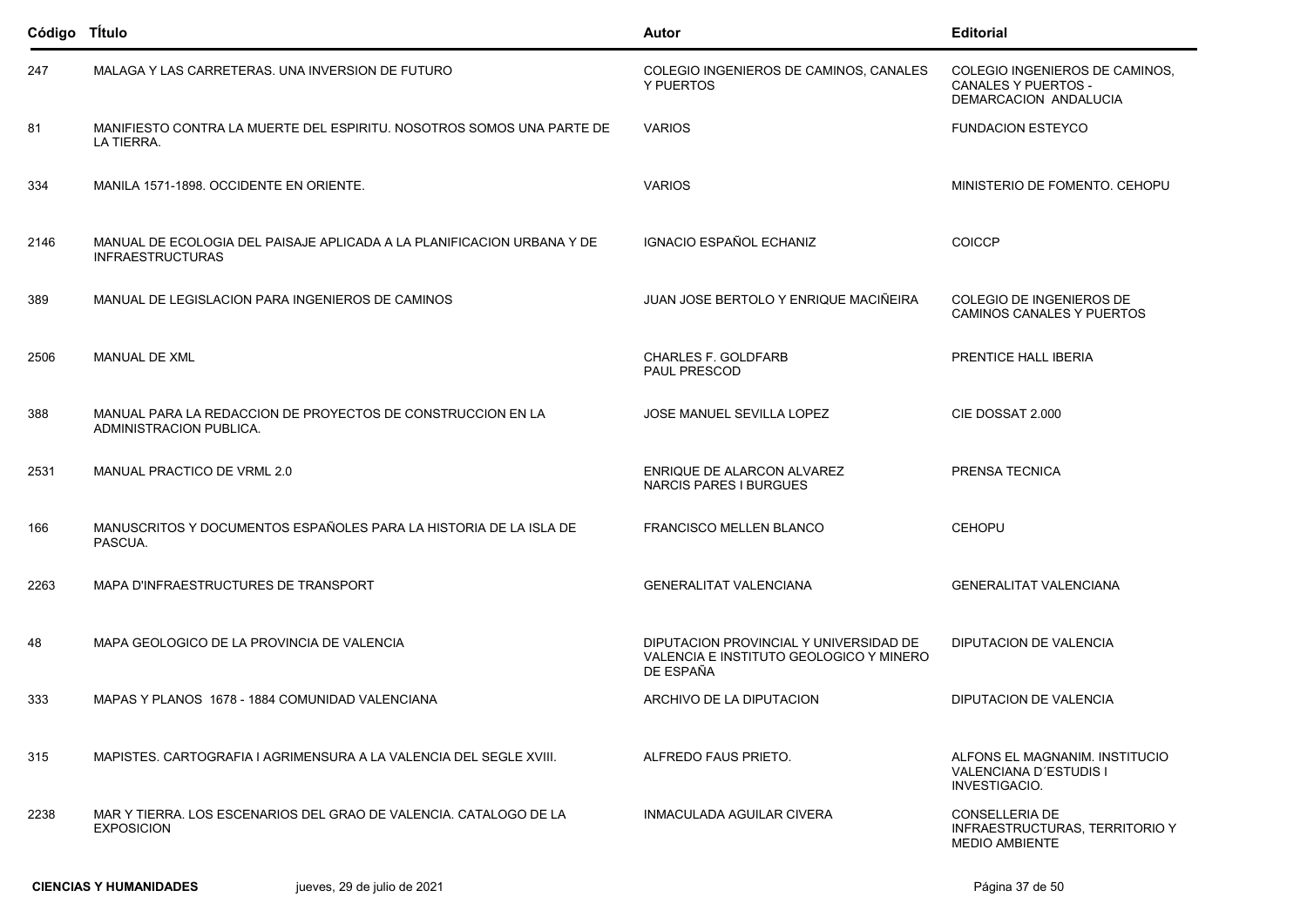| Código | TÍtulo | Autor | Editorial |
|---|---|---|---|
| 247 | MALAGA Y LAS CARRETERAS. UNA INVERSION DE FUTURO | COLEGIO INGENIEROS DE CAMINOS, CANALES Y PUERTOS | COLEGIO INGENIEROS DE CAMINOS, CANALES Y PUERTOS - DEMARCACION ANDALUCIA |
| 81 | MANIFIESTO CONTRA LA MUERTE DEL ESPIRITU. NOSOTROS SOMOS UNA PARTE DE LA TIERRA. | VARIOS | FUNDACION ESTEYCO |
| 334 | MANILA 1571-1898. OCCIDENTE EN ORIENTE. | VARIOS | MINISTERIO DE FOMENTO. CEHOPU |
| 2146 | MANUAL DE ECOLOGIA DEL PAISAJE APLICADA A LA PLANIFICACION URBANA Y DE INFRAESTRUCTURAS | IGNACIO ESPAÑOL ECHANIZ | COICCP |
| 389 | MANUAL DE LEGISLACION PARA INGENIEROS DE CAMINOS | JUAN JOSE BERTOLO Y ENRIQUE MACIÑEIRA | COLEGIO DE INGENIEROS DE CAMINOS CANALES Y PUERTOS |
| 2506 | MANUAL DE XML | CHARLES F. GOLDFARB PAUL PRESCOD | PRENTICE HALL IBERIA |
| 388 | MANUAL PARA LA REDACCION DE PROYECTOS DE CONSTRUCCION EN LA ADMINISTRACION PUBLICA. | JOSE MANUEL SEVILLA LOPEZ | CIE DOSSAT 2.000 |
| 2531 | MANUAL PRACTICO DE VRML 2.0 | ENRIQUE DE ALARCON ALVAREZ NARCIS PARES I BURGUES | PRENSA TECNICA |
| 166 | MANUSCRITOS Y DOCUMENTOS ESPAÑOLES PARA LA HISTORIA DE LA ISLA DE PASCUA. | FRANCISCO MELLEN BLANCO | CEHOPU |
| 2263 | MAPA D'INFRAESTRUCTURES DE TRANSPORT | GENERALITAT VALENCIANA | GENERALITAT VALENCIANA |
| 48 | MAPA GEOLOGICO DE LA PROVINCIA DE VALENCIA | DIPUTACION PROVINCIAL Y UNIVERSIDAD DE VALENCIA E INSTITUTO GEOLOGICO Y MINERO DE ESPAÑA | DIPUTACION DE VALENCIA |
| 333 | MAPAS Y PLANOS 1678 - 1884 COMUNIDAD VALENCIANA | ARCHIVO DE LA DIPUTACION | DIPUTACION DE VALENCIA |
| 315 | MAPISTES. CARTOGRAFIA I AGRIMENSURA A LA VALENCIA DEL SEGLE XVIII. | ALFREDO FAUS PRIETO. | ALFONS EL MAGNANIM. INSTITUCIO VALENCIANA D´ESTUDIS I INVESTIGACIO. |
| 2238 | MAR Y TIERRA. LOS ESCENARIOS DEL GRAO DE VALENCIA. CATALOGO DE LA EXPOSICION | INMACULADA AGUILAR CIVERA | CONSELLERIA DE INFRAESTRUCTURAS, TERRITORIO Y MEDIO AMBIENTE |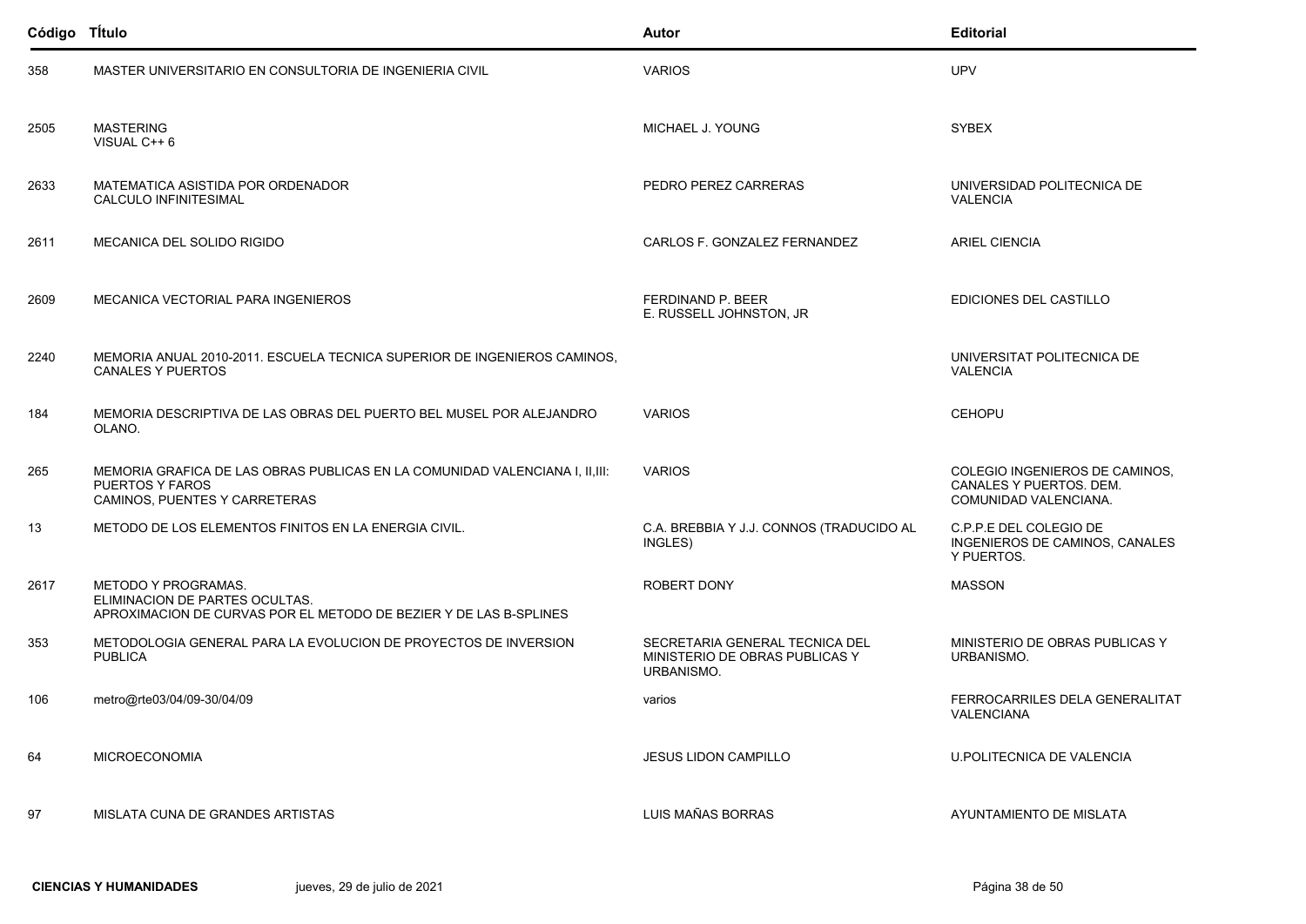| Código | TÍtulo | Autor | Editorial |
| --- | --- | --- | --- |
| 358 | MASTER UNIVERSITARIO EN CONSULTORIA DE INGENIERIA CIVIL | VARIOS | UPV |
| 2505 | MASTERING<br>VISUAL C++ 6 | MICHAEL J. YOUNG | SYBEX |
| 2633 | MATEMATICA ASISTIDA POR ORDENADOR<br>CALCULO INFINITESIMAL | PEDRO PEREZ CARRERAS | UNIVERSIDAD POLITECNICA DE VALENCIA |
| 2611 | MECANICA DEL SOLIDO RIGIDO | CARLOS F. GONZALEZ FERNANDEZ | ARIEL CIENCIA |
| 2609 | MECANICA VECTORIAL PARA INGENIEROS | FERDINAND P. BEER<br>E. RUSSELL JOHNSTON, JR | EDICIONES DEL CASTILLO |
| 2240 | MEMORIA ANUAL 2010-2011. ESCUELA TECNICA SUPERIOR DE INGENIEROS CAMINOS, CANALES Y PUERTOS | | UNIVERSITAT POLITECNICA DE VALENCIA |
| 184 | MEMORIA DESCRIPTIVA DE LAS OBRAS DEL PUERTO BEL MUSEL POR ALEJANDRO OLANO. | VARIOS | CEHOPU |
| 265 | MEMORIA GRAFICA DE LAS OBRAS PUBLICAS EN LA COMUNIDAD VALENCIANA I, II,III:<br>PUERTOS Y FAROS<br>CAMINOS, PUENTES Y CARRETERAS | VARIOS | COLEGIO INGENIEROS DE CAMINOS, CANALES Y PUERTOS. DEM. COMUNIDAD VALENCIANA. |
| 13 | METODO DE LOS ELEMENTOS FINITOS EN LA ENERGIA CIVIL. | C.A. BREBBIA Y J.J. CONNOS (TRADUCIDO AL INGLES) | C.P.P.E DEL COLEGIO DE INGENIEROS DE CAMINOS, CANALES Y PUERTOS. |
| 2617 | METODO Y PROGRAMAS.<br>ELIMINACION DE PARTES OCULTAS.<br>APROXIMACION DE CURVAS POR EL METODO DE BEZIER Y DE LAS B-SPLINES | ROBERT DONY | MASSON |
| 353 | METODOLOGIA GENERAL PARA LA EVOLUCION DE PROYECTOS DE INVERSION PUBLICA | SECRETARIA GENERAL TECNICA DEL MINISTERIO DE OBRAS PUBLICAS Y URBANISMO. | MINISTERIO DE OBRAS PUBLICAS Y URBANISMO. |
| 106 | metro@rte03/04/09-30/04/09 | varios | FERROCARRILES DELA GENERALITAT VALENCIANA |
| 64 | MICROECONOMIA | JESUS LIDON CAMPILLO | U.POLITECNICA DE VALENCIA |
| 97 | MISLATA CUNA DE GRANDES ARTISTAS | LUIS MAÑAS BORRAS | AYUNTAMIENTO DE MISLATA |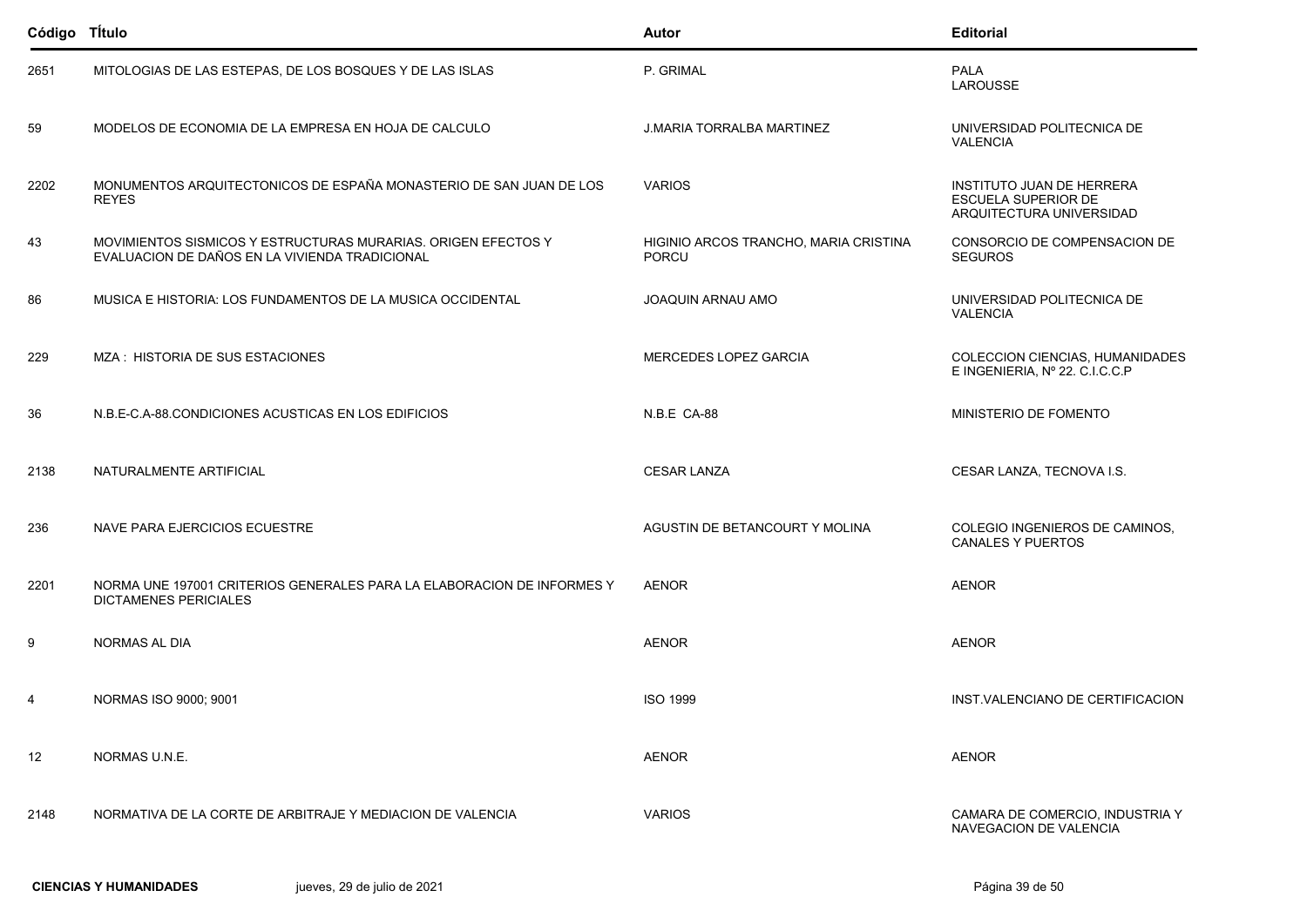| Código | TÍtulo | Autor | Editorial |
|---|---|---|---|
| 2651 | MITOLOGIAS DE LAS ESTEPAS, DE LOS BOSQUES Y DE LAS ISLAS | P. GRIMAL | PALA LAROUSSE |
| 59 | MODELOS DE ECONOMIA DE LA EMPRESA EN HOJA DE CALCULO | J.MARIA TORRALBA MARTINEZ | UNIVERSIDAD POLITECNICA DE VALENCIA |
| 2202 | MONUMENTOS ARQUITECTONICOS DE ESPAÑA MONASTERIO DE SAN JUAN DE LOS REYES | VARIOS | INSTITUTO JUAN DE HERRERA ESCUELA SUPERIOR DE ARQUITECTURA UNIVERSIDAD |
| 43 | MOVIMIENTOS SISMICOS Y ESTRUCTURAS MURARIAS. ORIGEN EFECTOS Y EVALUACION DE DAÑOS EN LA VIVIENDA TRADICIONAL | HIGINIO ARCOS TRANCHO, MARIA CRISTINA PORCU | CONSORCIO DE COMPENSACION DE SEGUROS |
| 86 | MUSICA E HISTORIA: LOS FUNDAMENTOS DE LA MUSICA OCCIDENTAL | JOAQUIN ARNAU AMO | UNIVERSIDAD POLITECNICA DE VALENCIA |
| 229 | MZA : HISTORIA DE SUS ESTACIONES | MERCEDES LOPEZ GARCIA | COLECCION CIENCIAS, HUMANIDADES E INGENIERIA, Nº 22. C.I.C.C.P |
| 36 | N.B.E-C.A-88.CONDICIONES ACUSTICAS EN LOS EDIFICIOS | N.B.E CA-88 | MINISTERIO DE FOMENTO |
| 2138 | NATURALMENTE ARTIFICIAL | CESAR LANZA | CESAR LANZA, TECNOVA I.S. |
| 236 | NAVE PARA EJERCICIOS ECUESTRE | AGUSTIN DE BETANCOURT Y MOLINA | COLEGIO INGENIEROS DE CAMINOS, CANALES Y PUERTOS |
| 2201 | NORMA UNE 197001 CRITERIOS GENERALES PARA LA ELABORACION DE INFORMES Y DICTAMENES PERICIALES | AENOR | AENOR |
| 9 | NORMAS AL DIA | AENOR | AENOR |
| 4 | NORMAS ISO 9000; 9001 | ISO 1999 | INST.VALENCIANO DE CERTIFICACION |
| 12 | NORMAS U.N.E. | AENOR | AENOR |
| 2148 | NORMATIVA DE LA CORTE DE ARBITRAJE Y MEDIACION DE VALENCIA | VARIOS | CAMARA DE COMERCIO, INDUSTRIA Y NAVEGACION DE VALENCIA |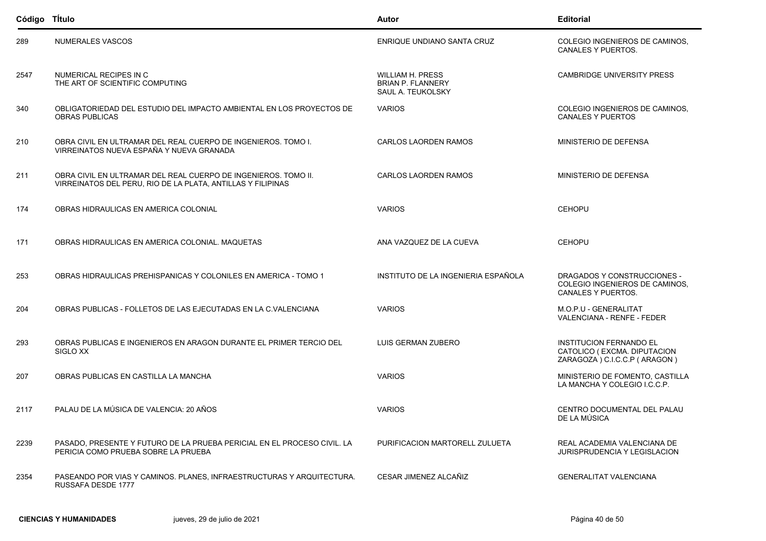| Código | Título | Autor | Editorial |
|---|---|---|---|
| 289 | NUMERALES VASCOS | ENRIQUE UNDIANO SANTA CRUZ | COLEGIO INGENIEROS DE CAMINOS, CANALES Y PUERTOS. |
| 2547 | NUMERICAL RECIPES IN C THE ART OF SCIENTIFIC COMPUTING | WILLIAM H. PRESS BRIAN P. FLANNERY SAUL A. TEUKOLSKY | CAMBRIDGE UNIVERSITY PRESS |
| 340 | OBLIGATORIEDAD DEL ESTUDIO DEL IMPACTO AMBIENTAL EN LOS PROYECTOS DE OBRAS PUBLICAS | VARIOS | COLEGIO INGENIEROS DE CAMINOS, CANALES Y PUERTOS |
| 210 | OBRA CIVIL EN ULTRAMAR DEL REAL CUERPO DE INGENIEROS. TOMO I. VIRREINATOS NUEVA ESPAÑA Y NUEVA GRANADA | CARLOS LAORDEN RAMOS | MINISTERIO DE DEFENSA |
| 211 | OBRA CIVIL EN ULTRAMAR DEL REAL CUERPO DE INGENIEROS. TOMO II. VIRREINATOS DEL PERU, RIO DE LA PLATA, ANTILLAS Y FILIPINAS | CARLOS LAORDEN RAMOS | MINISTERIO DE DEFENSA |
| 174 | OBRAS HIDRAULICAS EN AMERICA COLONIAL | VARIOS | CEHOPU |
| 171 | OBRAS HIDRAULICAS EN AMERICA COLONIAL. MAQUETAS | ANA VAZQUEZ DE LA CUEVA | CEHOPU |
| 253 | OBRAS HIDRAULICAS PREHISPANICAS Y COLONILES EN AMERICA - TOMO 1 | INSTITUTO DE LA INGENIERIA ESPAÑOLA | DRAGADOS Y CONSTRUCCIONES - COLEGIO INGENIEROS DE CAMINOS, CANALES Y PUERTOS. |
| 204 | OBRAS PUBLICAS - FOLLETOS DE LAS EJECUTADAS EN LA C.VALENCIANA | VARIOS | M.O.P.U - GENERALITAT VALENCIANA - RENFE - FEDER |
| 293 | OBRAS PUBLICAS E INGENIEROS EN ARAGON DURANTE EL PRIMER TERCIO DEL SIGLO XX | LUIS GERMAN ZUBERO | INSTITUCION FERNANDO EL CATOLICO ( EXCMA. DIPUTACION ZARAGOZA ) C.I.C.C.P ( ARAGON ) |
| 207 | OBRAS PUBLICAS EN CASTILLA LA MANCHA | VARIOS | MINISTERIO DE FOMENTO, CASTILLA LA MANCHA Y COLEGIO I.C.C.P. |
| 2117 | PALAU DE LA MÚSICA DE VALENCIA: 20 AÑOS | VARIOS | CENTRO DOCUMENTAL DEL PALAU DE LA MÚSICA |
| 2239 | PASADO, PRESENTE Y FUTURO DE LA PRUEBA PERICIAL EN EL PROCESO CIVIL. LA PERICIA COMO PRUEBA SOBRE LA PRUEBA | PURIFICACION MARTORELL ZULUETA | REAL ACADEMIA VALENCIANA DE JURISPRUDENCIA Y LEGISLACION |
| 2354 | PASEANDO POR VIAS Y CAMINOS. PLANES, INFRAESTRUCTURAS Y ARQUITECTURA. RUSSAFA DESDE 1777 | CESAR JIMENEZ ALCAÑIZ | GENERALITAT VALENCIANA |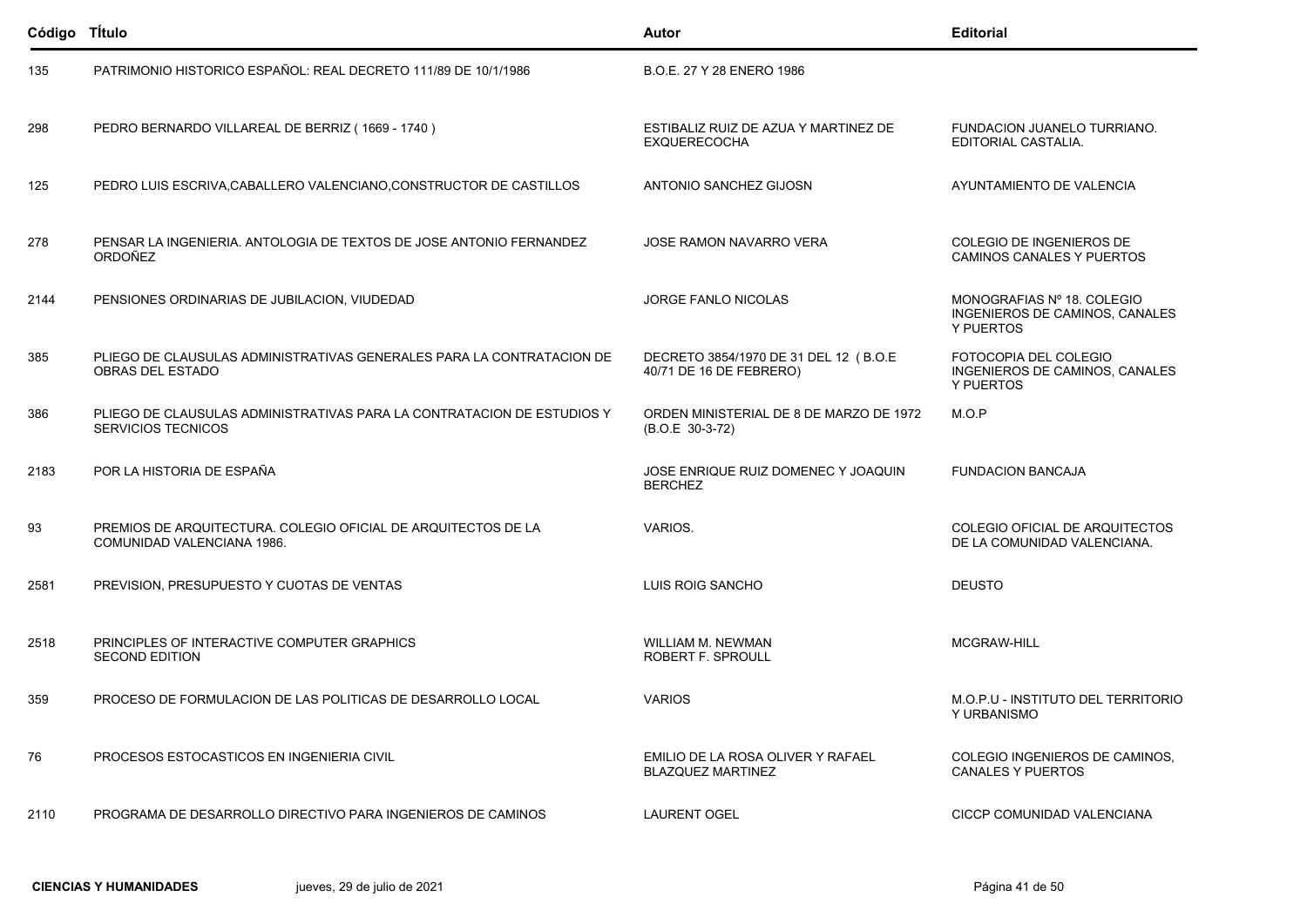| Código | TÍtulo | Autor | Editorial |
|---|---|---|---|
| 135 | PATRIMONIO HISTORICO ESPAÑOL: REAL DECRETO 111/89 DE 10/1/1986 | B.O.E. 27 Y 28 ENERO 1986 | |
| 298 | PEDRO BERNARDO VILLAREAL DE BERRIZ ( 1669 - 1740 ) | ESTIBALIZ RUIZ DE AZUA Y MARTINEZ DE EXQUERECOCHA | FUNDACION JUANELO TURRIANO. EDITORIAL CASTALIA. |
| 125 | PEDRO LUIS ESCRIVA,CABALLERO VALENCIANO,CONSTRUCTOR DE CASTILLOS | ANTONIO SANCHEZ GIJOSN | AYUNTAMIENTO DE VALENCIA |
| 278 | PENSAR LA INGENIERIA. ANTOLOGIA DE TEXTOS DE JOSE ANTONIO FERNANDEZ ORDOÑEZ | JOSE RAMON NAVARRO VERA | COLEGIO DE INGENIEROS DE CAMINOS CANALES Y PUERTOS |
| 2144 | PENSIONES ORDINARIAS DE JUBILACION, VIUDEDAD | JORGE FANLO NICOLAS | MONOGRAFIAS Nº 18. COLEGIO INGENIEROS DE CAMINOS, CANALES Y PUERTOS |
| 385 | PLIEGO DE CLAUSULAS ADMINISTRATIVAS GENERALES PARA LA CONTRATACION DE OBRAS DEL ESTADO | DECRETO 3854/1970 DE 31 DEL 12 ( B.O.E 40/71 DE 16 DE FEBRERO) | FOTOCOPIA DEL COLEGIO INGENIEROS DE CAMINOS, CANALES Y PUERTOS |
| 386 | PLIEGO DE CLAUSULAS ADMINISTRATIVAS PARA LA CONTRATACION DE ESTUDIOS Y SERVICIOS TECNICOS | ORDEN MINISTERIAL DE 8 DE MARZO DE 1972 (B.O.E 30-3-72) | M.O.P |
| 2183 | POR LA HISTORIA DE ESPAÑA | JOSE ENRIQUE RUIZ DOMENEC Y JOAQUIN BERCHEZ | FUNDACION BANCAJA |
| 93 | PREMIOS DE ARQUITECTURA. COLEGIO OFICIAL DE ARQUITECTOS DE LA COMUNIDAD VALENCIANA 1986. | VARIOS. | COLEGIO OFICIAL DE ARQUITECTOS DE LA COMUNIDAD VALENCIANA. |
| 2581 | PREVISION, PRESUPUESTO Y CUOTAS DE VENTAS | LUIS ROIG SANCHO | DEUSTO |
| 2518 | PRINCIPLES OF INTERACTIVE COMPUTER GRAPHICS SECOND EDITION | WILLIAM M. NEWMAN ROBERT F. SPROULL | MCGRAW-HILL |
| 359 | PROCESO DE FORMULACION DE LAS POLITICAS DE DESARROLLO LOCAL | VARIOS | M.O.P.U - INSTITUTO DEL TERRITORIO Y URBANISMO |
| 76 | PROCESOS ESTOCASTICOS EN INGENIERIA CIVIL | EMILIO DE LA ROSA OLIVER Y RAFAEL BLAZQUEZ MARTINEZ | COLEGIO INGENIEROS DE CAMINOS, CANALES Y PUERTOS |
| 2110 | PROGRAMA DE DESARROLLO DIRECTIVO PARA INGENIEROS DE CAMINOS | LAURENT OGEL | CICCP COMUNIDAD VALENCIANA |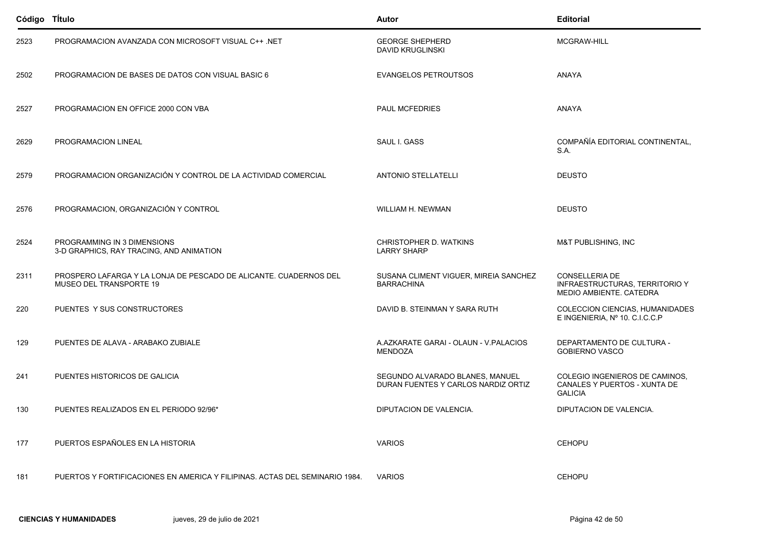| Código | TÍtulo | Autor | Editorial |
|---|---|---|---|
| 2523 | PROGRAMACION AVANZADA CON MICROSOFT VISUAL C++ .NET | GEORGE SHEPHERD<br>DAVID KRUGLINSKI | MCGRAW-HILL |
| 2502 | PROGRAMACION DE BASES DE DATOS CON VISUAL BASIC 6 | EVANGELOS PETROUTSOS | ANAYA |
| 2527 | PROGRAMACION EN OFFICE 2000 CON VBA | PAUL MCFEDRIES | ANAYA |
| 2629 | PROGRAMACION LINEAL | SAUL I. GASS | COMPAÑÍA EDITORIAL CONTINENTAL, S.A. |
| 2579 | PROGRAMACION ORGANIZACIÓN Y CONTROL DE LA ACTIVIDAD COMERCIAL | ANTONIO STELLATELLI | DEUSTO |
| 2576 | PROGRAMACION, ORGANIZACIÓN Y CONTROL | WILLIAM H. NEWMAN | DEUSTO |
| 2524 | PROGRAMMING IN 3 DIMENSIONS<br>3-D GRAPHICS, RAY TRACING, AND ANIMATION | CHRISTOPHER D. WATKINS<br>LARRY SHARP | M&T PUBLISHING, INC |
| 2311 | PROSPERO LAFARGA Y LA LONJA DE PESCADO DE ALICANTE. CUADERNOS DEL MUSEO DEL TRANSPORTE 19 | SUSANA CLIMENT VIGUER, MIREIA SANCHEZ BARRACHINA | CONSELLERIA DE INFRAESTRUCTURAS, TERRITORIO Y MEDIO AMBIENTE. CATEDRA |
| 220 | PUENTES Y SUS CONSTRUCTORES | DAVID B. STEINMAN Y SARA RUTH | COLECCION CIENCIAS, HUMANIDADES E INGENIERIA, Nº 10. C.I.C.C.P |
| 129 | PUENTES DE ALAVA - ARABAKO ZUBIALE | A.AZKARATE GARAI - OLAUN - V.PALACIOS MENDOZA | DEPARTAMENTO DE CULTURA - GOBIERNO VASCO |
| 241 | PUENTES HISTORICOS DE GALICIA | SEGUNDO ALVARADO BLANES, MANUEL DURAN FUENTES Y CARLOS NARDIZ ORTIZ | COLEGIO INGENIEROS DE CAMINOS, CANALES Y PUERTOS - XUNTA DE GALICIA |
| 130 | PUENTES REALIZADOS EN EL PERIODO 92/96* | DIPUTACION DE VALENCIA. | DIPUTACION DE VALENCIA. |
| 177 | PUERTOS ESPAÑOLES EN LA HISTORIA | VARIOS | CEHOPU |
| 181 | PUERTOS Y FORTIFICACIONES EN AMERICA Y FILIPINAS. ACTAS DEL SEMINARIO 1984. | VARIOS | CEHOPU |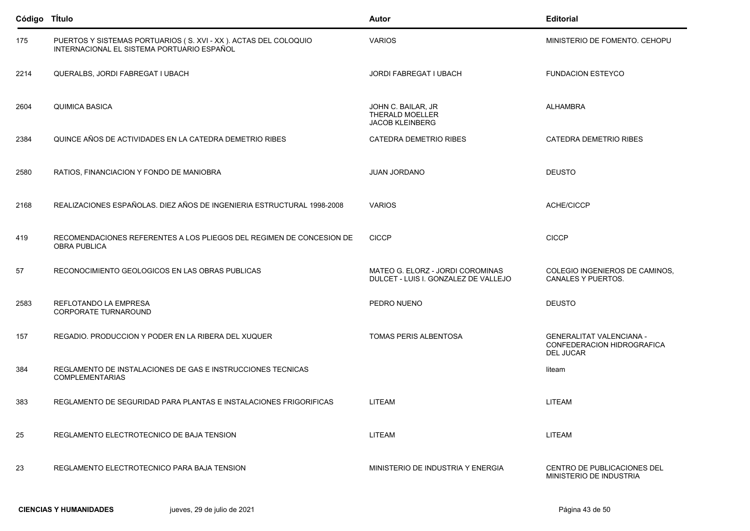| Código | Título | Autor | Editorial |
|---|---|---|---|
| 175 | PUERTOS Y SISTEMAS PORTUARIOS ( S. XVI - XX ). ACTAS DEL COLOQUIO INTERNACIONAL EL SISTEMA PORTUARIO ESPAÑOL | VARIOS | MINISTERIO DE FOMENTO. CEHOPU |
| 2214 | QUERALBS, JORDI FABREGAT I UBACH | JORDI FABREGAT I UBACH | FUNDACION ESTEYCO |
| 2604 | QUIMICA BASICA | JOHN C. BAILAR, JR<br>THERALD MOELLER<br>JACOB KLEINBERG | ALHAMBRA |
| 2384 | QUINCE AÑOS DE ACTIVIDADES EN LA CATEDRA DEMETRIO RIBES | CATEDRA DEMETRIO RIBES | CATEDRA DEMETRIO RIBES |
| 2580 | RATIOS, FINANCIACION Y FONDO DE MANIOBRA | JUAN JORDANO | DEUSTO |
| 2168 | REALIZACIONES ESPAÑOLAS. DIEZ AÑOS DE INGENIERIA ESTRUCTURAL 1998-2008 | VARIOS | ACHE/CICCP |
| 419 | RECOMENDACIONES REFERENTES A LOS PLIEGOS DEL REGIMEN DE CONCESION DE OBRA PUBLICA | CICCP | CICCP |
| 57 | RECONOCIMIENTO GEOLOGICOS EN LAS OBRAS PUBLICAS | MATEO G. ELORZ - JORDI COROMINAS DULCET - LUIS I. GONZALEZ DE VALLEJO | COLEGIO INGENIEROS DE CAMINOS, CANALES Y PUERTOS. |
| 2583 | REFLOTANDO LA EMPRESA<br>CORPORATE TURNAROUND | PEDRO NUENO | DEUSTO |
| 157 | REGADIO. PRODUCCION Y PODER EN LA RIBERA DEL XUQUER | TOMAS PERIS ALBENTOSA | GENERALITAT VALENCIANA - CONFEDERACION HIDROGRAFICA DEL JUCAR |
| 384 | REGLAMENTO DE INSTALACIONES DE GAS E INSTRUCCIONES TECNICAS COMPLEMENTARIAS | | liteam |
| 383 | REGLAMENTO DE SEGURIDAD PARA PLANTAS E INSTALACIONES FRIGORIFICAS | LITEAM | LITEAM |
| 25 | REGLAMENTO ELECTROTECNICO DE BAJA TENSION | LITEAM | LITEAM |
| 23 | REGLAMENTO ELECTROTECNICO PARA BAJA TENSION | MINISTERIO DE INDUSTRIA Y ENERGIA | CENTRO DE PUBLICACIONES DEL MINISTERIO DE INDUSTRIA |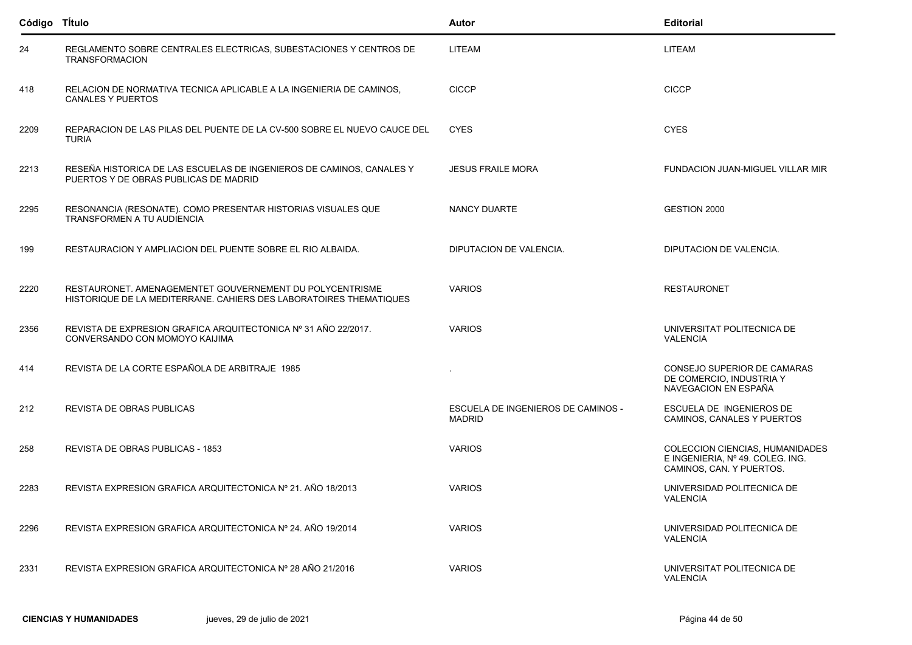| Código | TÍtulo | Autor | Editorial |
|---|---|---|---|
| 24 | REGLAMENTO SOBRE CENTRALES ELECTRICAS, SUBESTACIONES Y CENTROS DE TRANSFORMACION | LITEAM | LITEAM |
| 418 | RELACION DE NORMATIVA TECNICA APLICABLE A LA INGENIERIA DE CAMINOS, CANALES Y PUERTOS | CICCP | CICCP |
| 2209 | REPARACION DE LAS PILAS DEL PUENTE DE LA CV-500 SOBRE EL NUEVO CAUCE DEL TURIA | CYES | CYES |
| 2213 | RESEÑA HISTORICA DE LAS ESCUELAS DE INGENIEROS DE CAMINOS, CANALES Y PUERTOS Y DE OBRAS PUBLICAS DE MADRID | JESUS FRAILE MORA | FUNDACION JUAN-MIGUEL VILLAR MIR |
| 2295 | RESONANCIA (RESONATE). COMO PRESENTAR HISTORIAS VISUALES QUE TRANSFORMEN A TU AUDIENCIA | NANCY DUARTE | GESTION 2000 |
| 199 | RESTAURACION Y AMPLIACION DEL PUENTE SOBRE EL RIO ALBAIDA. | DIPUTACION DE VALENCIA. | DIPUTACION DE VALENCIA. |
| 2220 | RESTAURONET. AMENAGEMENTET GOUVERNEMENT DU POLYCENTRISME HISTORIQUE DE LA MEDITERRANE. CAHIERS DES LABORATOIRES THEMATIQUES | VARIOS | RESTAURONET |
| 2356 | REVISTA DE EXPRESION GRAFICA ARQUITECTONICA Nº 31 AÑO 22/2017. CONVERSANDO CON MOMOYO KAIJIMA | VARIOS | UNIVERSITAT POLITECNICA DE VALENCIA |
| 414 | REVISTA DE LA CORTE ESPAÑOLA DE ARBITRAJE 1985 | . | CONSEJO SUPERIOR DE CAMARAS DE COMERCIO, INDUSTRIA Y NAVEGACION EN ESPAÑA |
| 212 | REVISTA DE OBRAS PUBLICAS | ESCUELA DE INGENIEROS DE CAMINOS - MADRID | ESCUELA DE INGENIEROS DE CAMINOS, CANALES Y PUERTOS |
| 258 | REVISTA DE OBRAS PUBLICAS - 1853 | VARIOS | COLECCION CIENCIAS, HUMANIDADES E INGENIERIA, Nº 49. COLEG. ING. CAMINOS, CAN. Y PUERTOS. |
| 2283 | REVISTA EXPRESION GRAFICA ARQUITECTONICA Nº 21. AÑO 18/2013 | VARIOS | UNIVERSIDAD POLITECNICA DE VALENCIA |
| 2296 | REVISTA EXPRESION GRAFICA ARQUITECTONICA Nº 24. AÑO 19/2014 | VARIOS | UNIVERSIDAD POLITECNICA DE VALENCIA |
| 2331 | REVISTA EXPRESION GRAFICA ARQUITECTONICA Nº 28 AÑO 21/2016 | VARIOS | UNIVERSITAT POLITECNICA DE VALENCIA |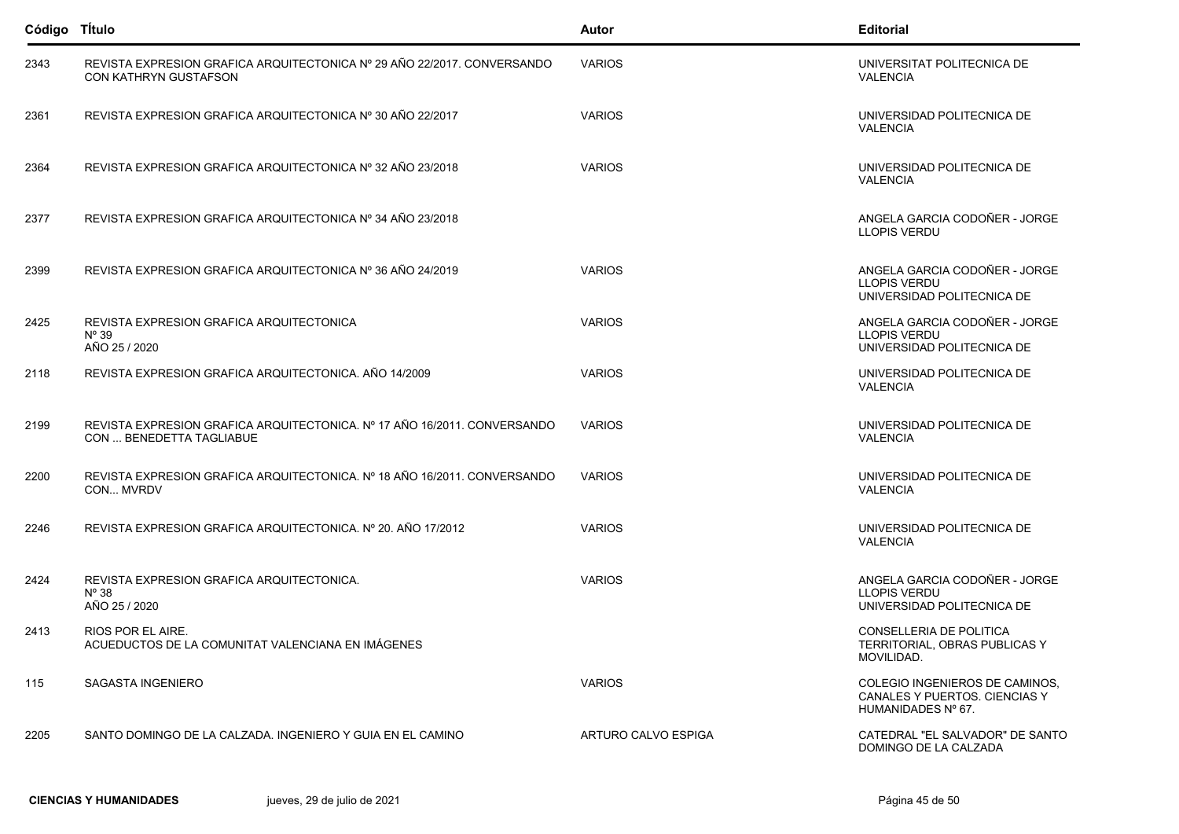| Código | TÍtulo | Autor | Editorial |
|---|---|---|---|
| 2343 | REVISTA EXPRESION GRAFICA ARQUITECTONICA Nº 29 AÑO 22/2017. CONVERSANDO CON KATHRYN GUSTAFSON | VARIOS | UNIVERSITAT POLITECNICA DE VALENCIA |
| 2361 | REVISTA EXPRESION GRAFICA ARQUITECTONICA Nº 30 AÑO 22/2017 | VARIOS | UNIVERSIDAD POLITECNICA DE VALENCIA |
| 2364 | REVISTA EXPRESION GRAFICA ARQUITECTONICA Nº 32 AÑO 23/2018 | VARIOS | UNIVERSIDAD POLITECNICA DE VALENCIA |
| 2377 | REVISTA EXPRESION GRAFICA ARQUITECTONICA Nº 34 AÑO 23/2018 | | ANGELA GARCIA CODOÑER - JORGE LLOPIS VERDU |
| 2399 | REVISTA EXPRESION GRAFICA ARQUITECTONICA Nº 36 AÑO 24/2019 | VARIOS | ANGELA GARCIA CODOÑER - JORGE LLOPIS VERDU UNIVERSIDAD POLITECNICA DE |
| 2425 | REVISTA EXPRESION GRAFICA ARQUITECTONICA Nº 39 AÑO 25 / 2020 | VARIOS | ANGELA GARCIA CODOÑER - JORGE LLOPIS VERDU UNIVERSIDAD POLITECNICA DE |
| 2118 | REVISTA EXPRESION GRAFICA ARQUITECTONICA. AÑO 14/2009 | VARIOS | UNIVERSIDAD POLITECNICA DE VALENCIA |
| 2199 | REVISTA EXPRESION GRAFICA ARQUITECTONICA. Nº 17 AÑO 16/2011. CONVERSANDO CON ... BENEDETTA TAGLIABUE | VARIOS | UNIVERSIDAD POLITECNICA DE VALENCIA |
| 2200 | REVISTA EXPRESION GRAFICA ARQUITECTONICA. Nº 18 AÑO 16/2011. CONVERSANDO CON... MVRDV | VARIOS | UNIVERSIDAD POLITECNICA DE VALENCIA |
| 2246 | REVISTA EXPRESION GRAFICA ARQUITECTONICA. Nº 20. AÑO 17/2012 | VARIOS | UNIVERSIDAD POLITECNICA DE VALENCIA |
| 2424 | REVISTA EXPRESION GRAFICA ARQUITECTONICA. Nº 38 AÑO 25 / 2020 | VARIOS | ANGELA GARCIA CODOÑER - JORGE LLOPIS VERDU UNIVERSIDAD POLITECNICA DE |
| 2413 | RIOS POR EL AIRE. ACUEDUCTOS DE LA COMUNITAT VALENCIANA EN IMÁGENES | | CONSELLERIA DE POLITICA TERRITORIAL, OBRAS PUBLICAS Y MOVILIDAD. |
| 115 | SAGASTA INGENIERO | VARIOS | COLEGIO INGENIEROS DE CAMINOS, CANALES Y PUERTOS. CIENCIAS Y HUMANIDADES Nº 67. |
| 2205 | SANTO DOMINGO DE LA CALZADA. INGENIERO Y GUIA EN EL CAMINO | ARTURO CALVO ESPIGA | CATEDRAL "EL SALVADOR" DE SANTO DOMINGO DE LA CALZADA |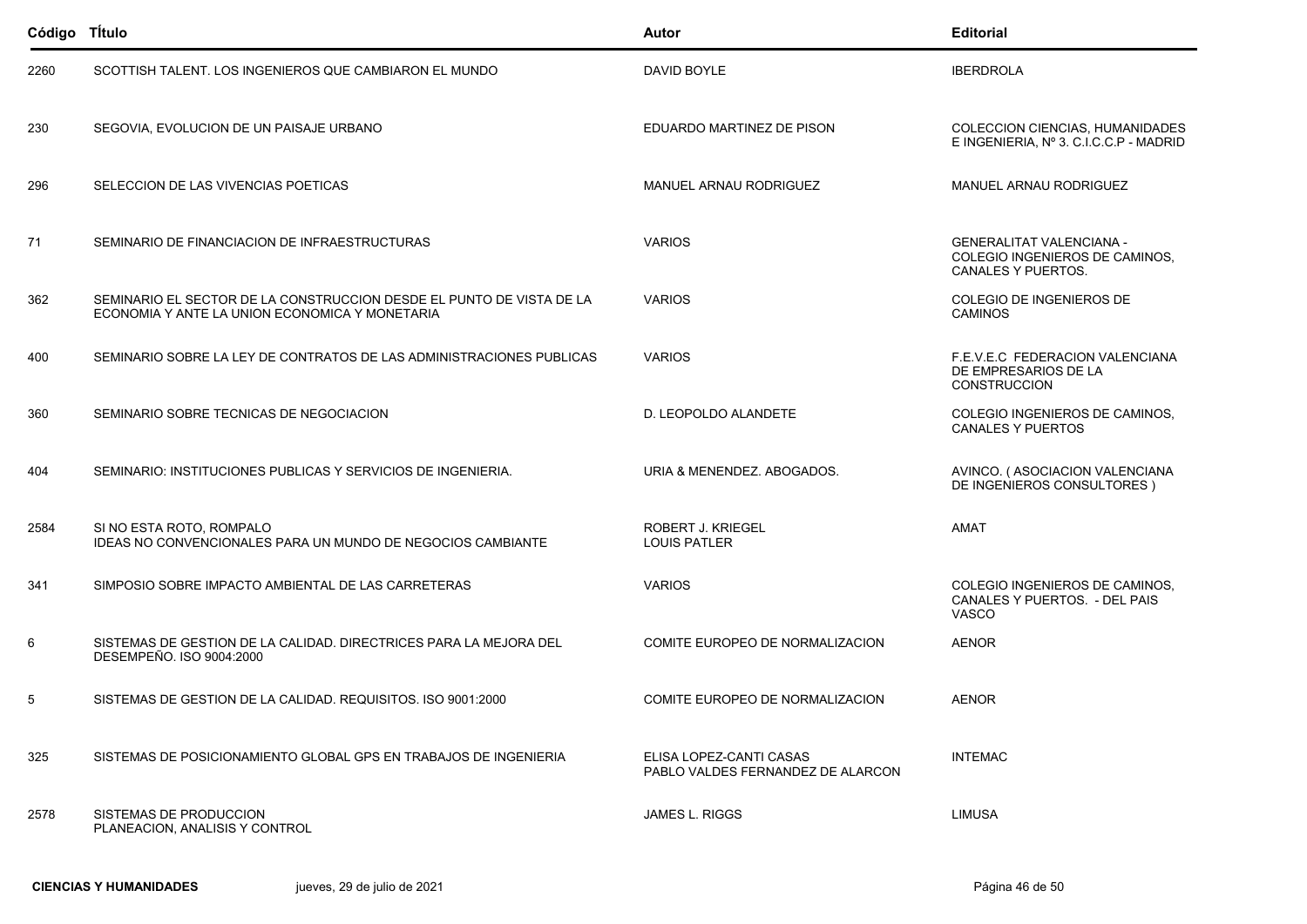| Código | TÍtulo | Autor | Editorial |
|---|---|---|---|
| 2260 | SCOTTISH TALENT. LOS INGENIEROS QUE CAMBIARON EL MUNDO | DAVID BOYLE | IBERDROLA |
| 230 | SEGOVIA, EVOLUCION DE UN PAISAJE URBANO | EDUARDO MARTINEZ DE PISON | COLECCION CIENCIAS, HUMANIDADES E INGENIERIA, Nº 3. C.I.C.C.P - MADRID |
| 296 | SELECCION DE LAS VIVENCIAS POETICAS | MANUEL ARNAU RODRIGUEZ | MANUEL ARNAU RODRIGUEZ |
| 71 | SEMINARIO DE FINANCIACION DE INFRAESTRUCTURAS | VARIOS | GENERALITAT VALENCIANA - COLEGIO INGENIEROS DE CAMINOS, CANALES Y PUERTOS. |
| 362 | SEMINARIO EL SECTOR DE LA CONSTRUCCION DESDE EL PUNTO DE VISTA DE LA ECONOMIA Y ANTE LA UNION ECONOMICA Y MONETARIA | VARIOS | COLEGIO DE INGENIEROS DE CAMINOS |
| 400 | SEMINARIO SOBRE LA LEY DE CONTRATOS DE LAS ADMINISTRACIONES PUBLICAS | VARIOS | F.E.V.E.C FEDERACION VALENCIANA DE EMPRESARIOS DE LA CONSTRUCCION |
| 360 | SEMINARIO SOBRE TECNICAS DE NEGOCIACION | D. LEOPOLDO ALANDETE | COLEGIO INGENIEROS DE CAMINOS, CANALES Y PUERTOS |
| 404 | SEMINARIO: INSTITUCIONES PUBLICAS Y SERVICIOS DE INGENIERIA. | URIA & MENENDEZ. ABOGADOS. | AVINCO. ( ASOCIACION VALENCIANA DE INGENIEROS CONSULTORES ) |
| 2584 | SI NO ESTA ROTO, ROMPALO<br>IDEAS NO CONVENCIONALES PARA UN MUNDO DE NEGOCIOS CAMBIANTE | ROBERT J. KRIEGEL<br>LOUIS PATLER | AMAT |
| 341 | SIMPOSIO SOBRE IMPACTO AMBIENTAL DE LAS CARRETERAS | VARIOS | COLEGIO INGENIEROS DE CAMINOS, CANALES Y PUERTOS. - DEL PAIS VASCO |
| 6 | SISTEMAS DE GESTION DE LA CALIDAD. DIRECTRICES PARA LA MEJORA DEL DESEMPEÑO. ISO 9004:2000 | COMITE EUROPEO DE NORMALIZACION | AENOR |
| 5 | SISTEMAS DE GESTION DE LA CALIDAD. REQUISITOS. ISO 9001:2000 | COMITE EUROPEO DE NORMALIZACION | AENOR |
| 325 | SISTEMAS DE POSICIONAMIENTO GLOBAL GPS EN TRABAJOS DE INGENIERIA | ELISA LOPEZ-CANTI CASAS<br>PABLO VALDES FERNANDEZ DE ALARCON | INTEMAC |
| 2578 | SISTEMAS DE PRODUCCION<br>PLANEACION, ANALISIS Y CONTROL | JAMES L. RIGGS | LIMUSA |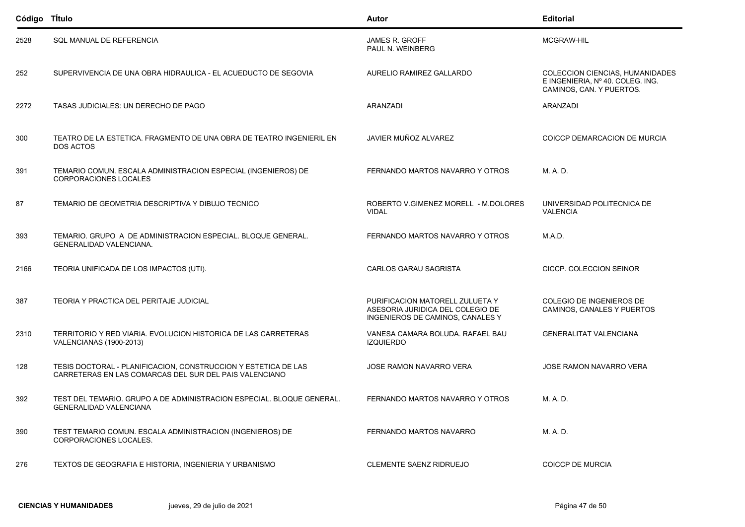| Código | TÍtulo | Autor | Editorial |
|---|---|---|---|
| 2528 | SQL MANUAL DE REFERENCIA | JAMES R. GROFF PAUL N. WEINBERG | MCGRAW-HIL |
| 252 | SUPERVIVENCIA DE UNA OBRA HIDRAULICA - EL ACUEDUCTO DE SEGOVIA | AURELIO RAMIREZ GALLARDO | COLECCION CIENCIAS, HUMANIDADES E INGENIERIA, Nº 40. COLEG. ING. CAMINOS, CAN. Y PUERTOS. |
| 2272 | TASAS JUDICIALES: UN DERECHO DE PAGO | ARANZADI | ARANZADI |
| 300 | TEATRO DE LA ESTETICA. FRAGMENTO DE UNA OBRA DE TEATRO INGENIERIL EN DOS ACTOS | JAVIER MUÑOZ ALVAREZ | COICCP DEMARCACION DE MURCIA |
| 391 | TEMARIO COMUN. ESCALA ADMINISTRACION ESPECIAL (INGENIEROS) DE CORPORACIONES LOCALES | FERNANDO MARTOS NAVARRO Y OTROS | M. A. D. |
| 87 | TEMARIO DE GEOMETRIA DESCRIPTIVA Y DIBUJO TECNICO | ROBERTO V.GIMENEZ MORELL - M.DOLORES VIDAL | UNIVERSIDAD POLITECNICA DE VALENCIA |
| 393 | TEMARIO. GRUPO A DE ADMINISTRACION ESPECIAL. BLOQUE GENERAL. GENERALIDAD VALENCIANA. | FERNANDO MARTOS NAVARRO Y OTROS | M.A.D. |
| 2166 | TEORIA UNIFICADA DE LOS IMPACTOS (UTI). | CARLOS GARAU SAGRISTA | CICCP. COLECCION SEINOR |
| 387 | TEORIA Y PRACTICA DEL PERITAJE JUDICIAL | PURIFICACION MATORELL ZULUETA Y ASESORIA JURIDICA DEL COLEGIO DE INGENIEROS DE CAMINOS, CANALES Y | COLEGIO DE INGENIEROS DE CAMINOS, CANALES Y PUERTOS |
| 2310 | TERRITORIO Y RED VIARIA. EVOLUCION HISTORICA DE LAS CARRETERAS VALENCIANAS (1900-2013) | VANESA CAMARA BOLUDA. RAFAEL BAU IZQUIERDO | GENERALITAT VALENCIANA |
| 128 | TESIS DOCTORAL - PLANIFICACION, CONSTRUCCION Y ESTETICA DE LAS CARRETERAS EN LAS COMARCAS DEL SUR DEL PAIS VALENCIANO | JOSE RAMON NAVARRO VERA | JOSE RAMON NAVARRO VERA |
| 392 | TEST DEL TEMARIO. GRUPO A DE ADMINISTRACION ESPECIAL. BLOQUE GENERAL. GENERALIDAD VALENCIANA | FERNANDO MARTOS NAVARRO Y OTROS | M. A. D. |
| 390 | TEST TEMARIO COMUN. ESCALA ADMINISTRACION (INGENIEROS) DE CORPORACIONES LOCALES. | FERNANDO MARTOS NAVARRO | M. A. D. |
| 276 | TEXTOS DE GEOGRAFIA E HISTORIA, INGENIERIA Y URBANISMO | CLEMENTE SAENZ RIDRUEJO | COICCP DE MURCIA |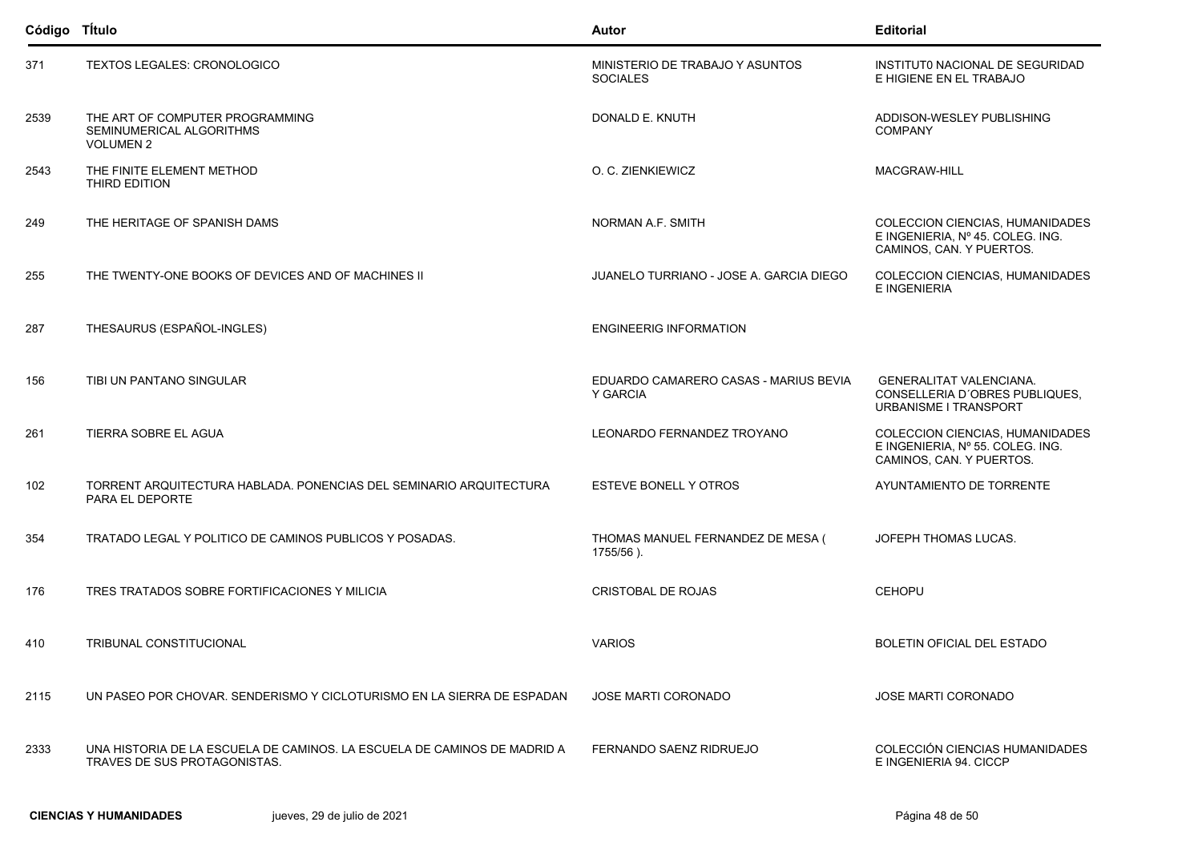| Código | TÍtulo | Autor | Editorial |
|---|---|---|---|
| 371 | TEXTOS LEGALES: CRONOLOGICO | MINISTERIO DE TRABAJO Y ASUNTOS SOCIALES | INSTITUT0 NACIONAL DE SEGURIDAD E HIGIENE EN EL TRABAJO |
| 2539 | THE ART OF COMPUTER PROGRAMMING SEMINUMERICAL ALGORITHMS VOLUMEN 2 | DONALD E. KNUTH | ADDISON-WESLEY PUBLISHING COMPANY |
| 2543 | THE FINITE ELEMENT METHOD THIRD EDITION | O. C. ZIENKIEWICZ | MACGRAW-HILL |
| 249 | THE HERITAGE OF SPANISH DAMS | NORMAN A.F. SMITH | COLECCION CIENCIAS, HUMANIDADES E INGENIERIA, Nº 45. COLEG. ING. CAMINOS, CAN. Y PUERTOS. |
| 255 | THE TWENTY-ONE BOOKS OF DEVICES AND OF MACHINES II | JUANELO TURRIANO - JOSE A. GARCIA DIEGO | COLECCION CIENCIAS, HUMANIDADES E INGENIERIA |
| 287 | THESAURUS (ESPAÑOL-INGLES) | ENGINEERIG INFORMATION | |
| 156 | TIBI UN PANTANO SINGULAR | EDUARDO CAMARERO CASAS - MARIUS BEVIA Y GARCIA | GENERALITAT VALENCIANA. CONSELLERIA D´OBRES PUBLIQUES, URBANISME I TRANSPORT |
| 261 | TIERRA SOBRE EL AGUA | LEONARDO FERNANDEZ TROYANO | COLECCION CIENCIAS, HUMANIDADES E INGENIERIA, Nº 55. COLEG. ING. CAMINOS, CAN. Y PUERTOS. |
| 102 | TORRENT ARQUITECTURA HABLADA. PONENCIAS DEL SEMINARIO ARQUITECTURA PARA EL DEPORTE | ESTEVE BONELL Y OTROS | AYUNTAMIENTO DE TORRENTE |
| 354 | TRATADO LEGAL Y POLITICO DE CAMINOS PUBLICOS Y POSADAS. | THOMAS MANUEL FERNANDEZ DE MESA ( 1755/56 ). | JOFEPH THOMAS LUCAS. |
| 176 | TRES TRATADOS SOBRE FORTIFICACIONES Y MILICIA | CRISTOBAL DE ROJAS | CEHOPU |
| 410 | TRIBUNAL CONSTITUCIONAL | VARIOS | BOLETIN OFICIAL DEL ESTADO |
| 2115 | UN PASEO POR CHOVAR. SENDERISMO Y CICLOTURISMO EN LA SIERRA DE ESPADAN | JOSE MARTI CORONADO | JOSE MARTI CORONADO |
| 2333 | UNA HISTORIA DE LA ESCUELA DE CAMINOS. LA ESCUELA DE CAMINOS DE MADRID A TRAVES DE SUS PROTAGONISTAS. | FERNANDO SAENZ RIDRUEJO | COLECCIÓN CIENCIAS HUMANIDADES E INGENIERIA 94. CICCP |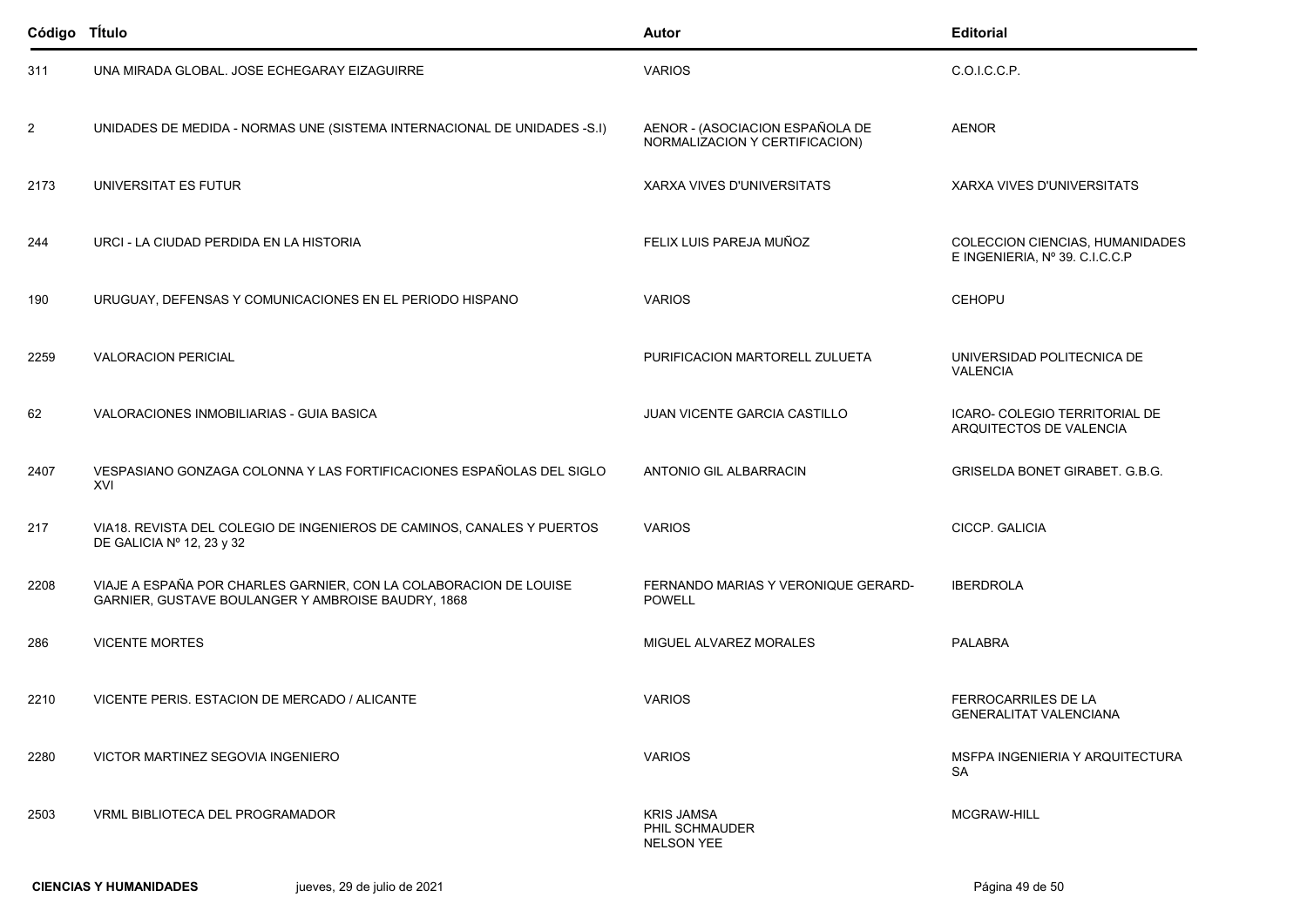| Código | TÍtulo | Autor | Editorial |
|---|---|---|---|
| 311 | UNA MIRADA GLOBAL. JOSE ECHEGARAY EIZAGUIRRE | VARIOS | C.O.I.C.C.P. |
| 2 | UNIDADES DE MEDIDA - NORMAS UNE (SISTEMA INTERNACIONAL DE UNIDADES -S.I) | AENOR - (ASOCIACION ESPAÑOLA DE NORMALIZACION Y CERTIFICACION) | AENOR |
| 2173 | UNIVERSITAT ES FUTUR | XARXA VIVES D'UNIVERSITATS | XARXA VIVES D'UNIVERSITATS |
| 244 | URCI - LA CIUDAD PERDIDA EN LA HISTORIA | FELIX LUIS PAREJA MUÑOZ | COLECCION CIENCIAS, HUMANIDADES E INGENIERIA, Nº 39. C.I.C.C.P |
| 190 | URUGUAY, DEFENSAS Y COMUNICACIONES EN EL PERIODO HISPANO | VARIOS | CEHOPU |
| 2259 | VALORACION PERICIAL | PURIFICACION MARTORELL ZULUETA | UNIVERSIDAD POLITECNICA DE VALENCIA |
| 62 | VALORACIONES INMOBILIARIAS - GUIA BASICA | JUAN VICENTE GARCIA CASTILLO | ICARO- COLEGIO TERRITORIAL DE ARQUITECTOS DE VALENCIA |
| 2407 | VESPASIANO GONZAGA COLONNA Y LAS FORTIFICACIONES ESPAÑOLAS DEL SIGLO XVI | ANTONIO GIL ALBARRACIN | GRISELDA BONET GIRABET. G.B.G. |
| 217 | VIA18. REVISTA DEL COLEGIO DE INGENIEROS DE CAMINOS, CANALES Y PUERTOS DE GALICIA Nº 12, 23 y 32 | VARIOS | CICCP. GALICIA |
| 2208 | VIAJE A ESPAÑA POR CHARLES GARNIER, CON LA COLABORACION DE LOUISE GARNIER, GUSTAVE BOULANGER Y AMBROISE BAUDRY, 1868 | FERNANDO MARIAS Y VERONIQUE GERARD-POWELL | IBERDROLA |
| 286 | VICENTE MORTES | MIGUEL ALVAREZ MORALES | PALABRA |
| 2210 | VICENTE PERIS. ESTACION DE MERCADO / ALICANTE | VARIOS | FERROCARRILES DE LA GENERALITAT VALENCIANA |
| 2280 | VICTOR MARTINEZ SEGOVIA INGENIERO | VARIOS | MSFPA INGENIERIA Y ARQUITECTURA SA |
| 2503 | VRML BIBLIOTECA DEL PROGRAMADOR | KRIS JAMSA<br>PHIL SCHMAUDER<br>NELSON YEE | MCGRAW-HILL |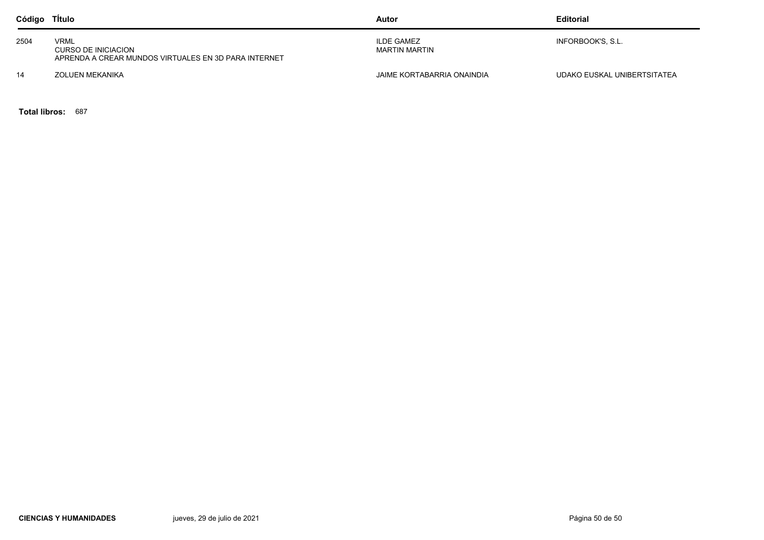| Código | TÍtulo | Autor | Editorial |
|---|---|---|---|
| 2504 | VRML<br>CURSO DE INICIACION<br>APRENDA A CREAR MUNDOS VIRTUALES EN 3D PARA INTERNET | ILDE GAMEZ<br>MARTIN MARTIN | INFORBOOK'S, S.L. |
| 14 | ZOLUEN MEKANIKA | JAIME KORTABARRIA ONAINDIA | UDAKO EUSKAL UNIBERTSITATEA |

**Total libros:** 687